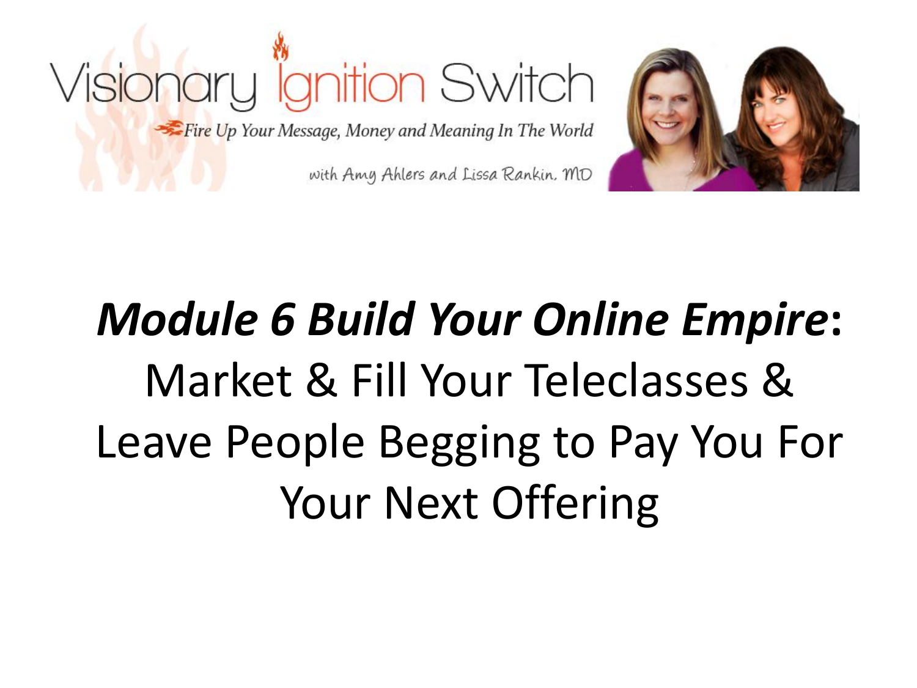Visionary Ignition Switch

Fire Up Your Message, Money and Meaning In The World

with Amy Ahlers and Lissa Rankin, MD

# ***Module 6 Build Your Online Empire***: Market & Fill Your Teleclasses & Leave People Begging to Pay You For Your Next Offering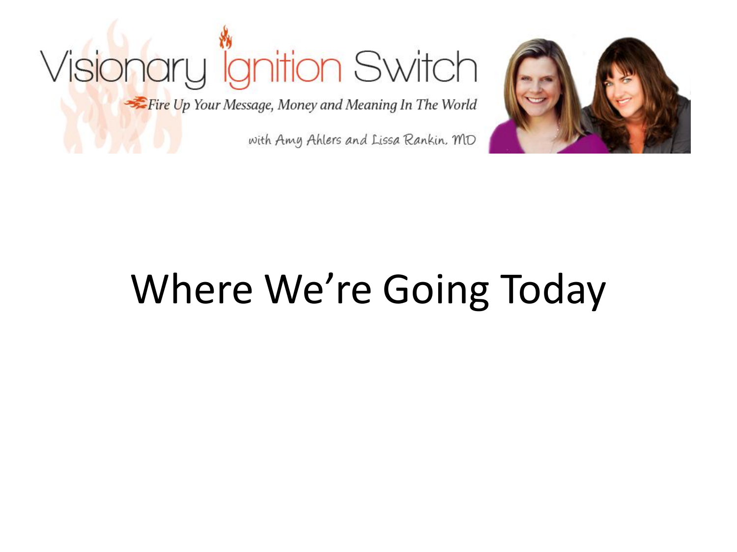# Visionary Ignition Switch

*Fire Up Your Message, Money and Meaning In The World*

with Amy Ahlers and Lissa Rankin, MD

# Where We're Going Today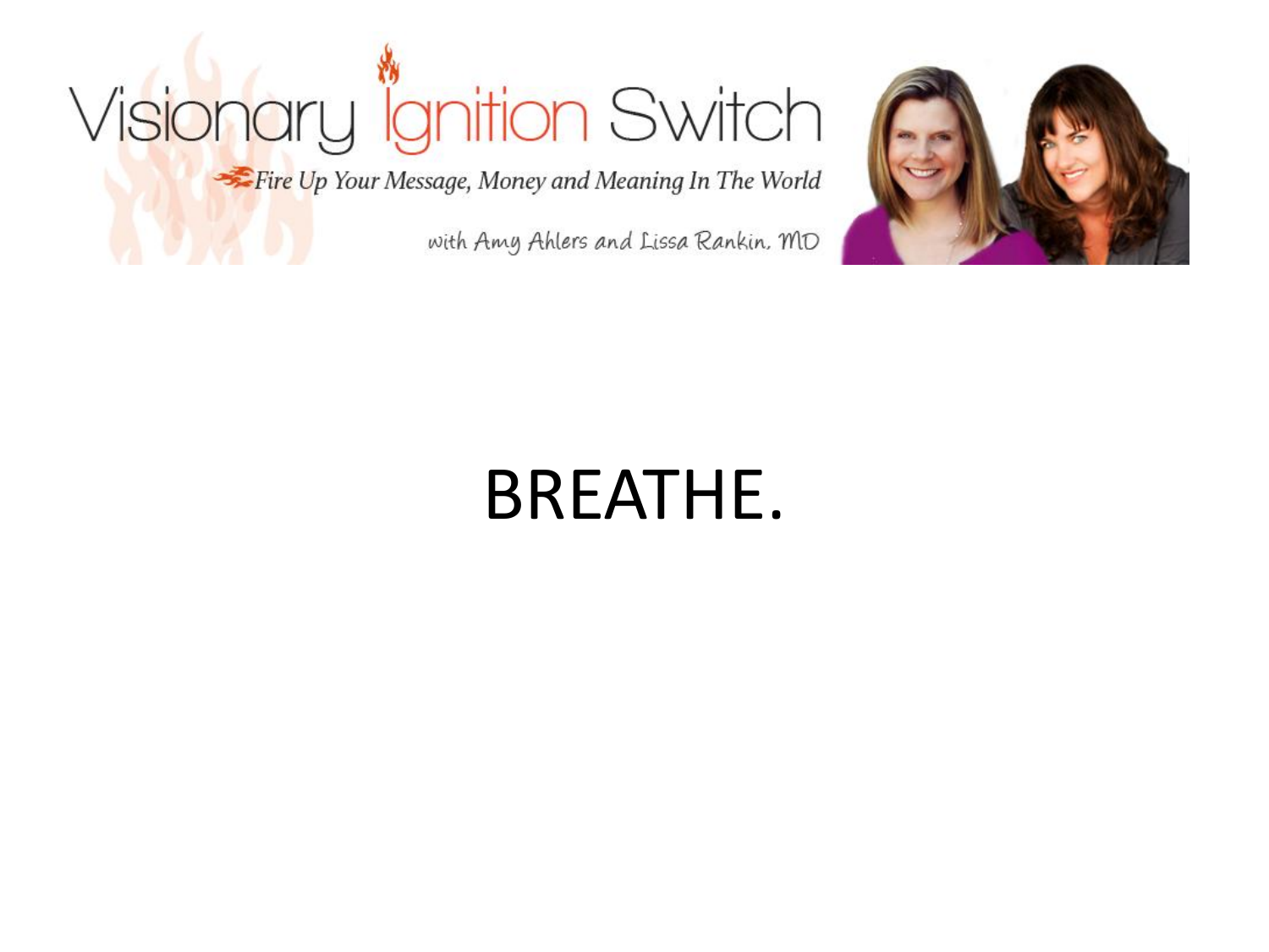# BREATHE.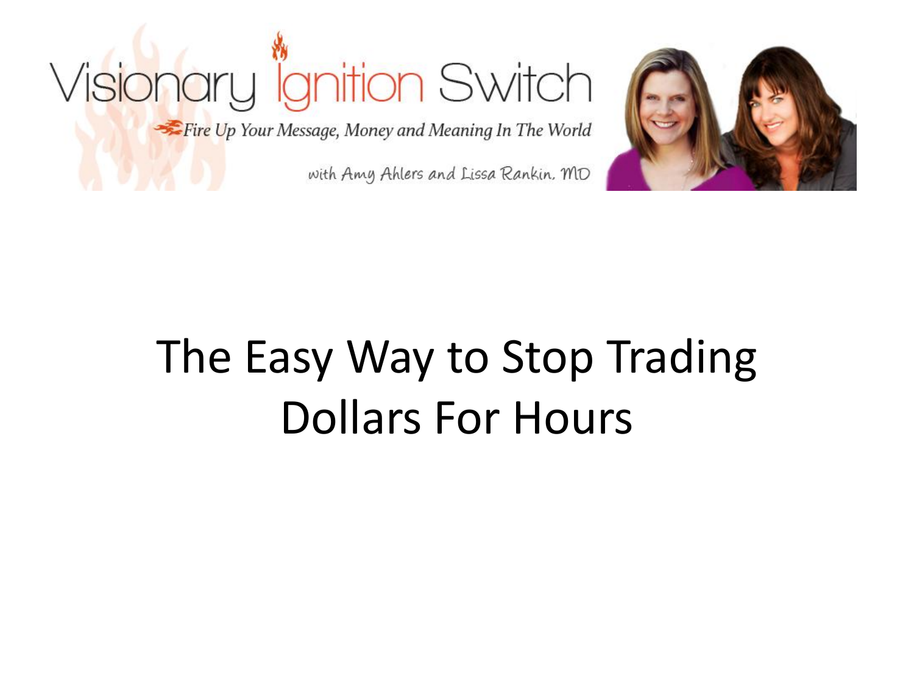Visionary Ignition Switch

*Fire Up Your Message, Money and Meaning In The World*

with Amy Ahlers and Lissa Rankin, MD

# The Easy Way to Stop Trading Dollars For Hours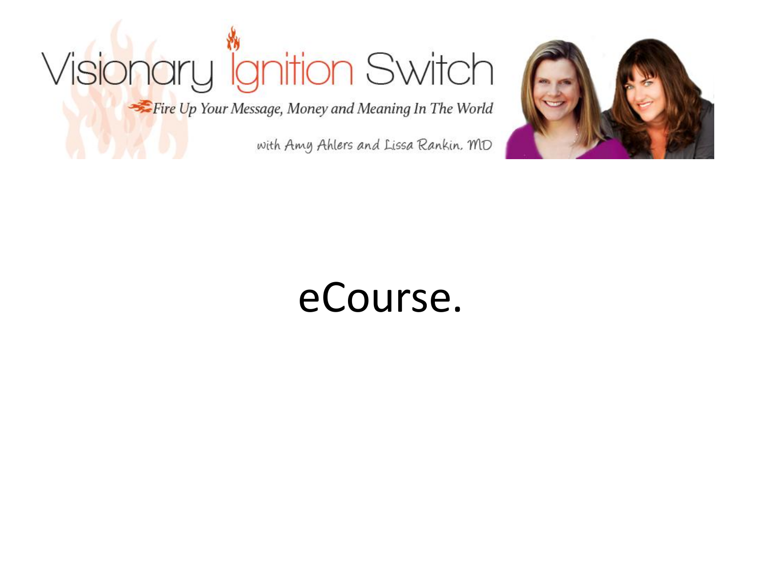# Visionary Ignition Switch

*Fire Up Your Message, Money and Meaning In The World*

with Amy Ahlers and Lissa Rankin, MD

eCourse.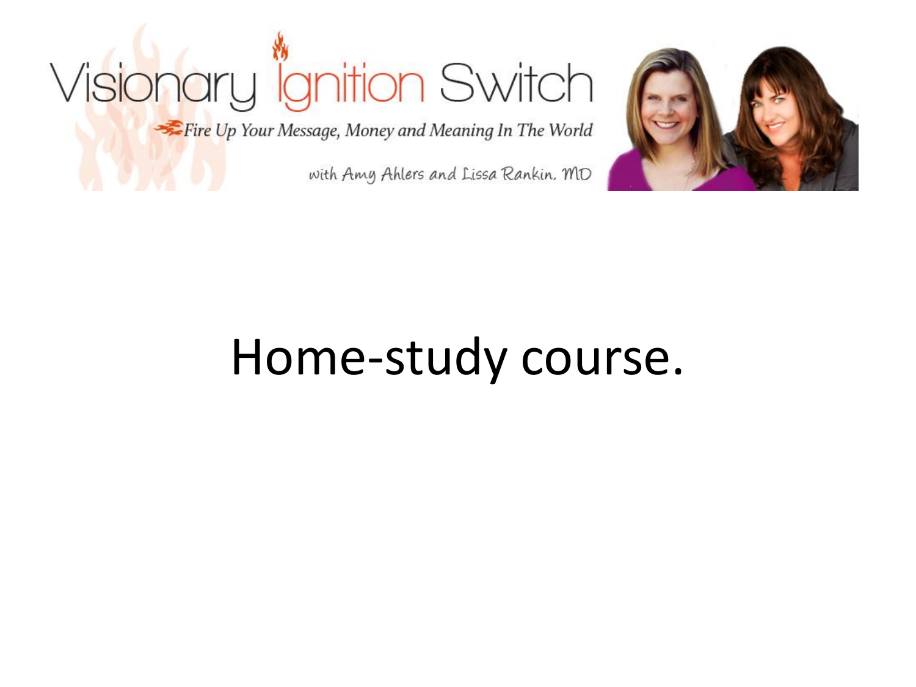Visionary Ignition Switch

*Fire Up Your Message, Money and Meaning In The World*

with Amy Ahlers and Lissa Rankin, MD

# Home-study course.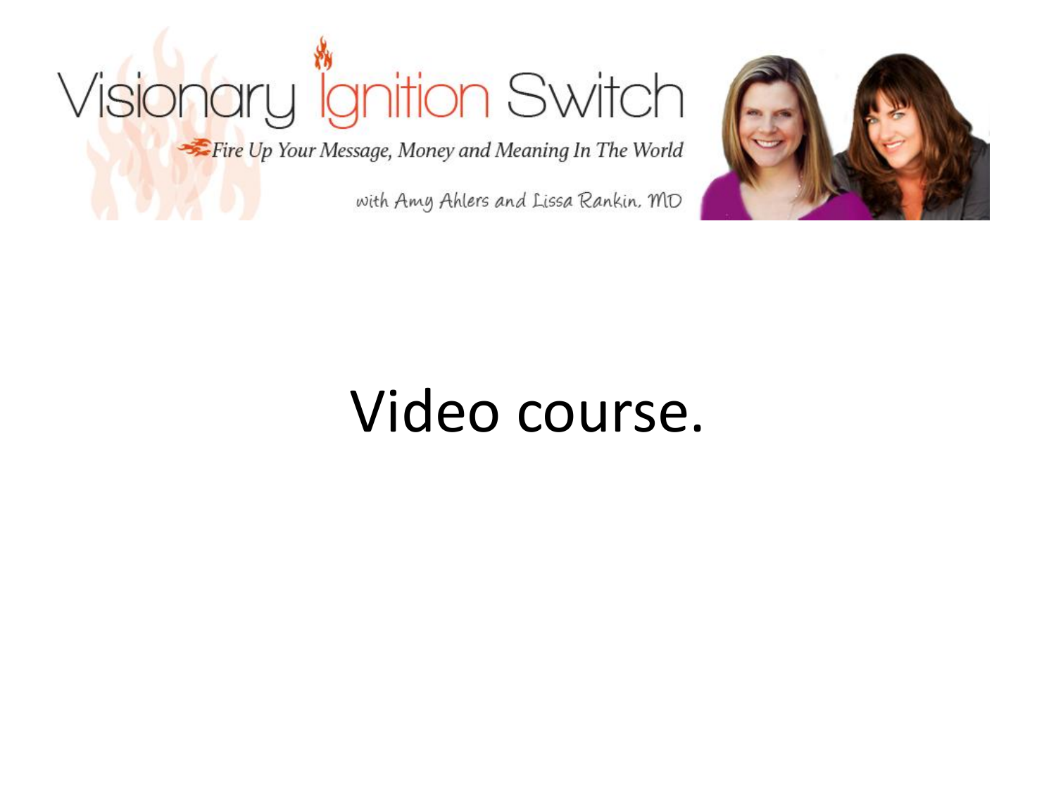Visionary Ignition Switch

*Fire Up Your Message, Money and Meaning In The World*

with Amy Ahlers and Lissa Rankin, MD

# Video course.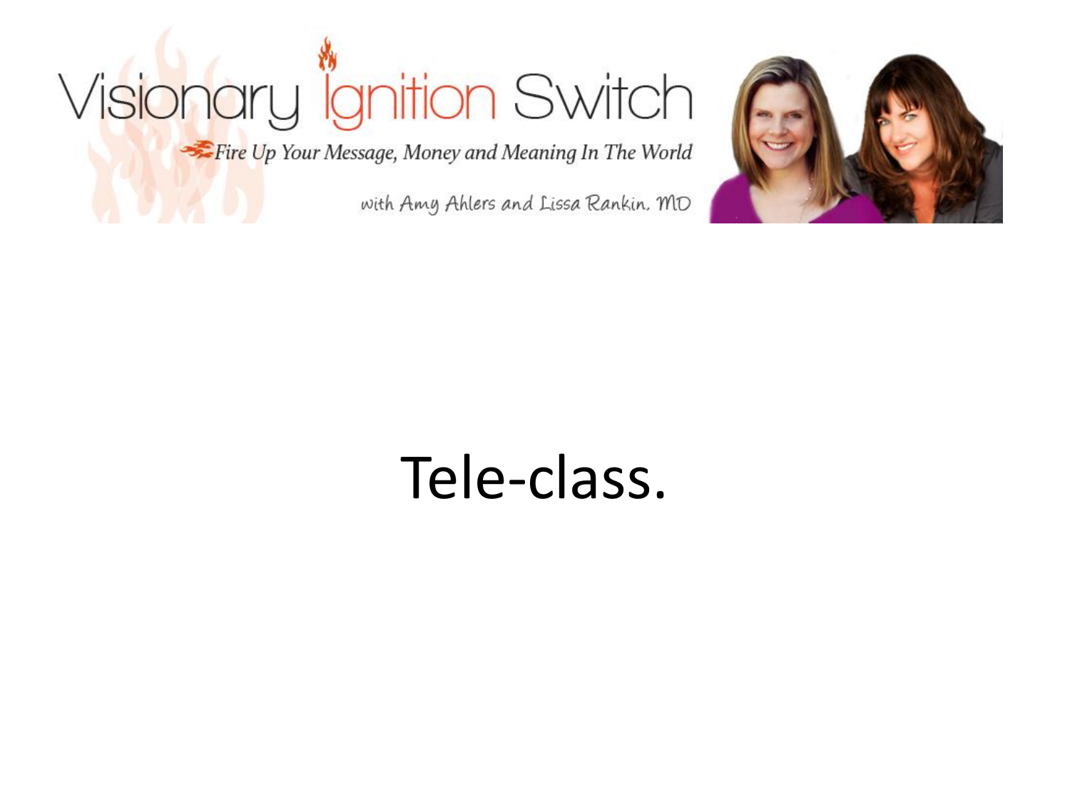Visionary Ignition Switch

*Fire Up Your Message, Money and Meaning In The World*

with Amy Ahlers and Lissa Rankin, MD

# Tele-class.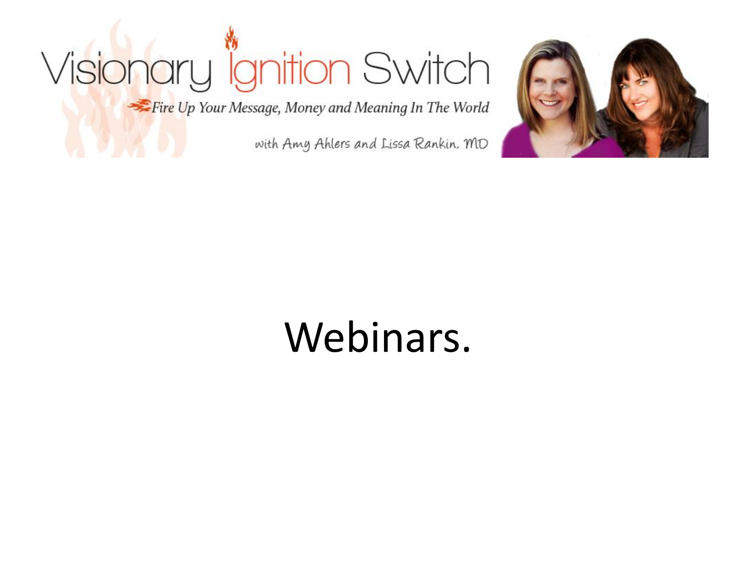Visionary Ignition Switch

*Fire Up Your Message, Money and Meaning In The World*

with Amy Ahlers and Lissa Rankin, MD

# Webinars.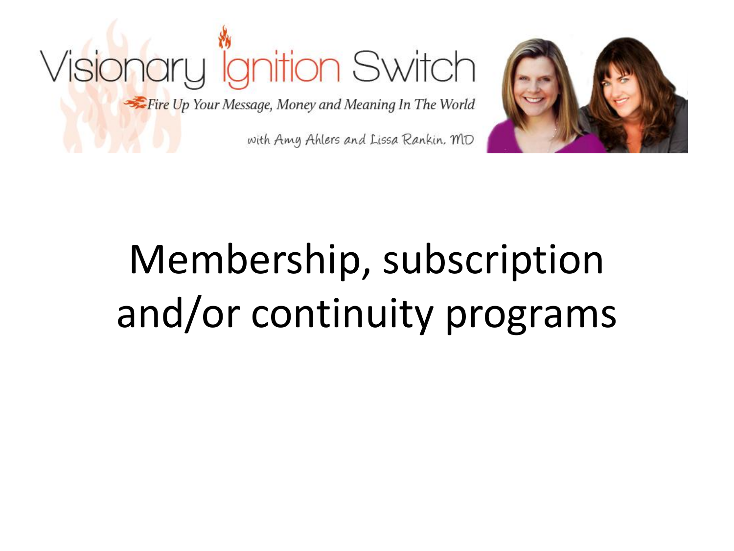Visionary Ignition Switch

*Fire Up Your Message, Money and Meaning In The World*

with Amy Ahlers and Lissa Rankin, MD

# Membership, subscription and/or continuity programs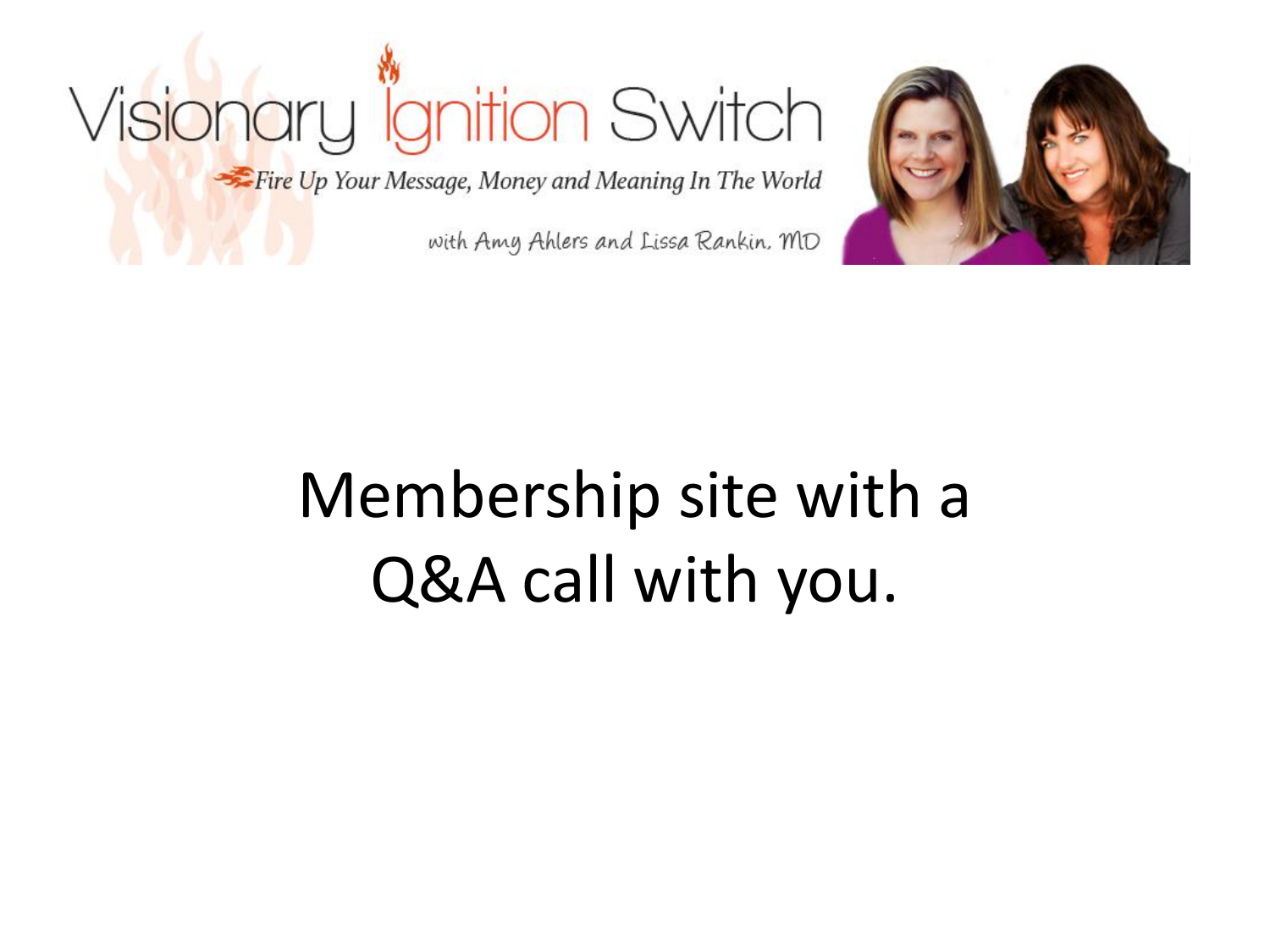# Visionary Ignition Switch

*Fire Up Your Message, Money and Meaning In The World*

with Amy Ahlers and Lissa Rankin, MD

Membership site with a Q&A call with you.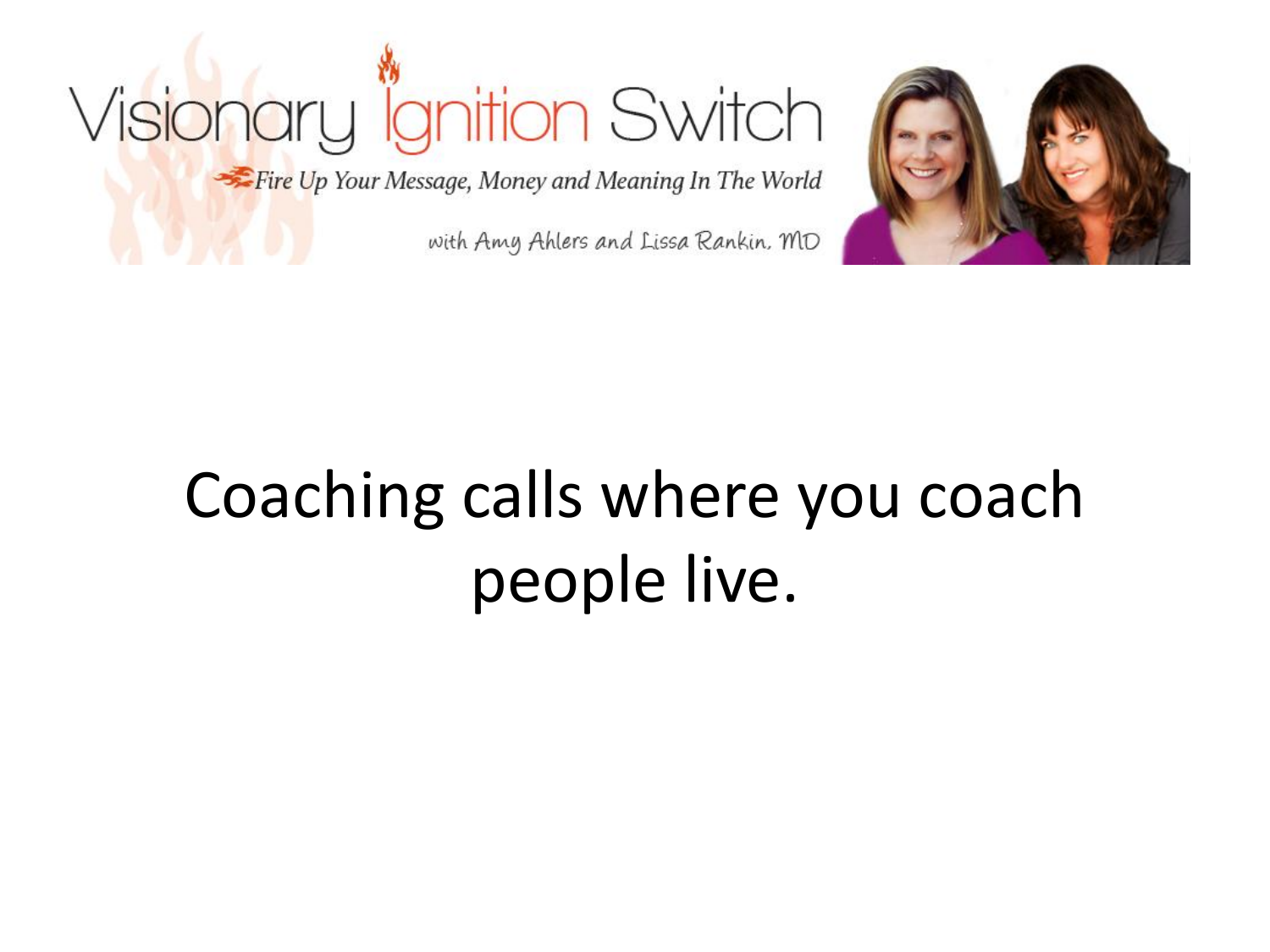Visionary Ignition Switch

Fire Up Your Message, Money and Meaning In The World

with Amy Ahlers and Lissa Rankin, MD

# Coaching calls where you coach people live.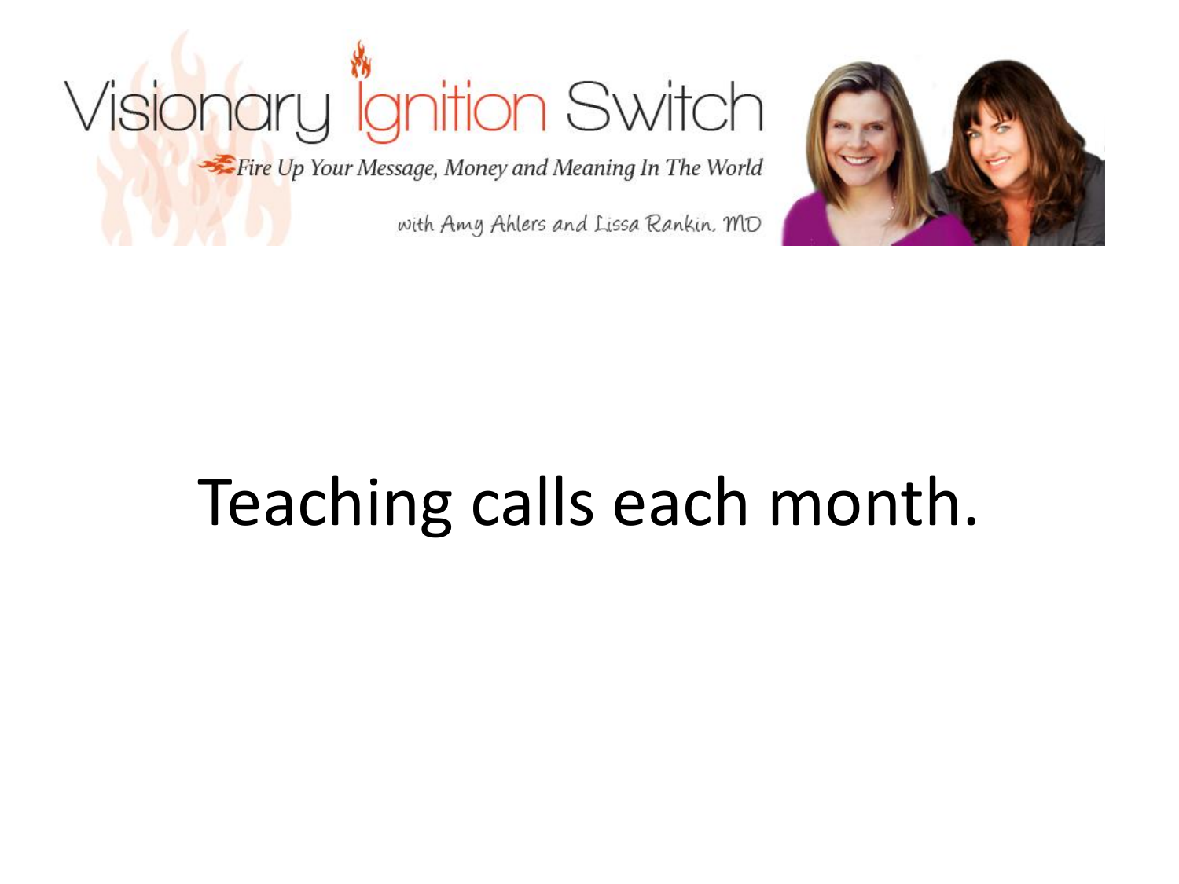Visionary Ignition Switch

*Fire Up Your Message, Money and Meaning In The World*

with Amy Ahlers and Lissa Rankin, MD

# Teaching calls each month.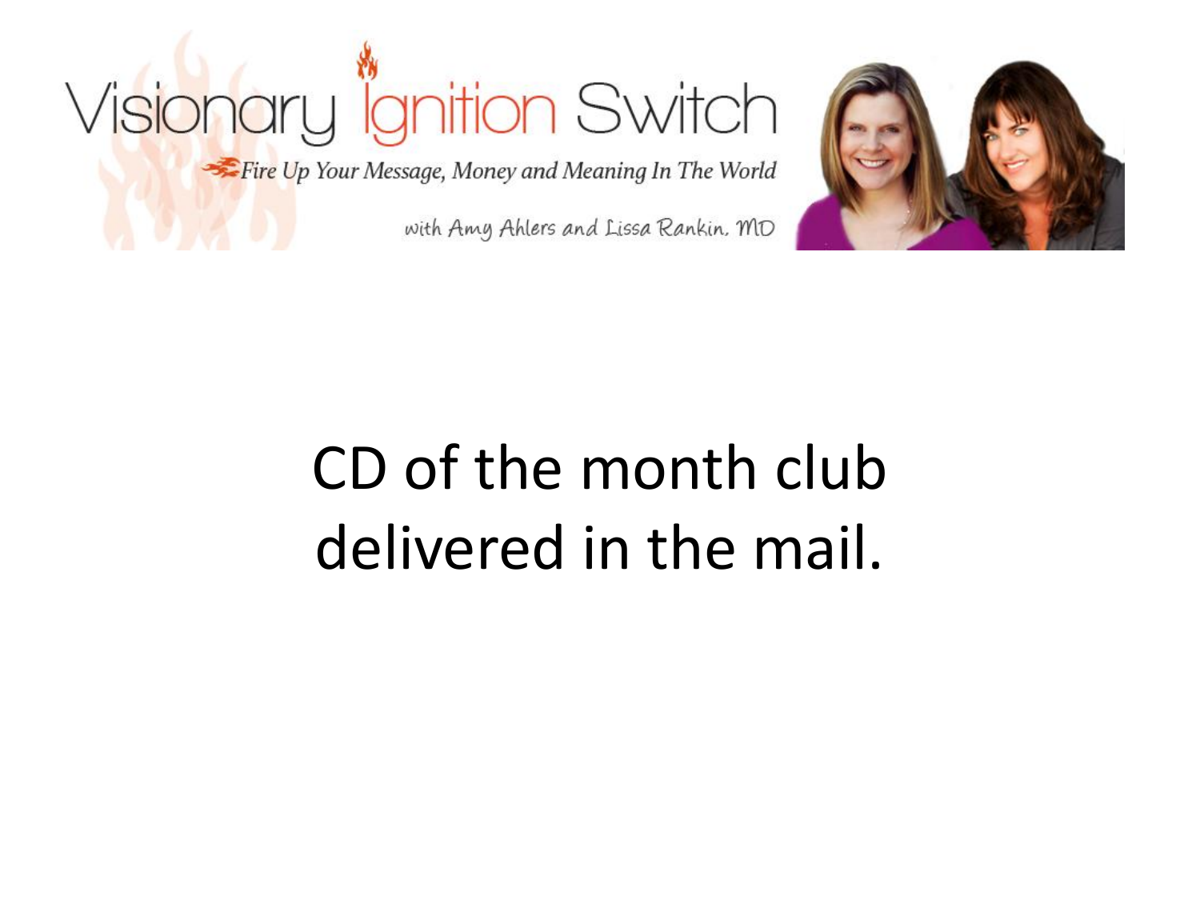Visionary Ignition Switch

*Fire Up Your Message, Money and Meaning In The World*

with Amy Ahlers and Lissa Rankin, MD

# CD of the month club delivered in the mail.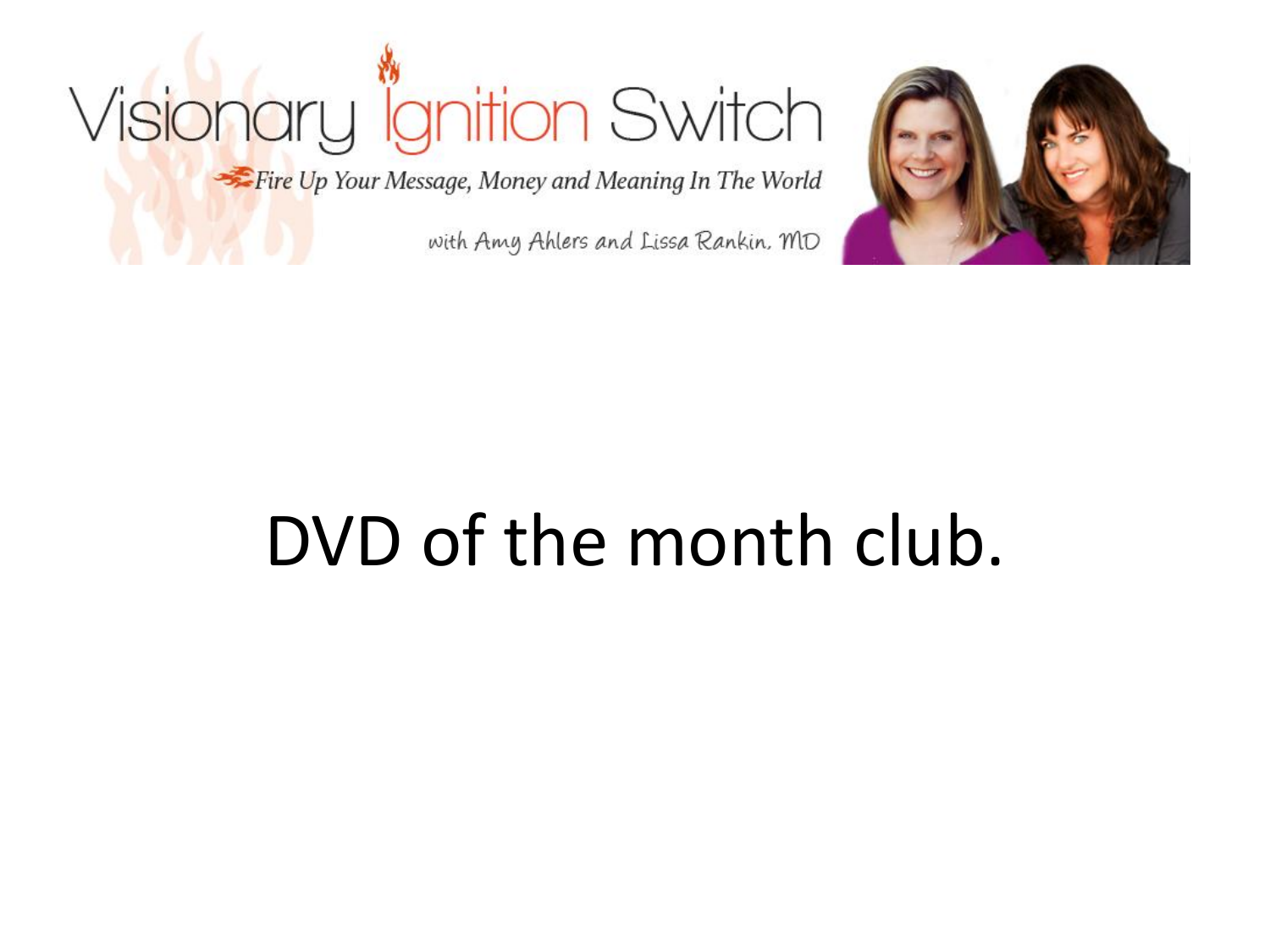Visionary Ignition Switch

*Fire Up Your Message, Money and Meaning In The World*

with Amy Ahlers and Lissa Rankin, MD

# DVD of the month club.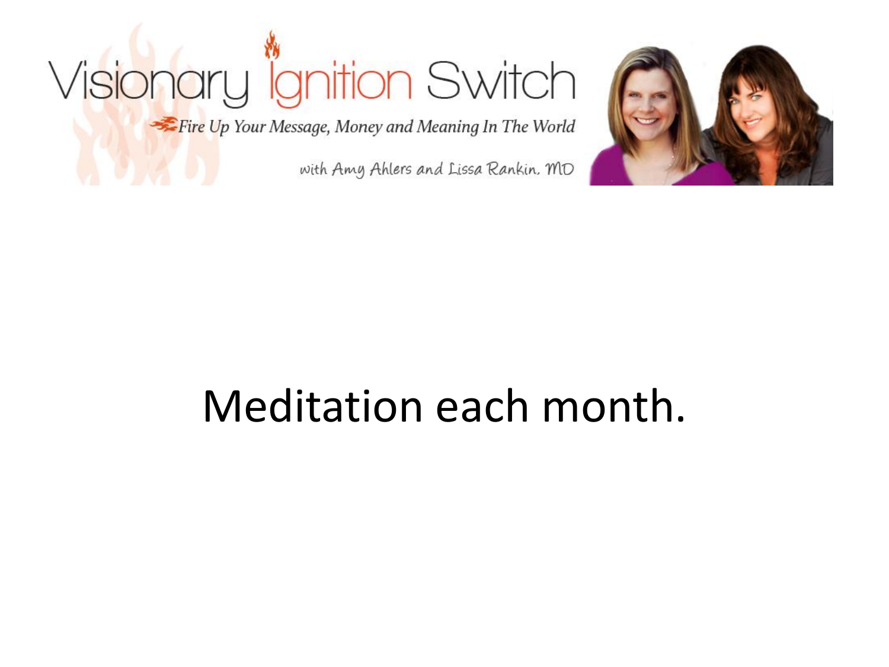Meditation each month.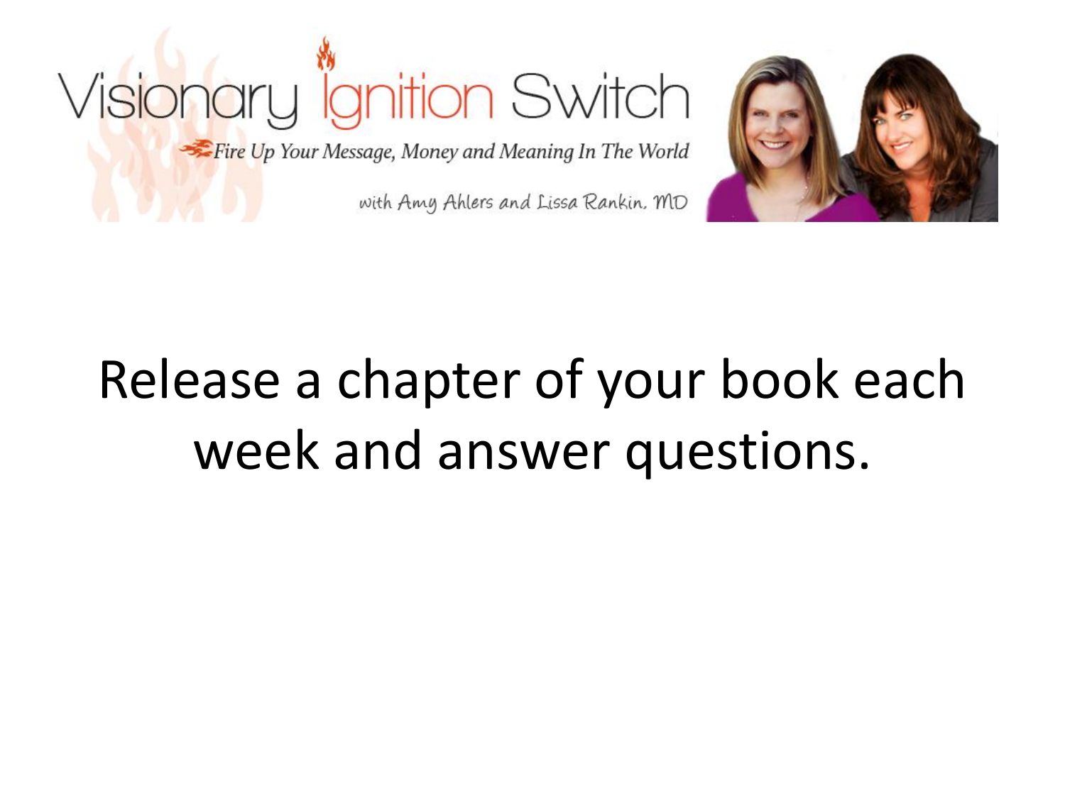Visionary Ignition Switch

*Fire Up Your Message, Money and Meaning In The World*

with Amy Ahlers and Lissa Rankin, MD

Release a chapter of your book each week and answer questions.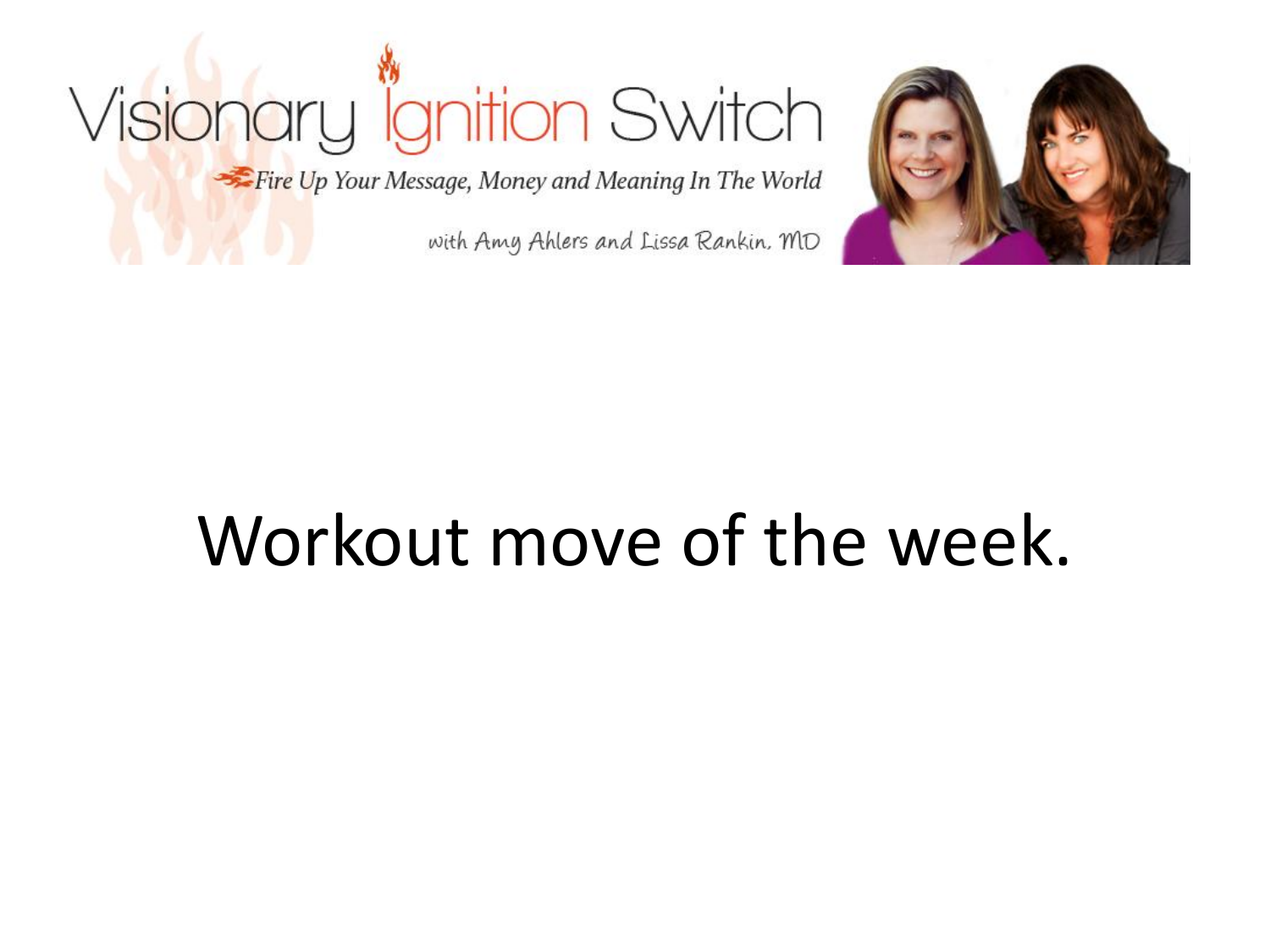Visionary Ignition Switch

*Fire Up Your Message, Money and Meaning In The World*

with Amy Ahlers and Lissa Rankin, MD

# Workout move of the week.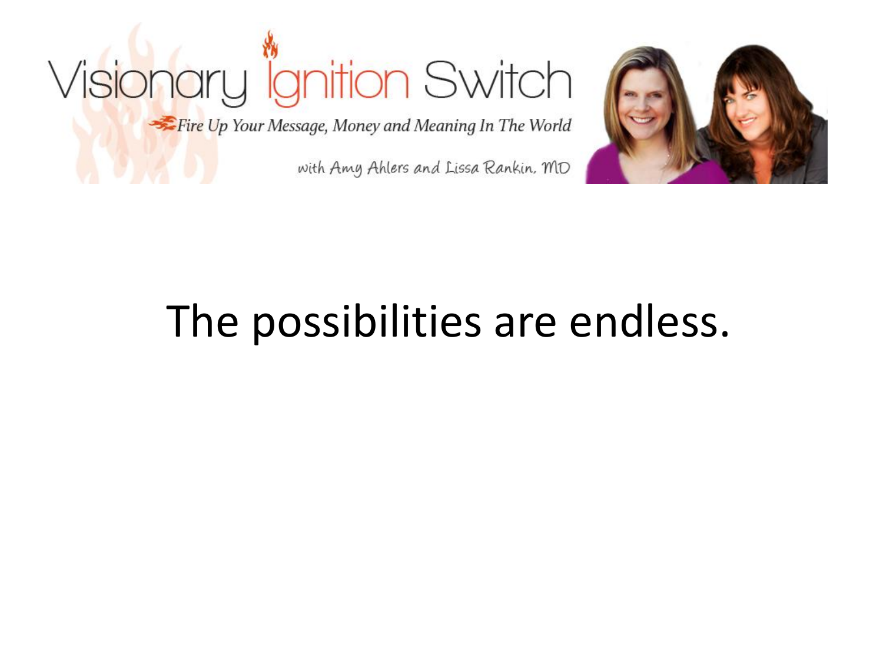The possibilities are endless.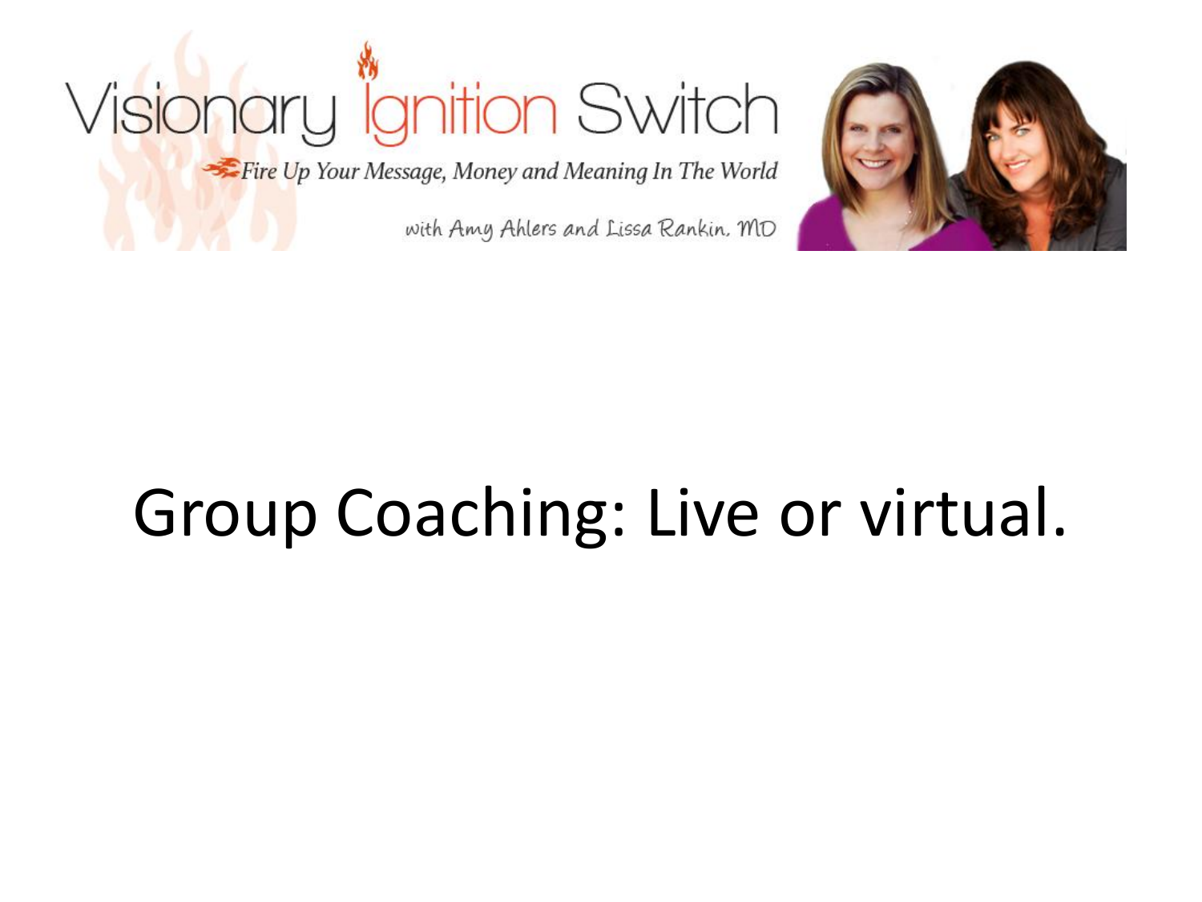Visionary Ignition Switch

*Fire Up Your Message, Money and Meaning In The World*

with Amy Ahlers and Lissa Rankin, MD

# Group Coaching: Live or virtual.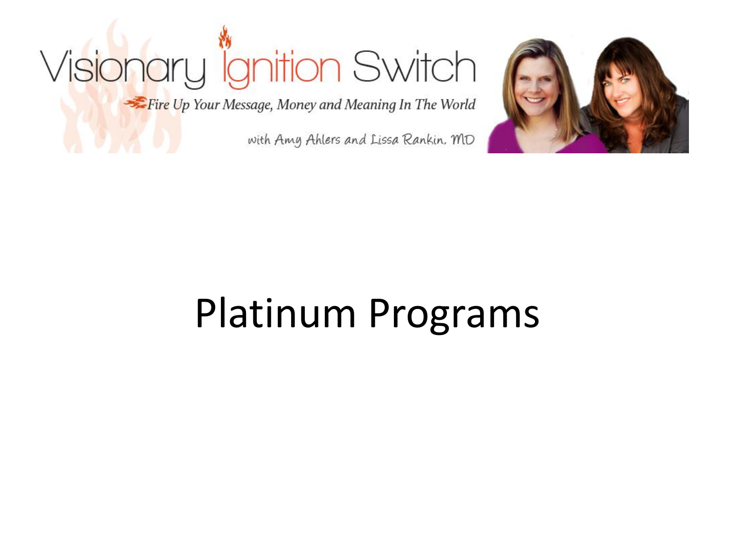# Platinum Programs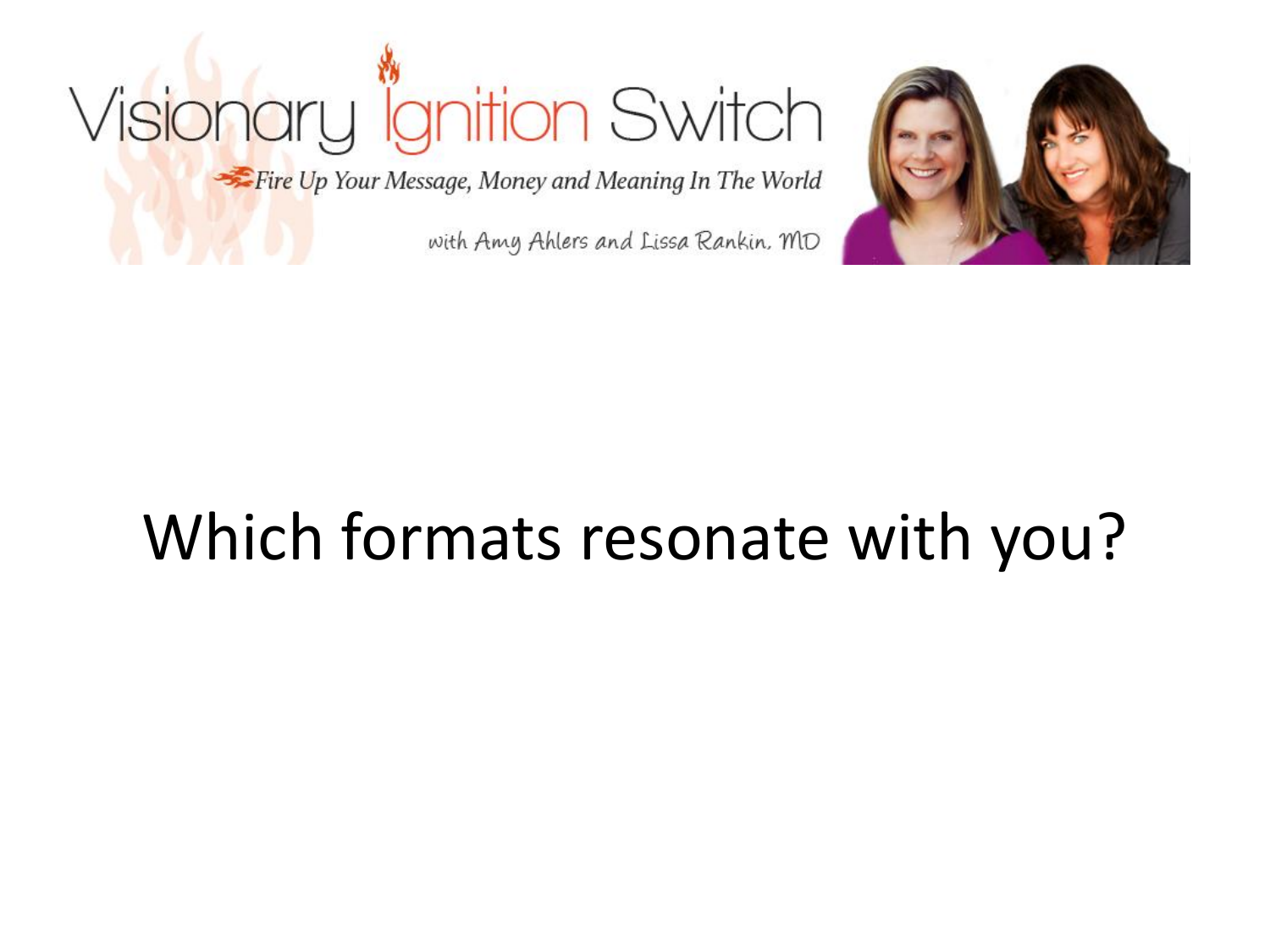Visionary Ignition Switch

*Fire Up Your Message, Money and Meaning In The World*

with Amy Ahlers and Lissa Rankin, MD

# Which formats resonate with you?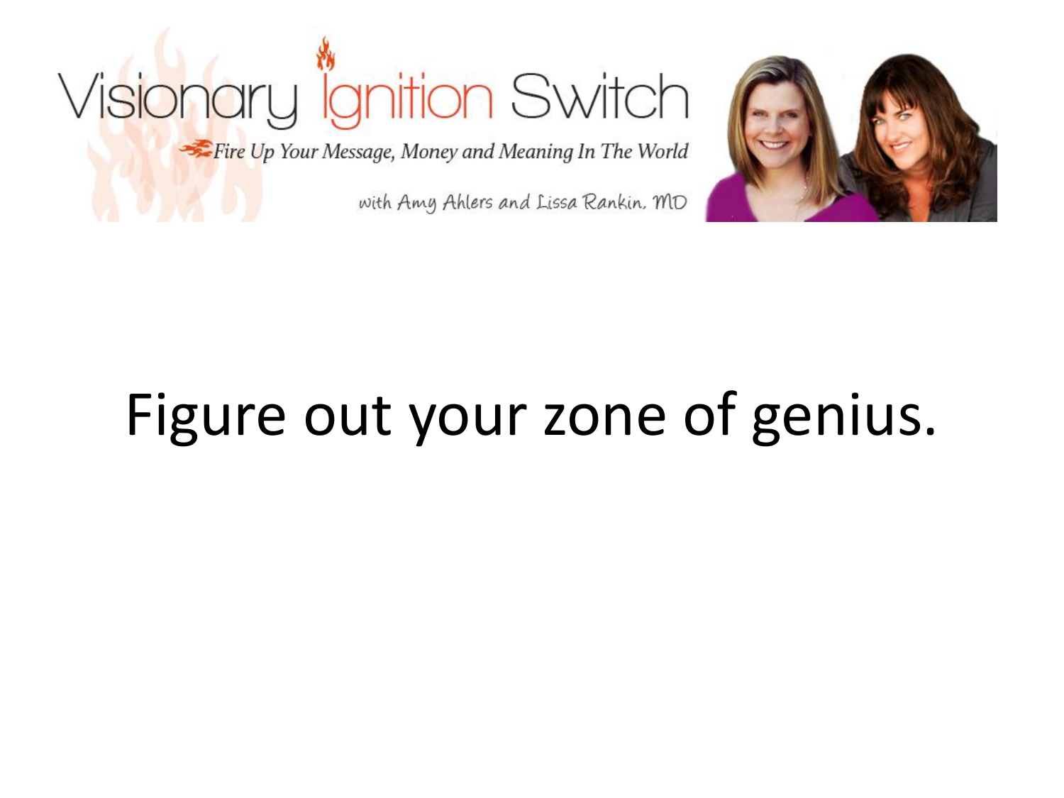Figure out your zone of genius.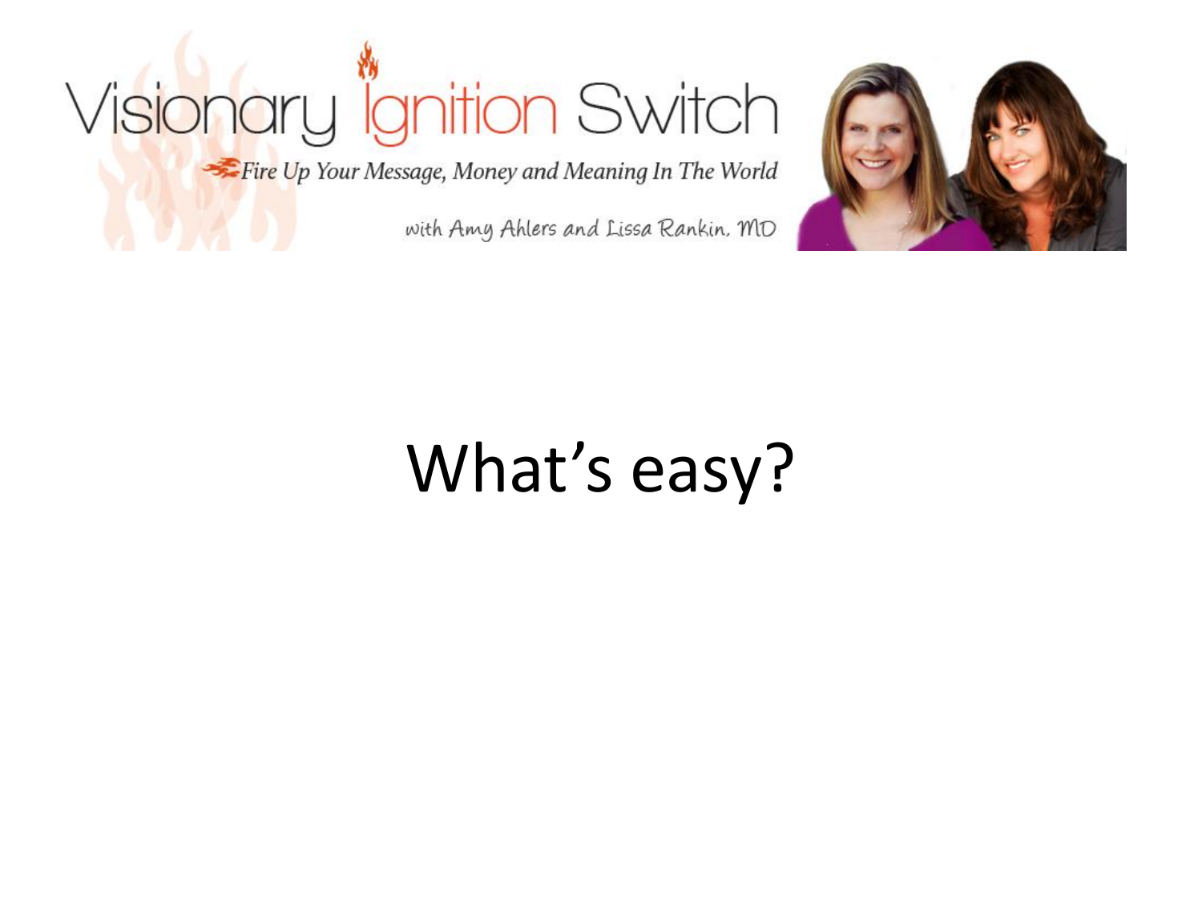# What's easy?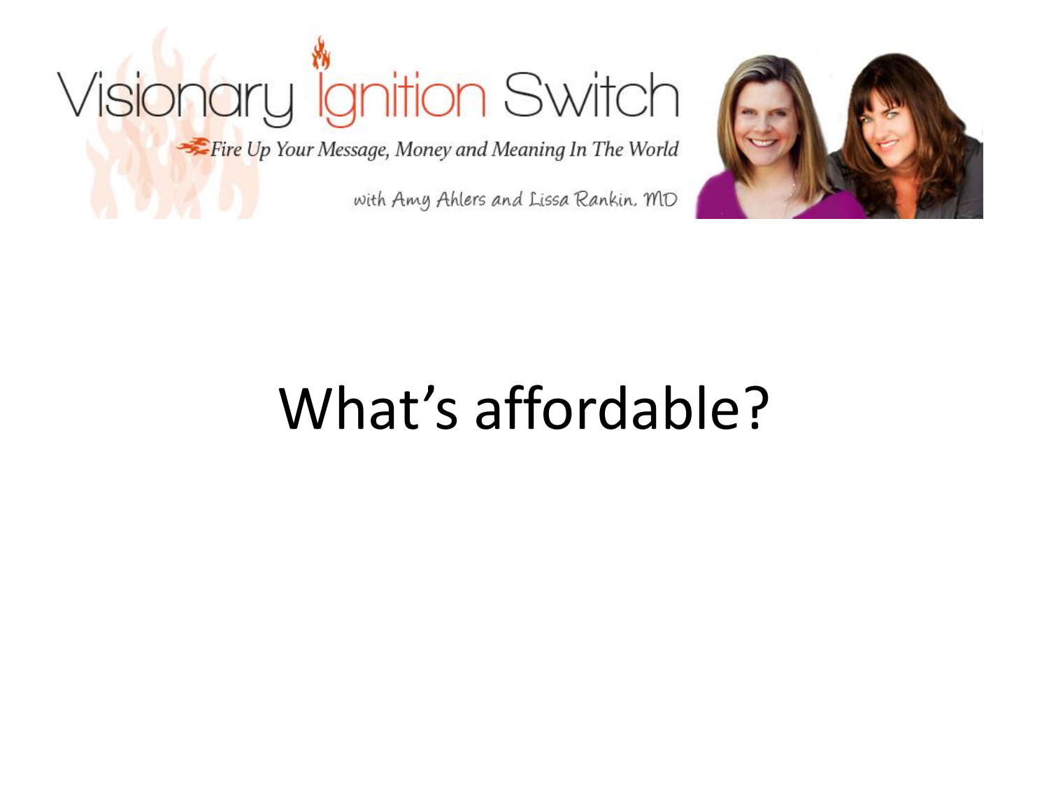# What's affordable?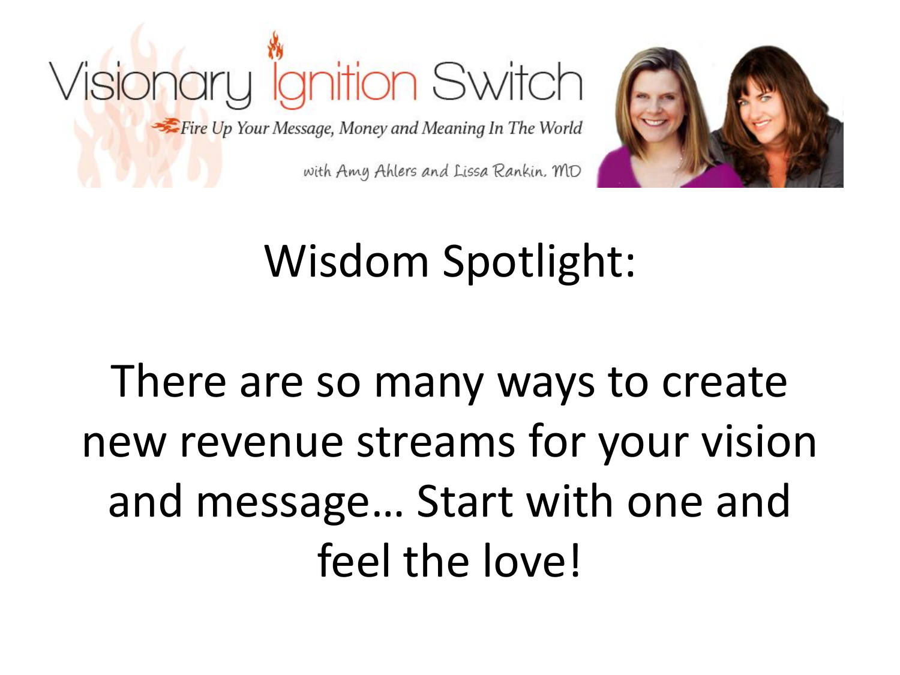Visionary Ignition Switch

*Fire Up Your Message, Money and Meaning In The World*

with Amy Ahlers and Lissa Rankin, MD

# Wisdom Spotlight:

There are so many ways to create new revenue streams for your vision and message… Start with one and feel the love!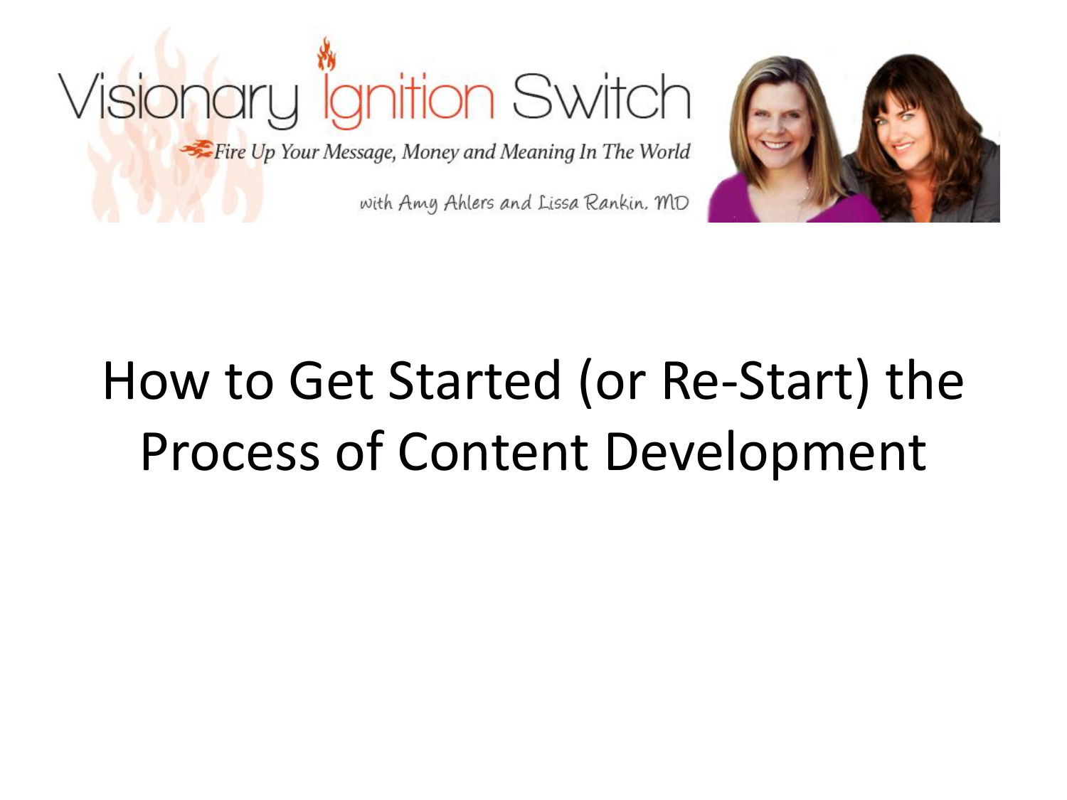Visionary Ignition Switch

Fire Up Your Message, Money and Meaning In The World

with Amy Ahlers and Lissa Rankin, MD

# How to Get Started (or Re-Start) the Process of Content Development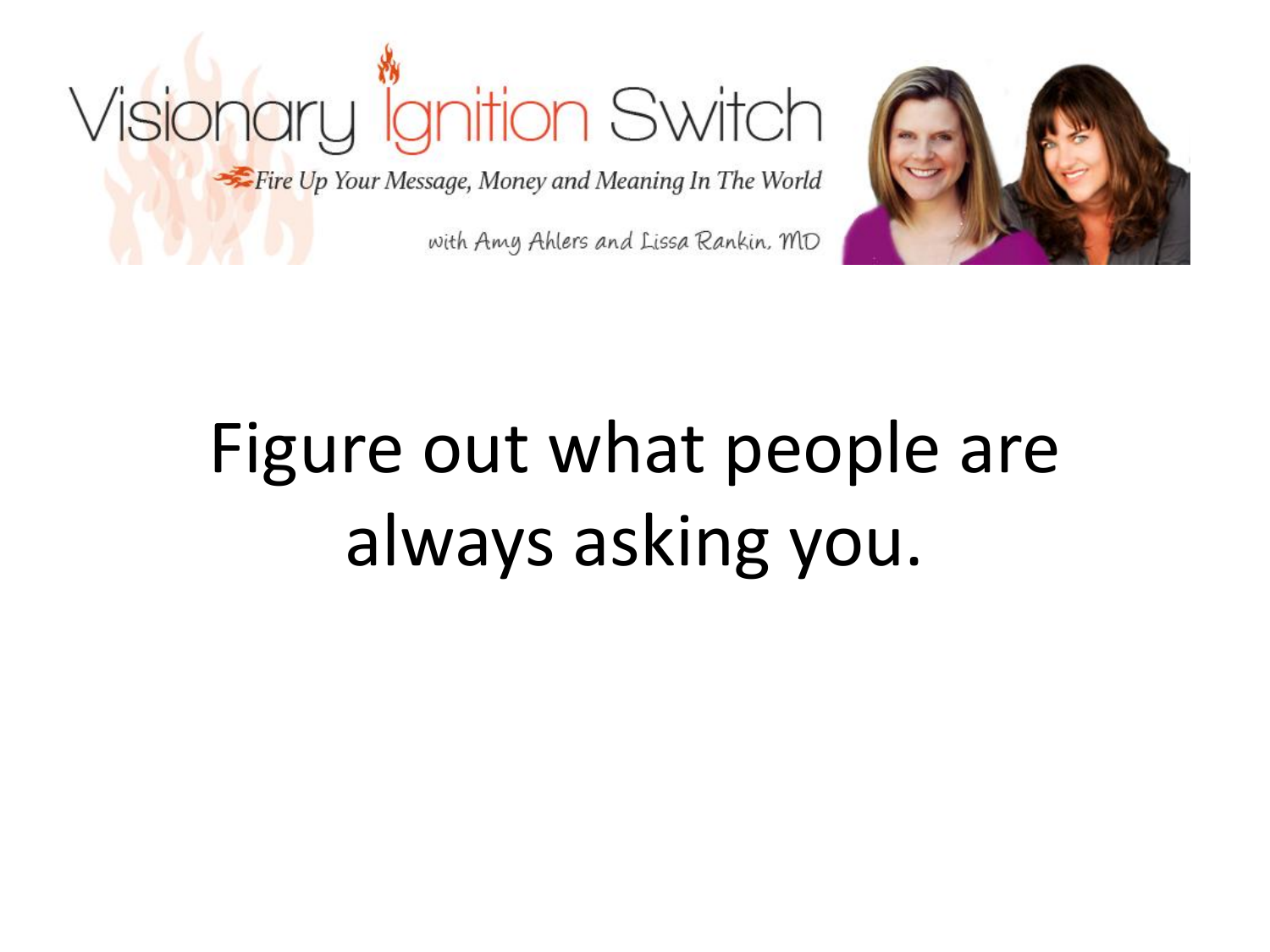Figure out what people are always asking you.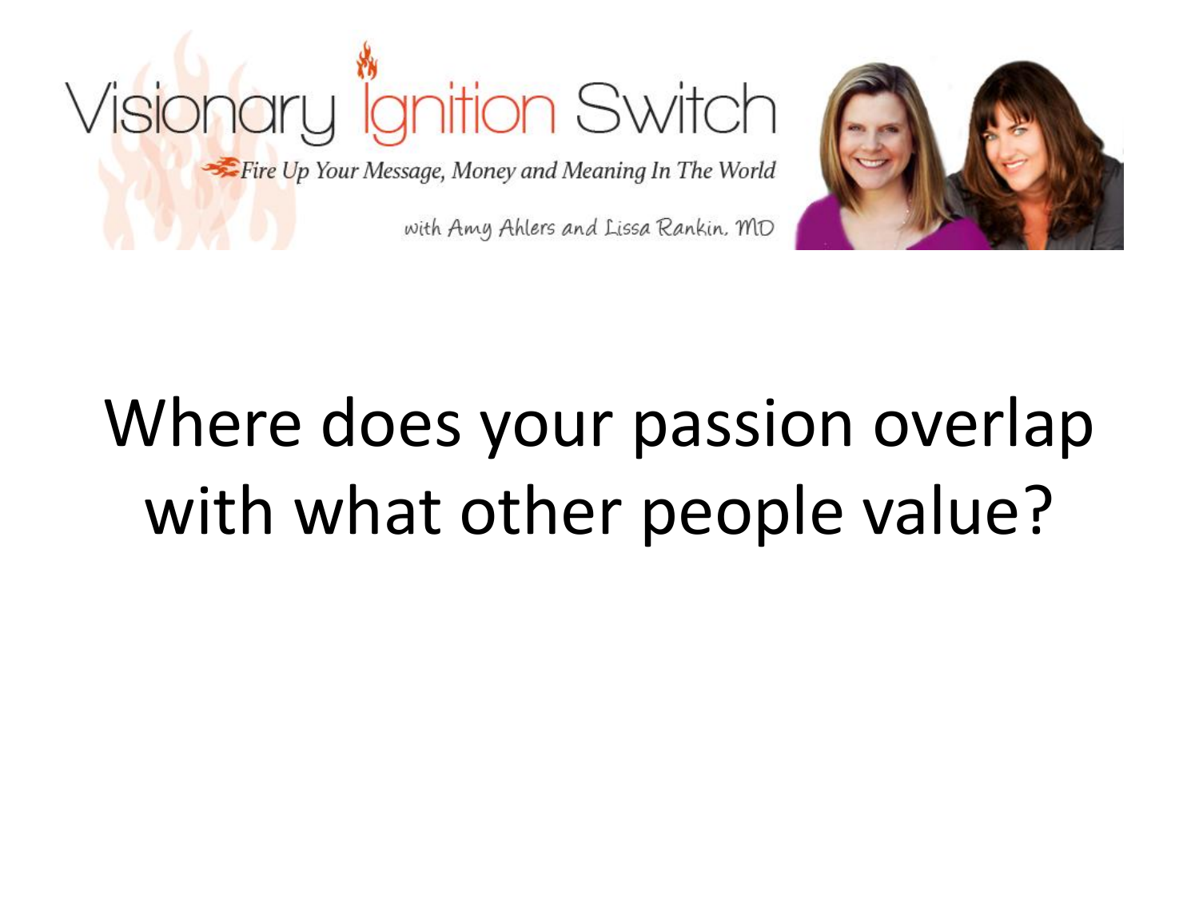Visionary Ignition Switch

Fire Up Your Message, Money and Meaning In The World

with Amy Ahlers and Lissa Rankin, MD

# Where does your passion overlap with what other people value?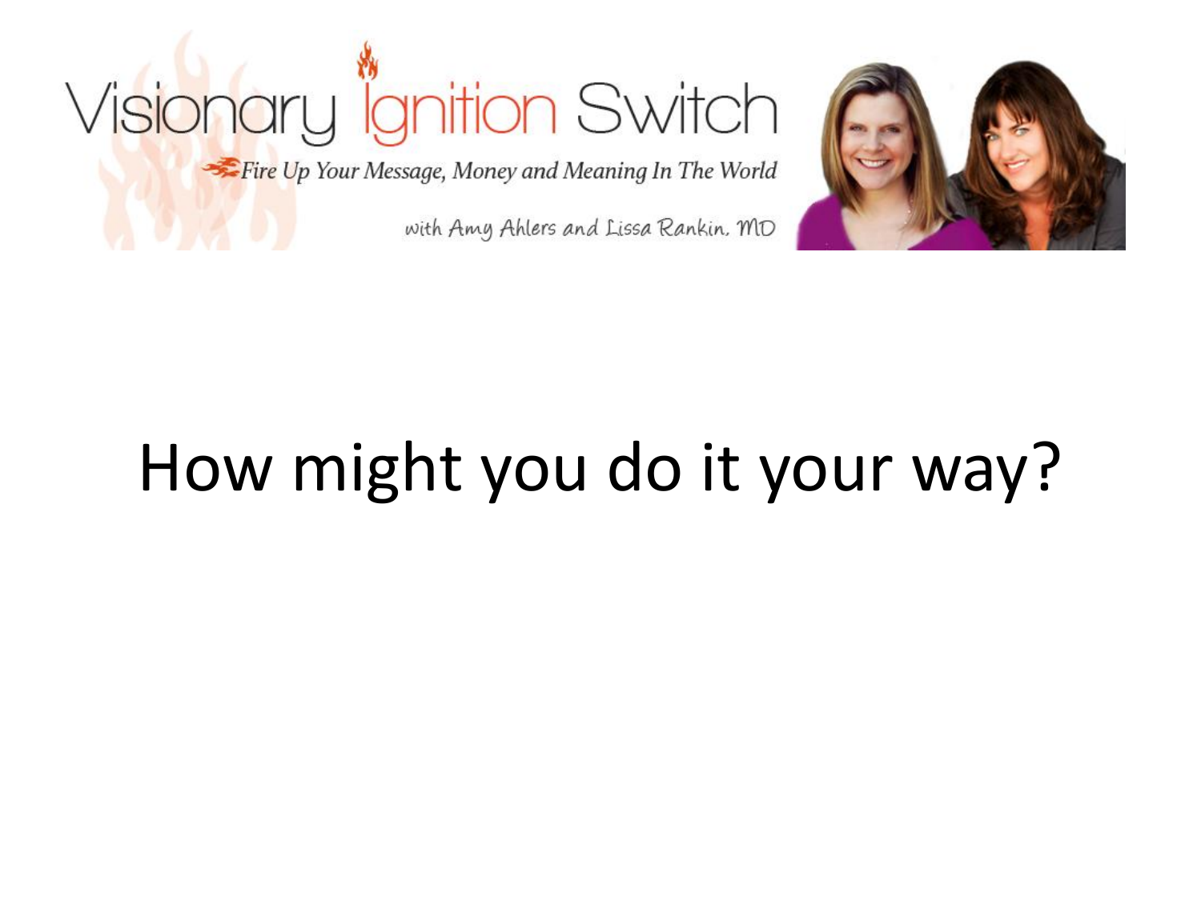Visionary Ignition Switch

*Fire Up Your Message, Money and Meaning In The World*

with Amy Ahlers and Lissa Rankin, MD

# How might you do it your way?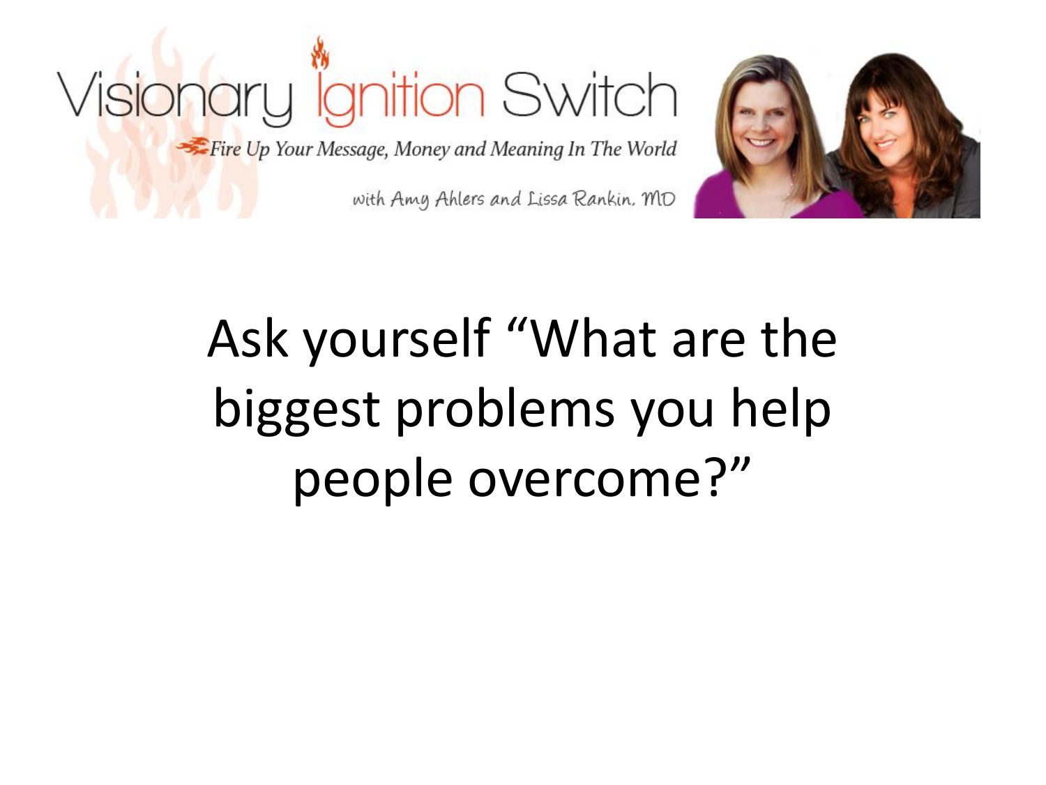Ask yourself "What are the biggest problems you help people overcome?"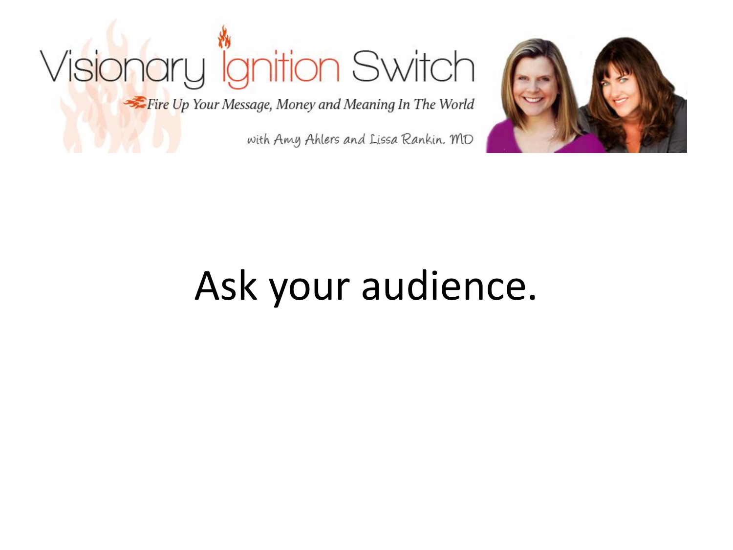Visionary Ignition Switch

*Fire Up Your Message, Money and Meaning In The World*

with Amy Ahlers and Lissa Rankin, MD

# Ask your audience.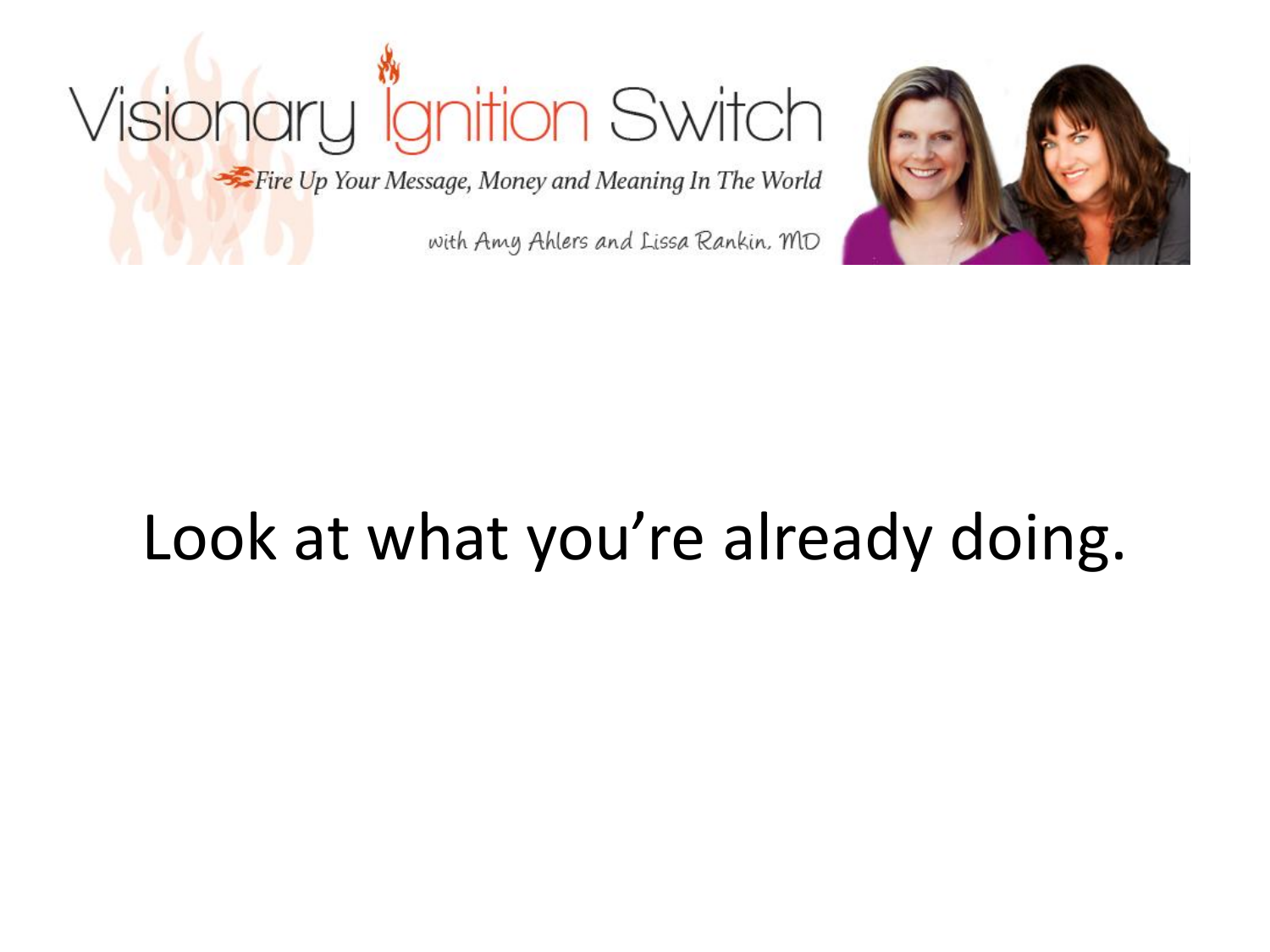Visionary Ignition Switch

*Fire Up Your Message, Money and Meaning In The World*

with Amy Ahlers and Lissa Rankin, MD

Look at what you're already doing.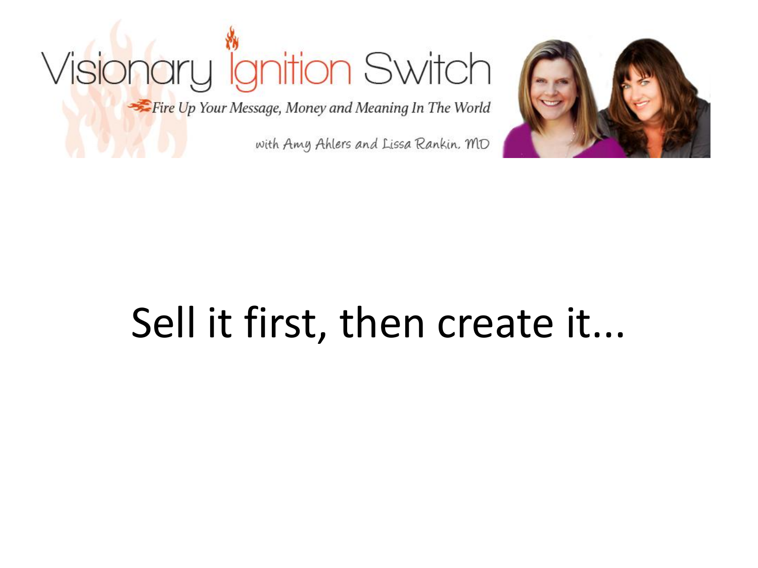Visionary Ignition Switch

*Fire Up Your Message, Money and Meaning In The World*

with Amy Ahlers and Lissa Rankin, MD

# Sell it first, then create it...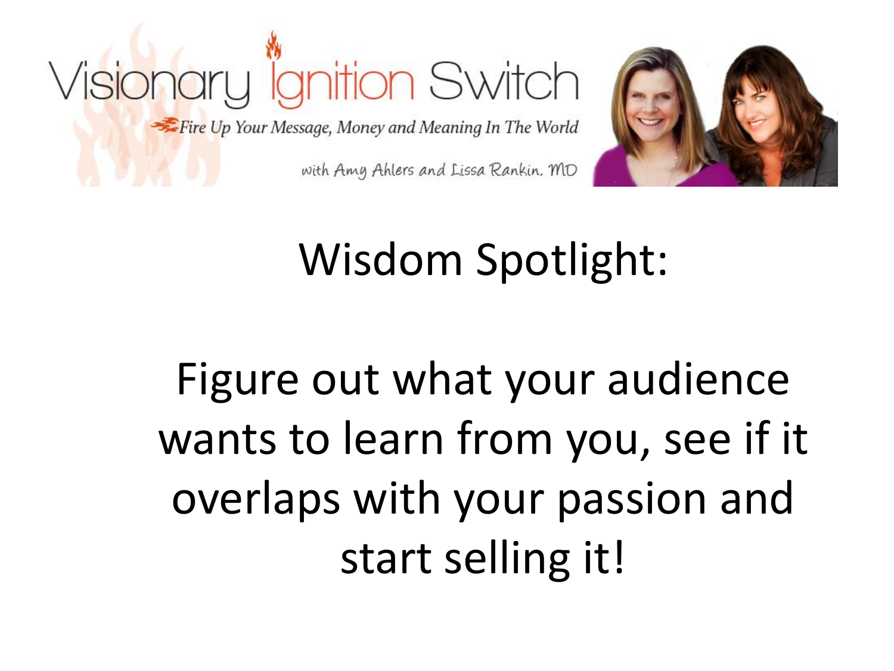Visionary Ignition Switch

*Fire Up Your Message, Money and Meaning In The World*

with Amy Ahlers and Lissa Rankin, MD

## Wisdom Spotlight:

Figure out what your audience wants to learn from you, see if it overlaps with your passion and start selling it!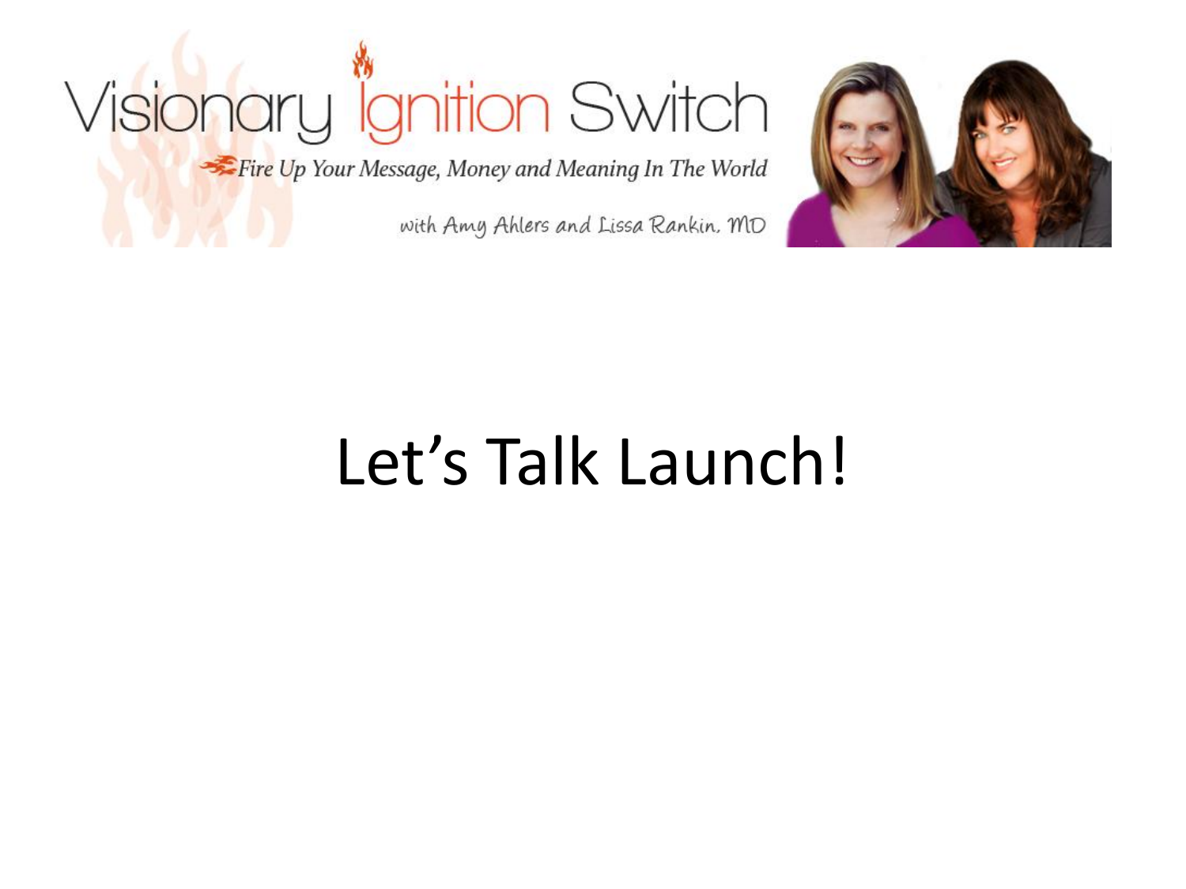# Let's Talk Launch!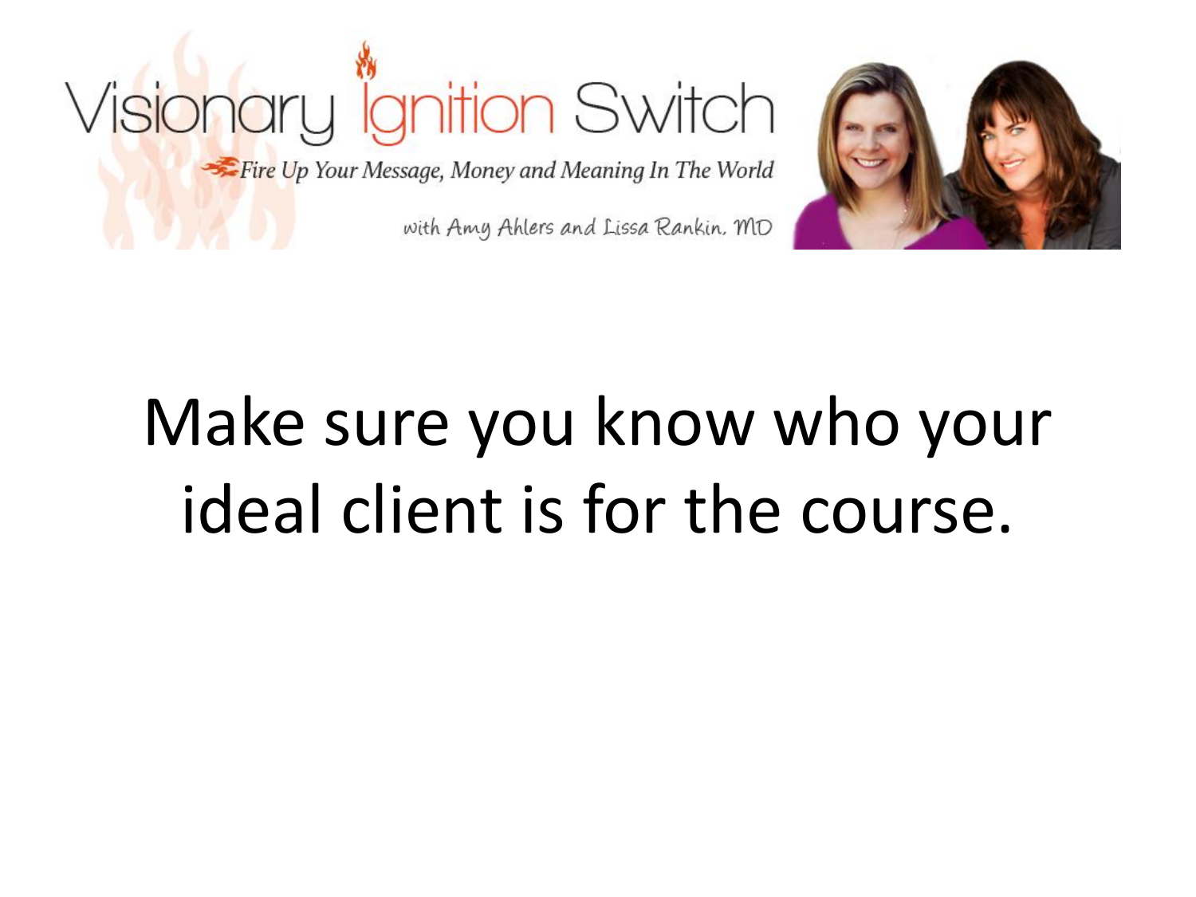Make sure you know who your ideal client is for the course.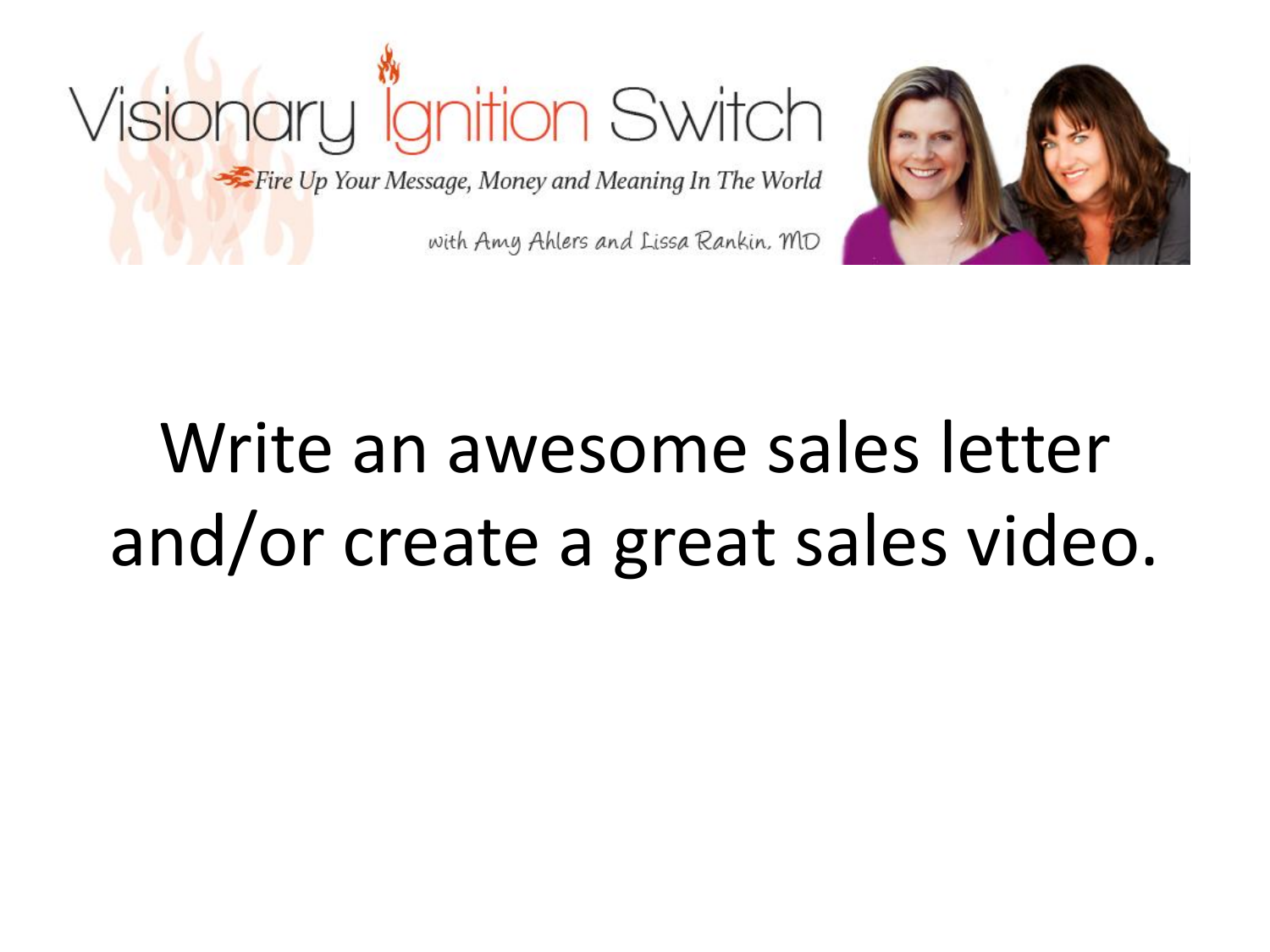Write an awesome sales letter and/or create a great sales video.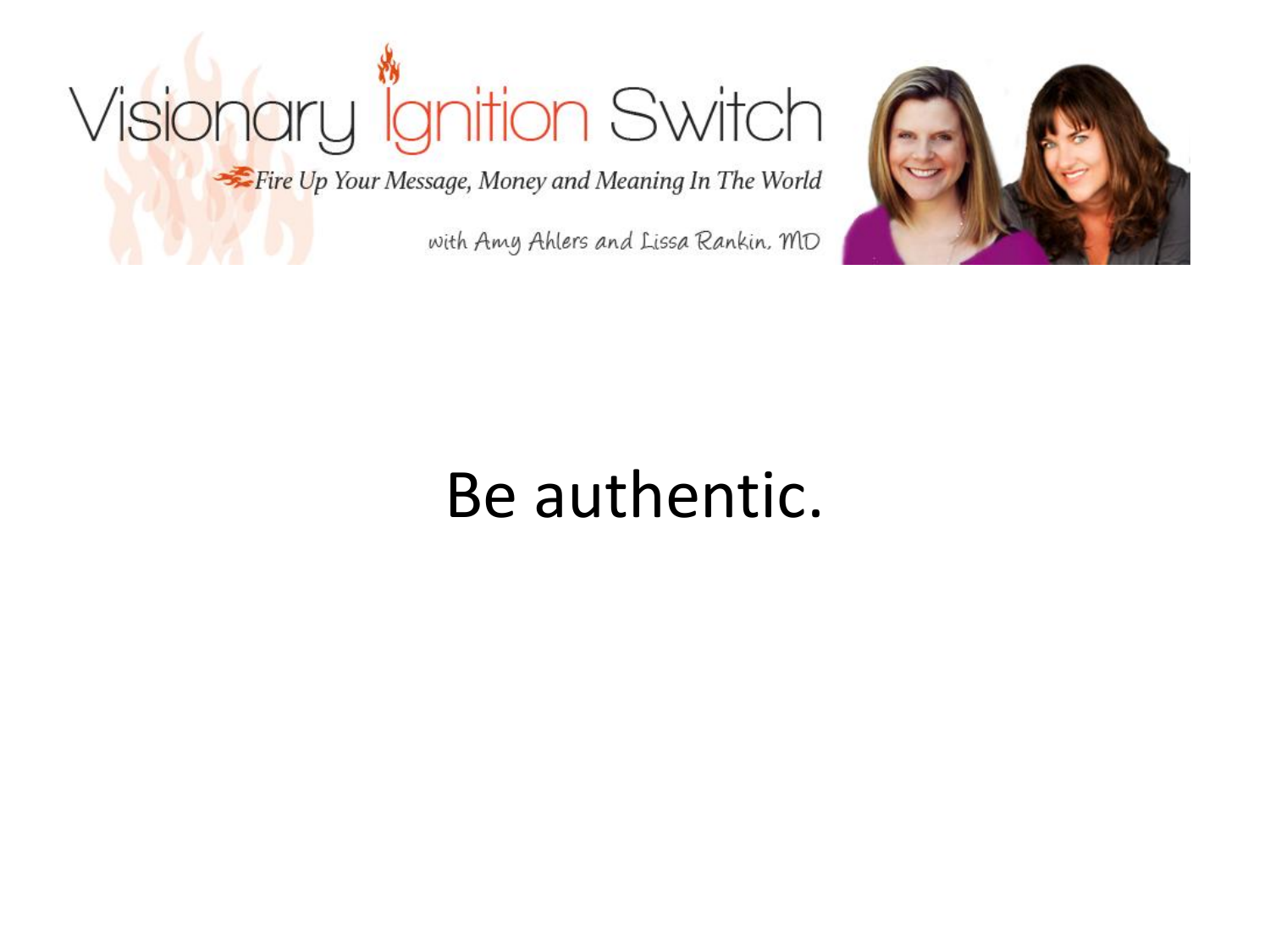Visionary Ignition Switch

*Fire Up Your Message, Money and Meaning In The World*

with Amy Ahlers and Lissa Rankin, MD

Be authentic.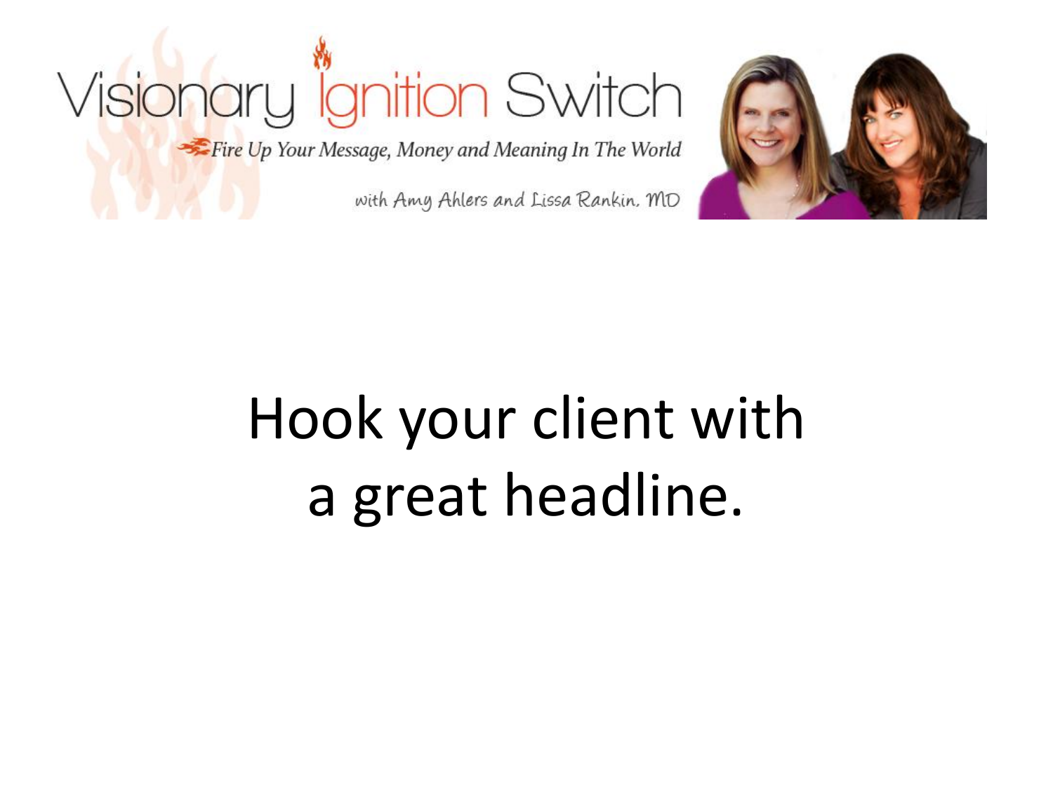Visionary Ignition Switch

*Fire Up Your Message, Money and Meaning In The World*

with Amy Ahlers and Lissa Rankin, MD

# Hook your client with a great headline.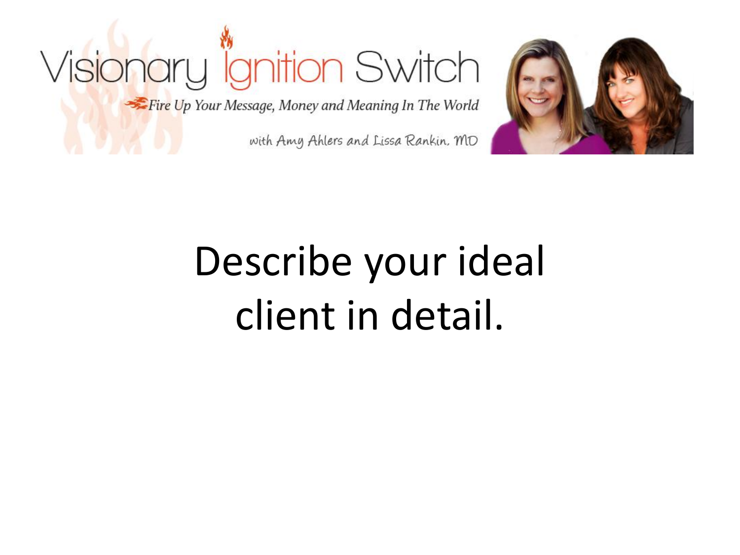Visionary Ignition Switch

Fire Up Your Message, Money and Meaning In The World

with Amy Ahlers and Lissa Rankin, MD

# Describe your ideal client in detail.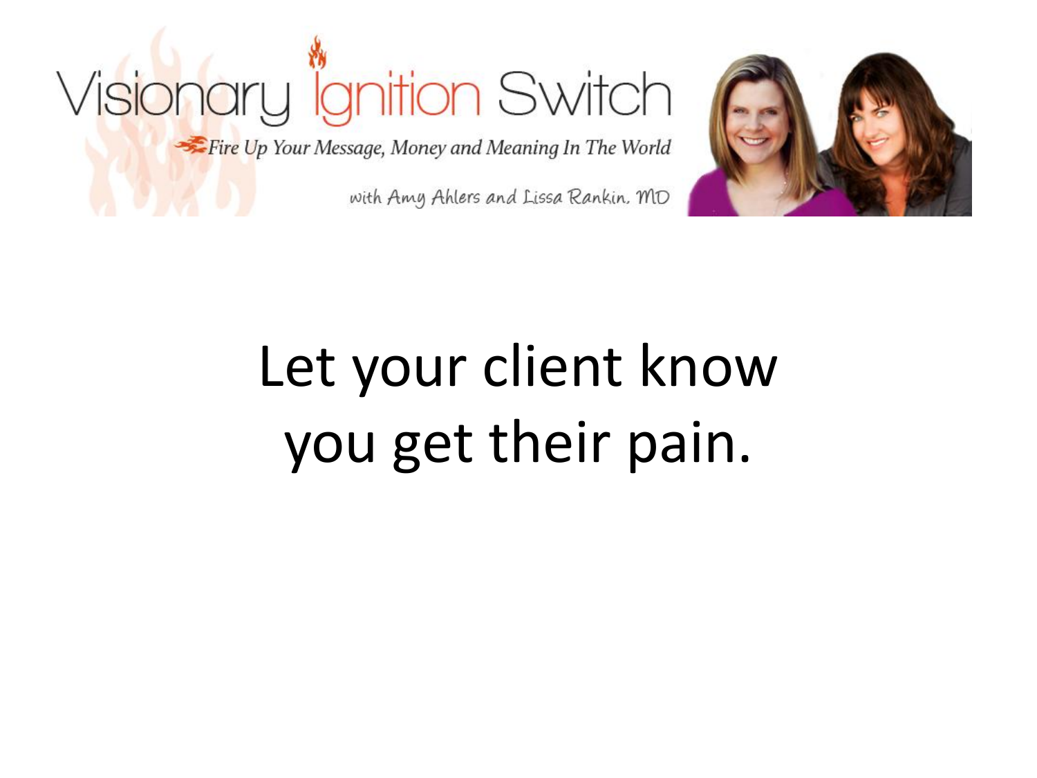Let your client know you get their pain.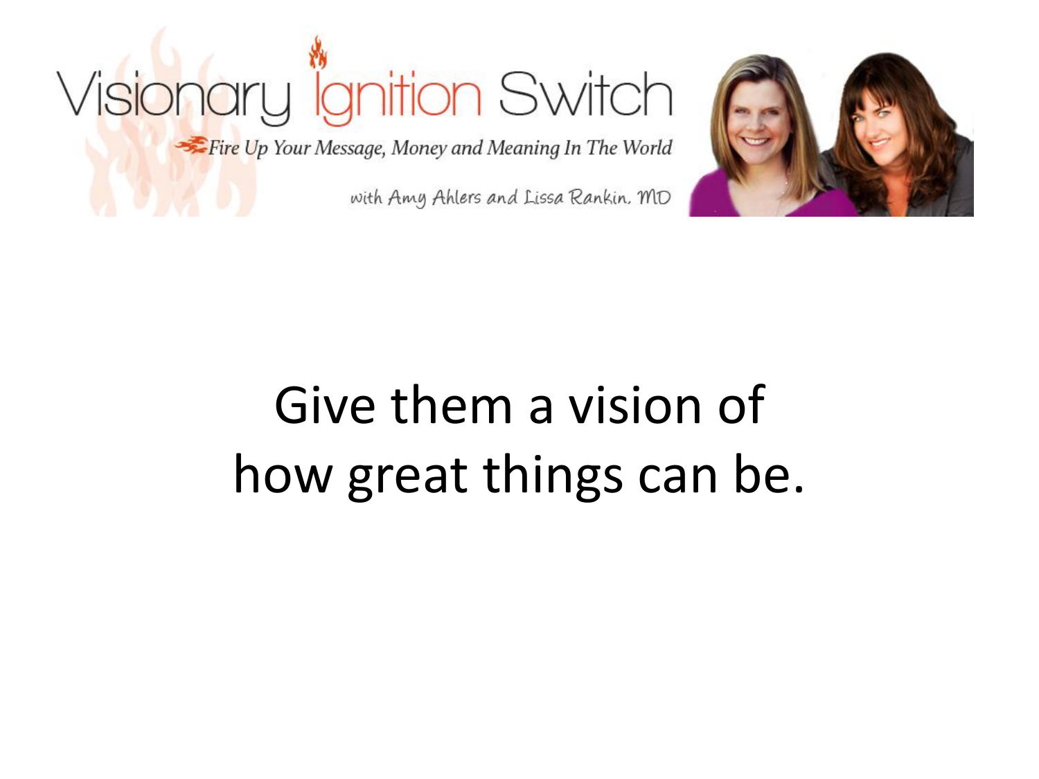Visionary Ignition Switch

*Fire Up Your Message, Money and Meaning In The World*

with Amy Ahlers and Lissa Rankin, MD

# Give them a vision of how great things can be.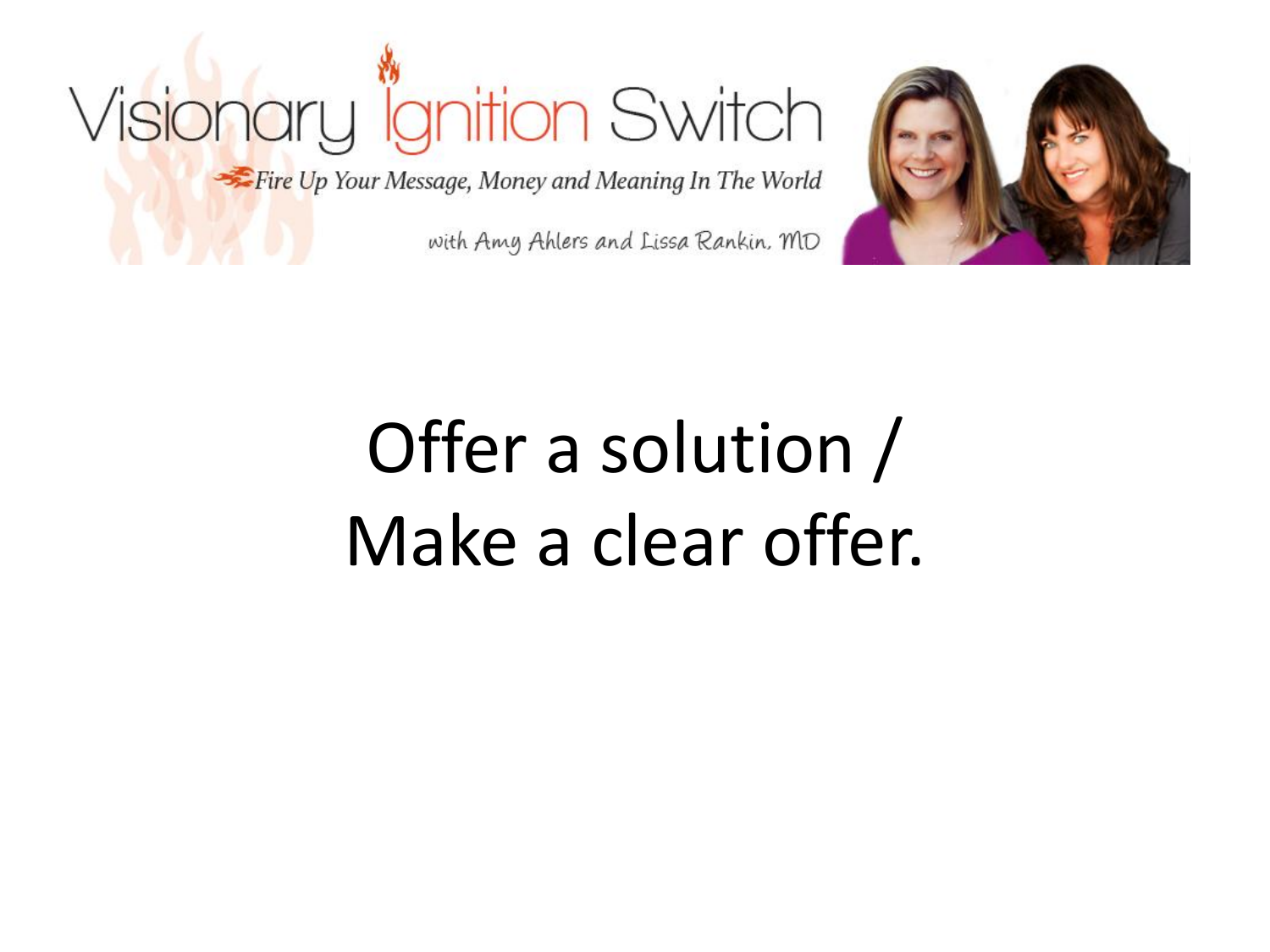Offer a solution /
Make a clear offer.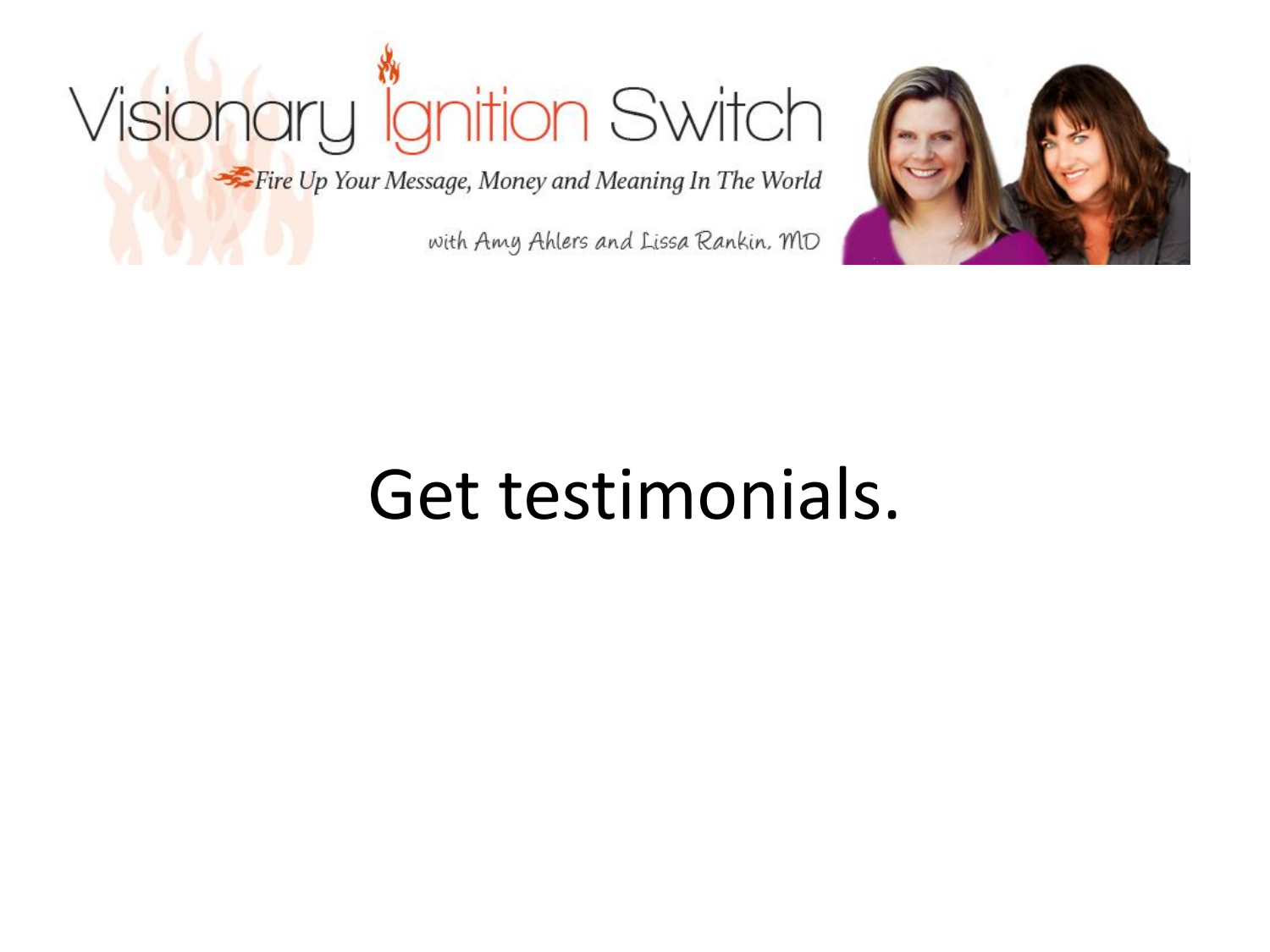Visionary Ignition Switch

Fire Up Your Message, Money and Meaning In The World

with Amy Ahlers and Lissa Rankin, MD

# Get testimonials.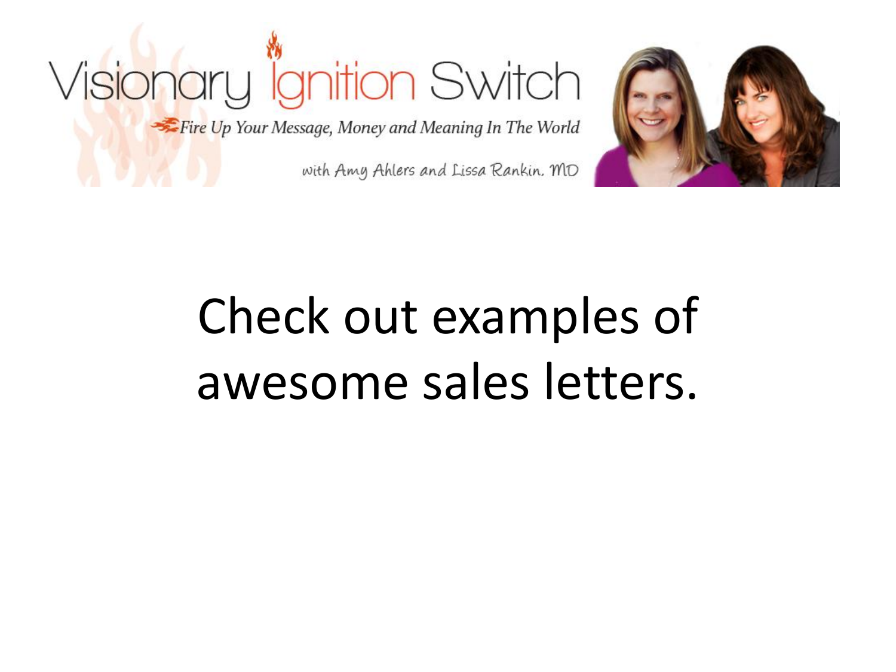Check out examples of awesome sales letters.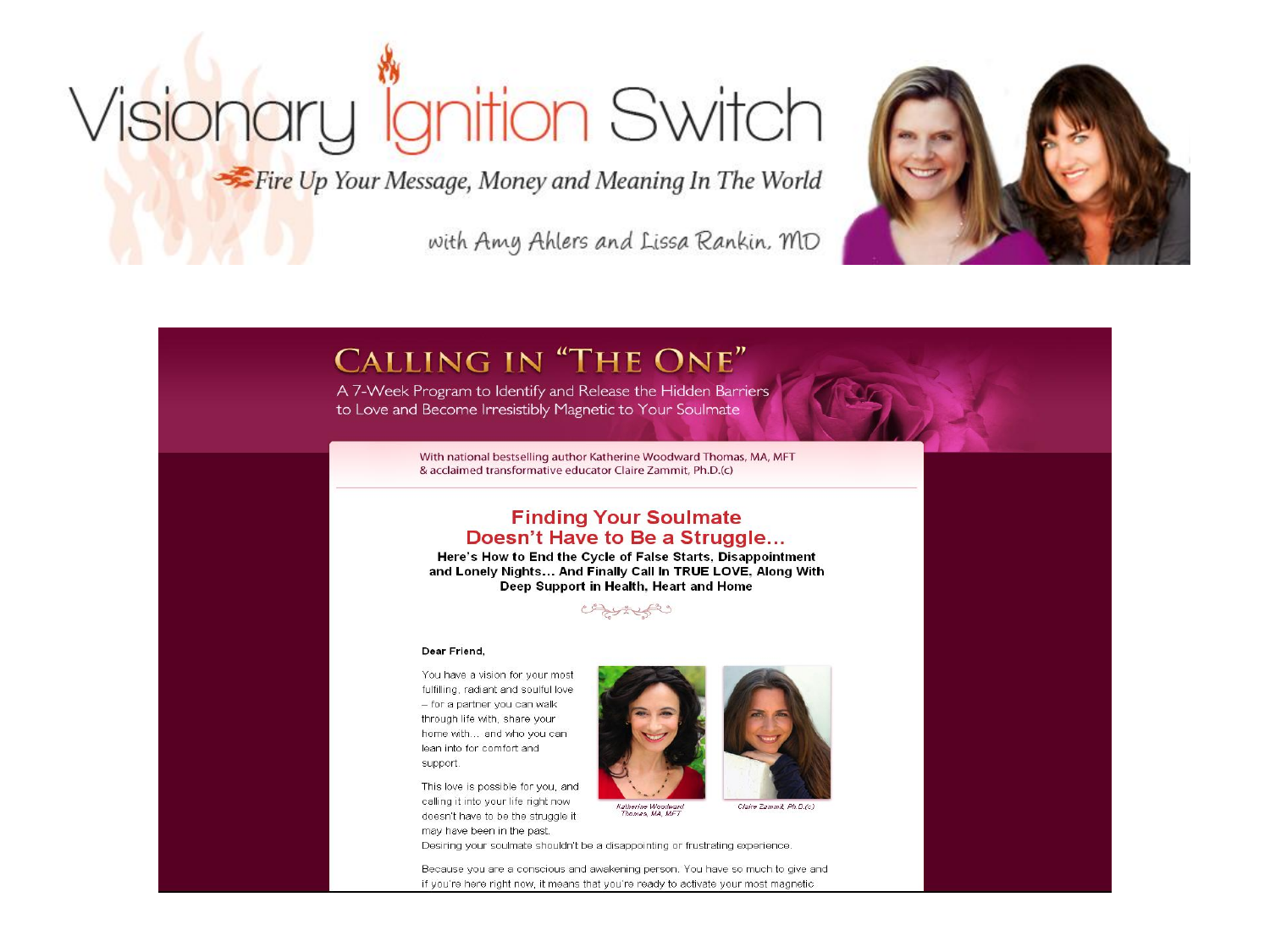# Visionary Ignition Switch

*Fire Up Your Message, Money and Meaning In The World*

with Amy Ahlers and Lissa Rankin, MD

## Calling In "The One"

A 7-Week Program to Identify and Release the Hidden Barriers to Love and Become Irresistibly Magnetic to Your Soulmate

With national bestselling author Katherine Woodward Thomas, MA, MFT & acclaimed transformative educator Claire Zammit, Ph.D.(c)

### Finding Your Soulmate Doesn't Have to Be a Struggle…

**Here's How to End the Cycle of False Starts, Disappointment and Lonely Nights… And Finally Call In TRUE LOVE, Along With Deep Support in Health, Heart and Home**

**Dear Friend,**

You have a vision for your most fulfilling, radiant and soulful love – for a partner you can walk through life with, share your home with… and who you can lean into for comfort and support.

Katherine Woodward Thomas, MA, MFT

Claire Zammit, Ph.D.(c)

This love is possible for you, and calling it into your life right now doesn't have to be the struggle it may have been in the past. Desiring your soulmate shouldn't be a disappointing or frustrating experience.

Because you are a conscious and awakening person. You have so much to give and if you're here right now, it means that you're ready to activate your most magnetic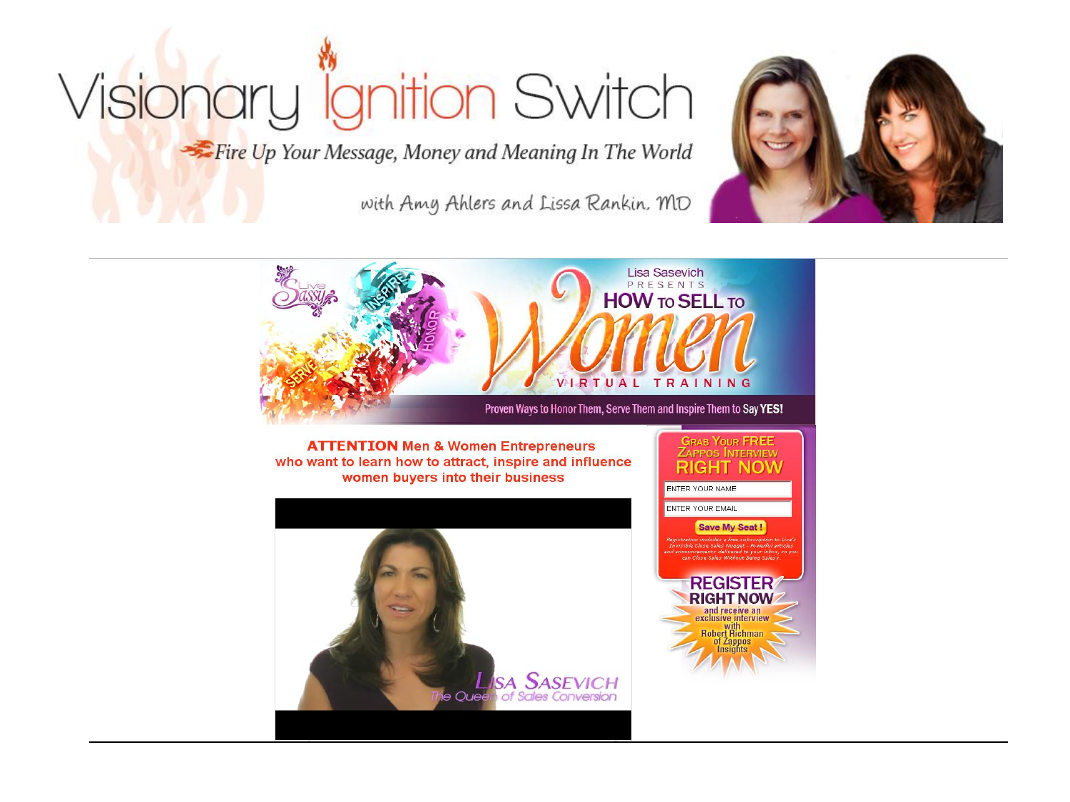# Visionary Ignition Switch

*Fire Up Your Message, Money and Meaning In The World*

with Amy Ahlers and Lissa Rankin, MD

---

Live Sassy

INSPIRE · HONOR · SERVE

Lisa Sasevich PRESENTS

## HOW TO SELL TO Women

VIRTUAL TRAINING

Proven Ways to Honor Them, Serve Them and Inspire Them to Say **YES!**

**ATTENTION Men & Women Entrepreneurs who want to learn how to attract, inspire and influence women buyers into their business**

LISA SASEVICH
*The Queen of Sales Conversion*

**GRAB YOUR FREE ZAPPOS INTERVIEW RIGHT NOW**

ENTER YOUR NAME

ENTER YOUR EMAIL

Save My Seat !

*Registration includes a free subscription to Lisa's Invisible Close Sales Nugget - Powerful articles and announcements delivered to your inbox, so you can Close Sales Without Being Salesy.*

**REGISTER RIGHT NOW** and receive an exclusive interview with Robert Richman of Zappos Insights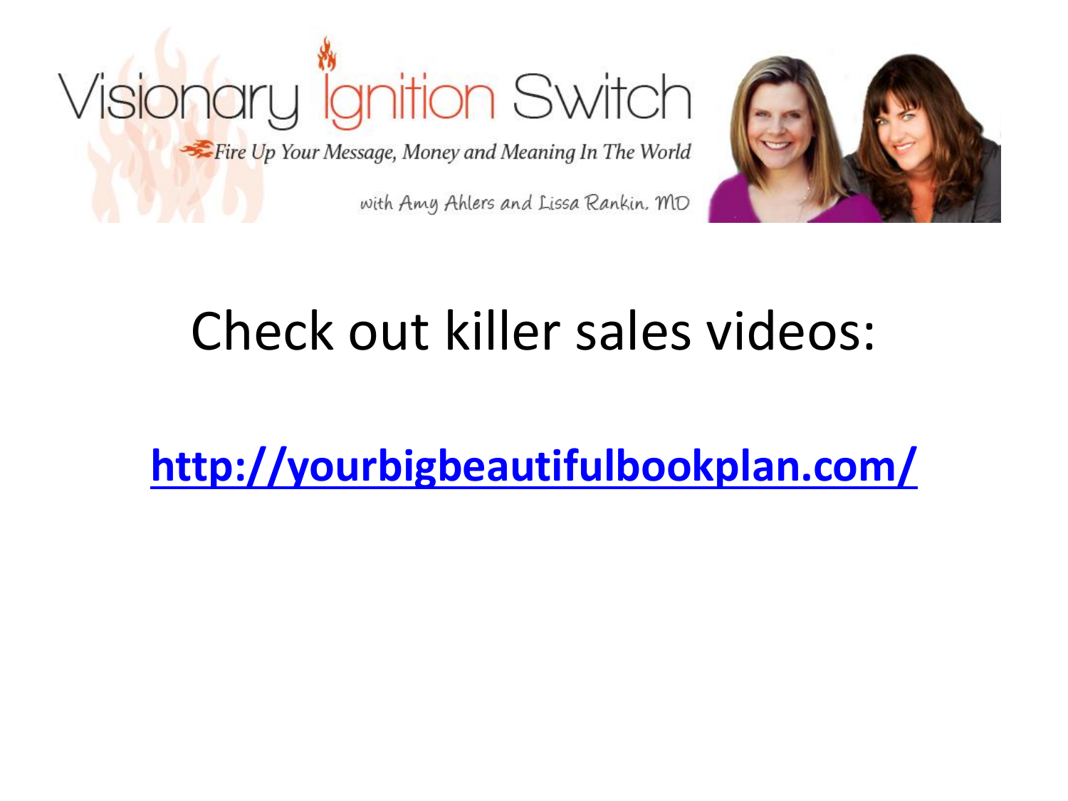Visionary Ignition Switch

*Fire Up Your Message, Money and Meaning In The World*

with Amy Ahlers and Lissa Rankin, MD

# Check out killer sales videos:

**http://yourbigbeautifulbookplan.com/**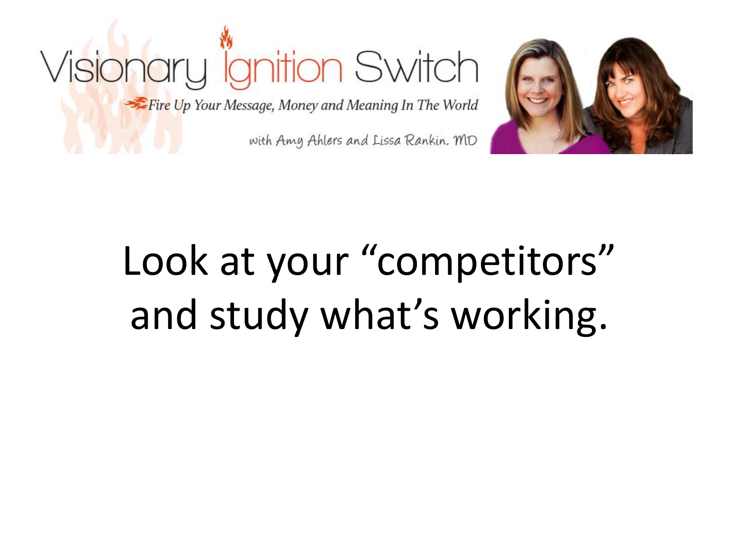Look at your “competitors” and study what’s working.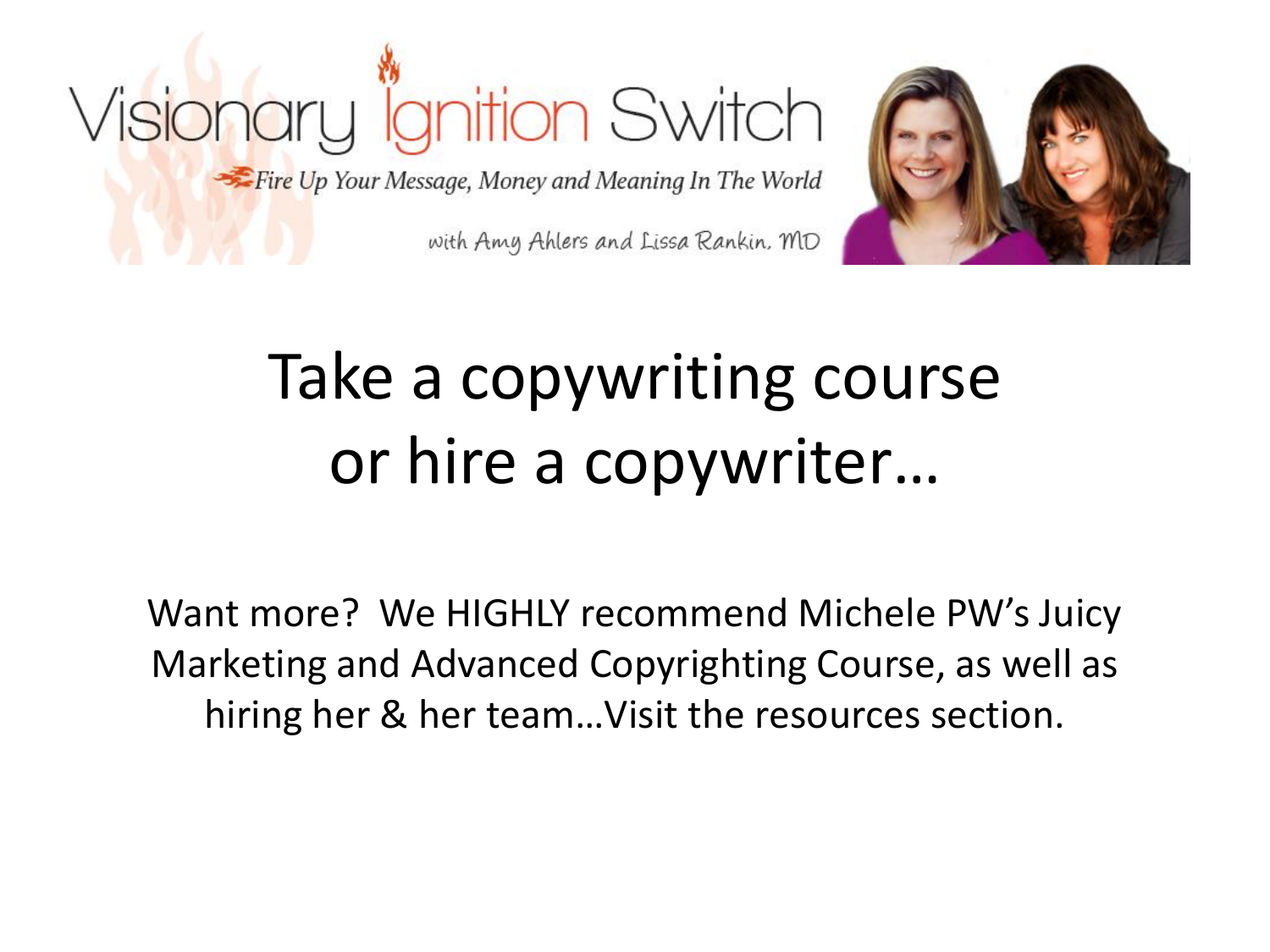Visionary Ignition Switch

*Fire Up Your Message, Money and Meaning In The World*

with Amy Ahlers and Lissa Rankin, MD

# Take a copywriting course or hire a copywriter…

Want more? We HIGHLY recommend Michele PW's Juicy Marketing and Advanced Copyrighting Course, as well as hiring her & her team…Visit the resources section.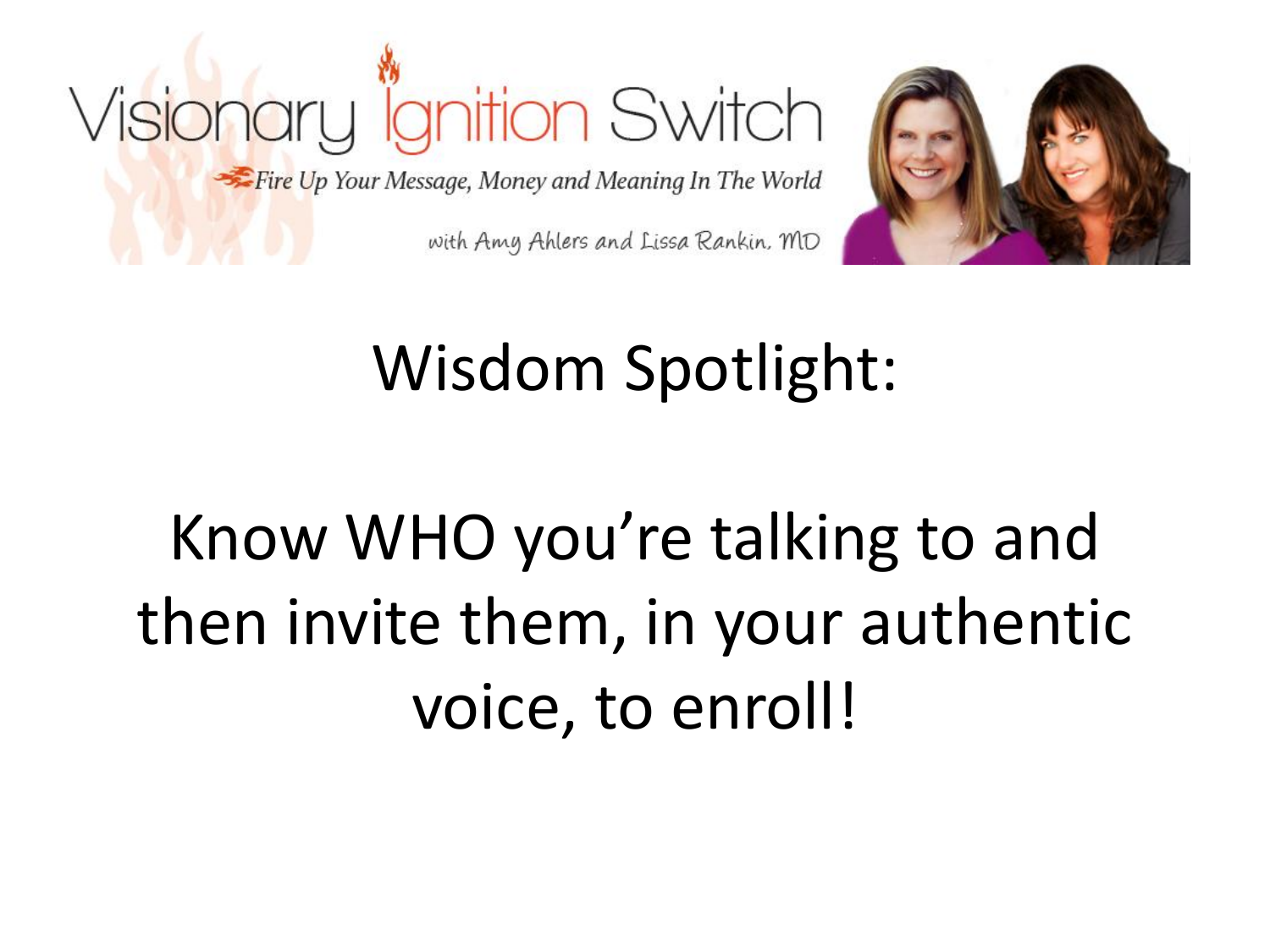Visionary Ignition Switch

*Fire Up Your Message, Money and Meaning In The World*

*with Amy Ahlers and Lissa Rankin, MD*

# Wisdom Spotlight:

# Know WHO you're talking to and then invite them, in your authentic voice, to enroll!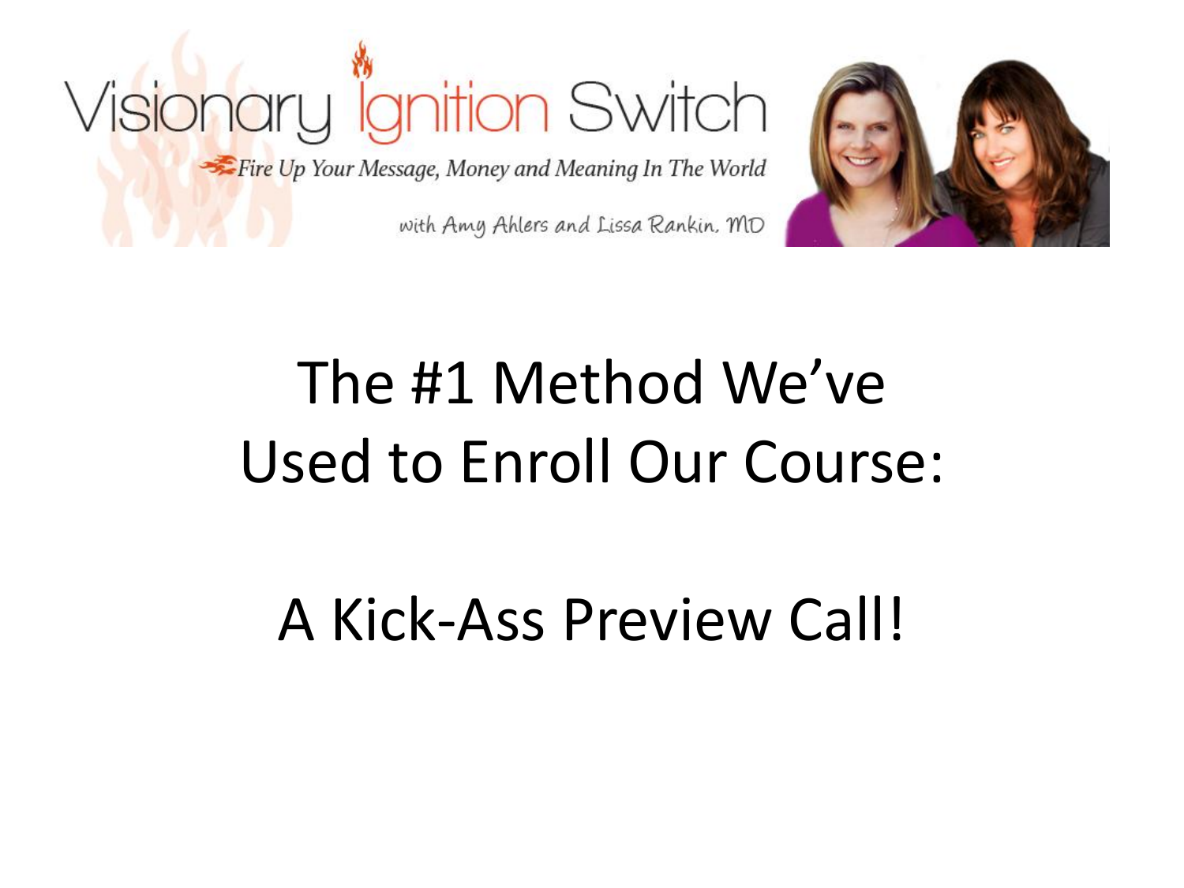Visionary Ignition Switch

Fire Up Your Message, Money and Meaning In The World

with Amy Ahlers and Lissa Rankin, MD

# The #1 Method We've Used to Enroll Our Course:

# A Kick-Ass Preview Call!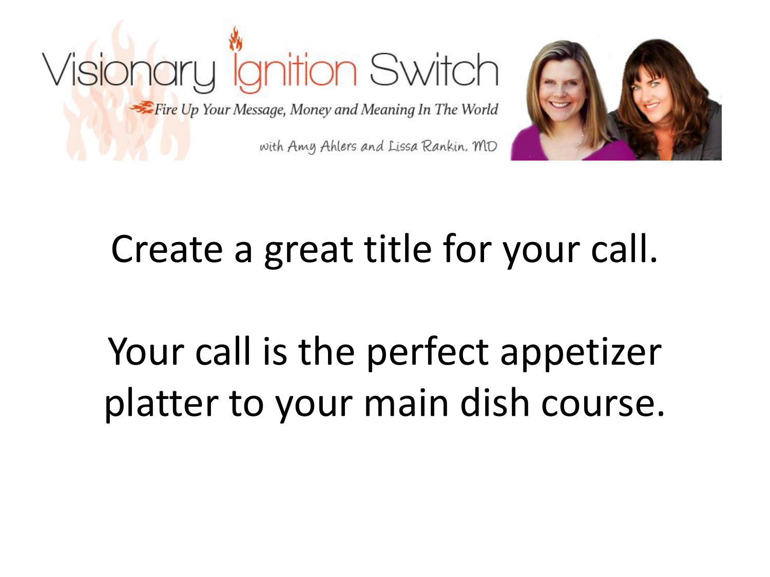Visionary Ignition Switch

*Fire Up Your Message, Money and Meaning In The World*

with Amy Ahlers and Lissa Rankin, MD

Create a great title for your call.

Your call is the perfect appetizer platter to your main dish course.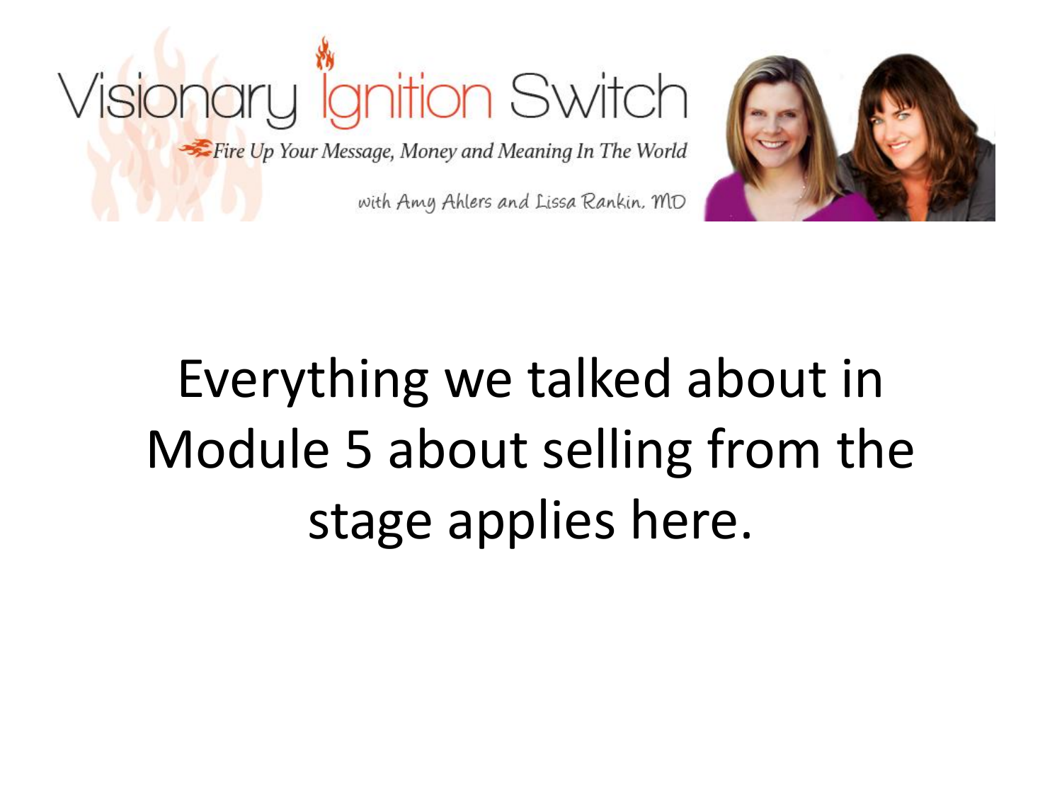Everything we talked about in Module 5 about selling from the stage applies here.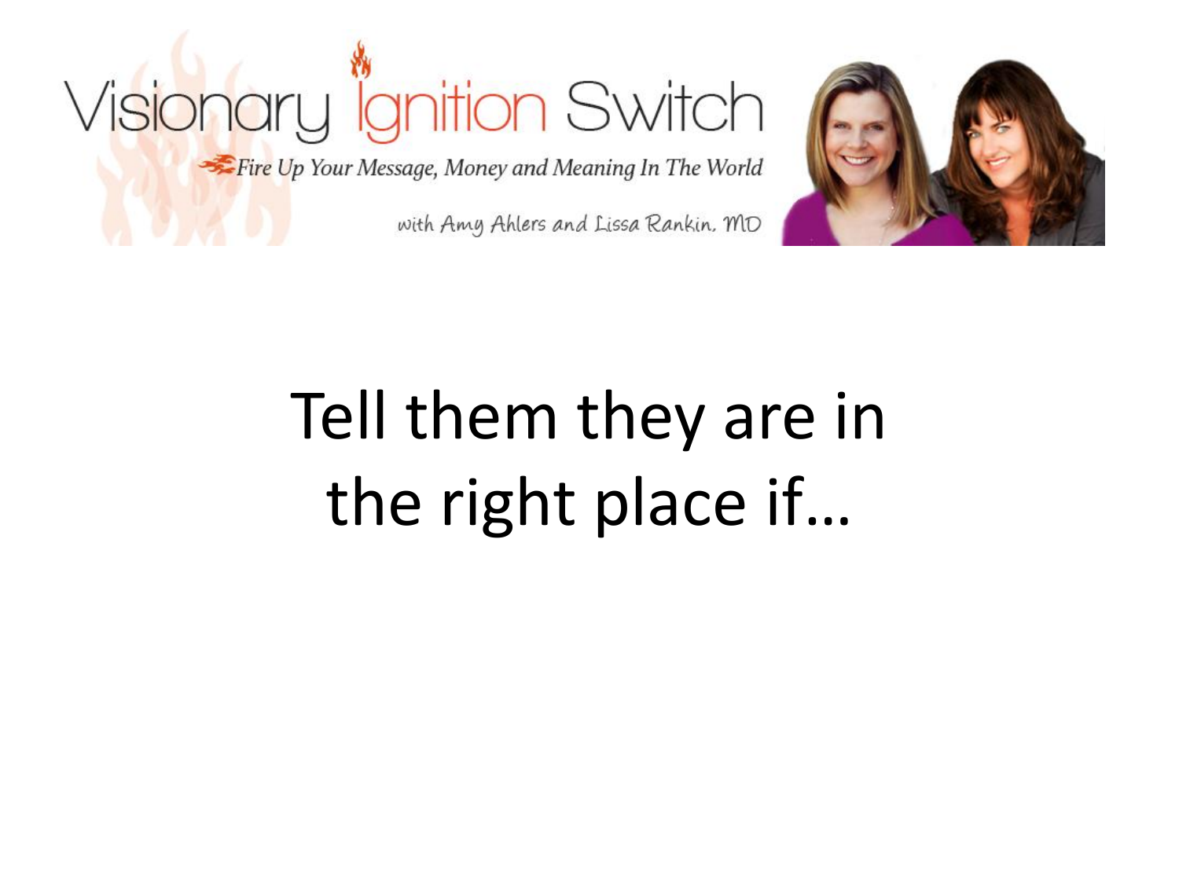Visionary Ignition Switch

*Fire Up Your Message, Money and Meaning In The World*

with Amy Ahlers and Lissa Rankin, MD

# Tell them they are in the right place if…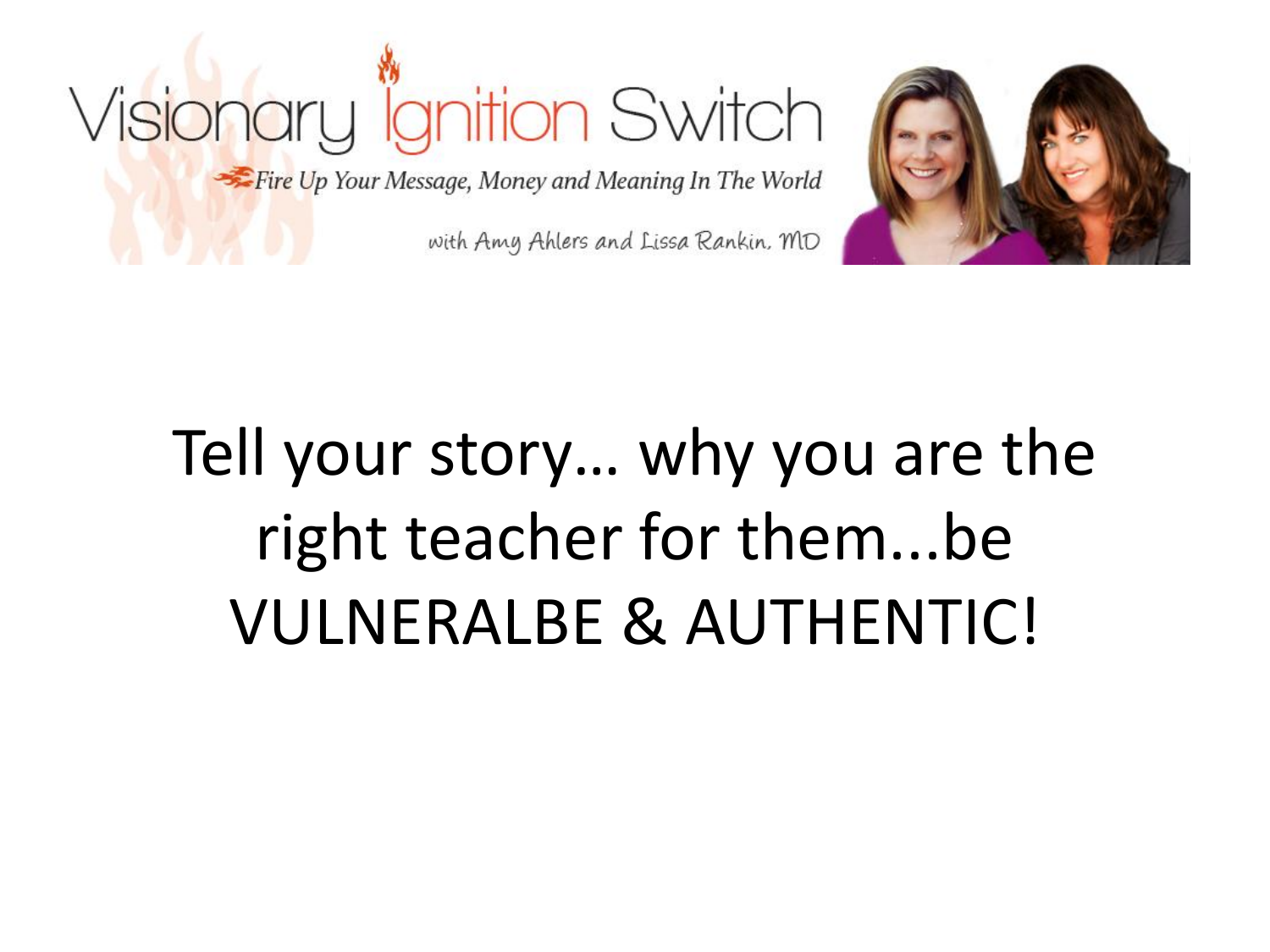Visionary Ignition Switch

*Fire Up Your Message, Money and Meaning In The World*

with Amy Ahlers and Lissa Rankin, MD

Tell your story… why you are the right teacher for them...be VULNERALBE & AUTHENTIC!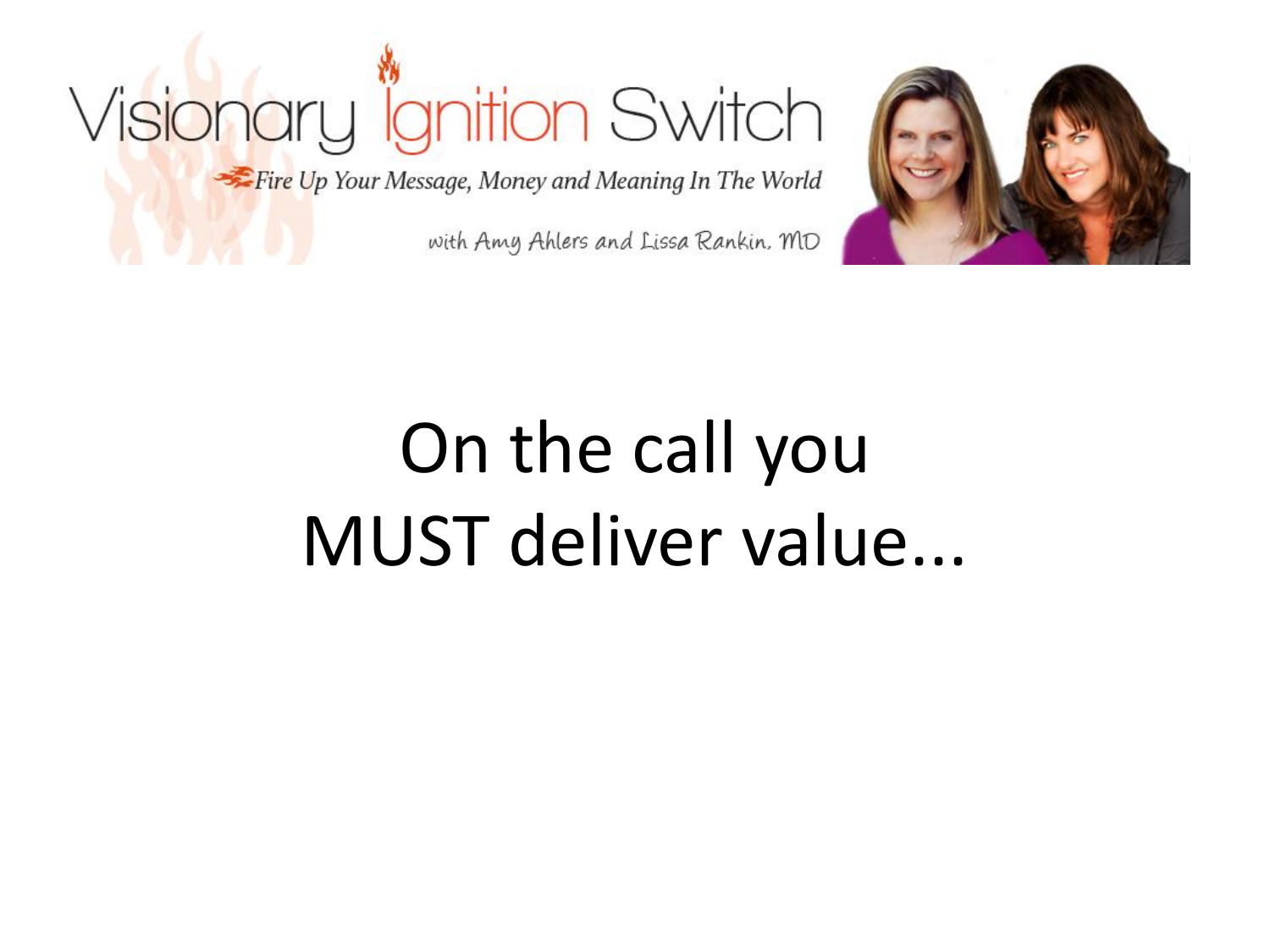Visionary Ignition Switch

*Fire Up Your Message, Money and Meaning In The World*

with Amy Ahlers and Lissa Rankin, MD

# On the call you MUST deliver value...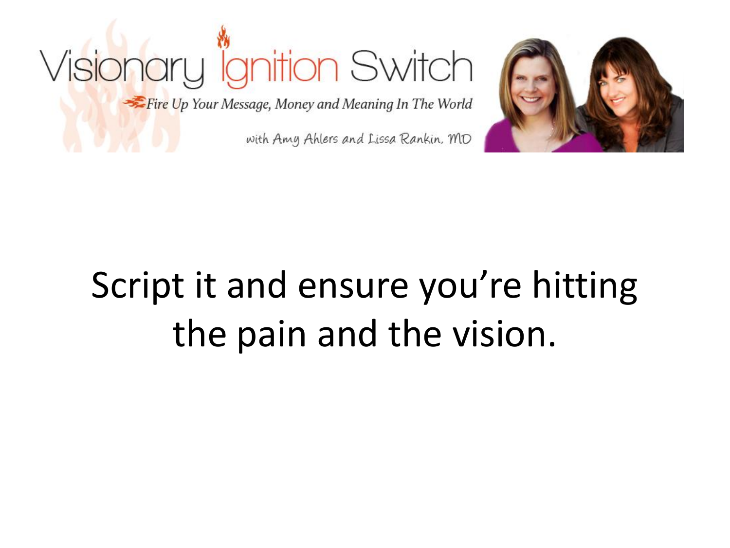Script it and ensure you're hitting the pain and the vision.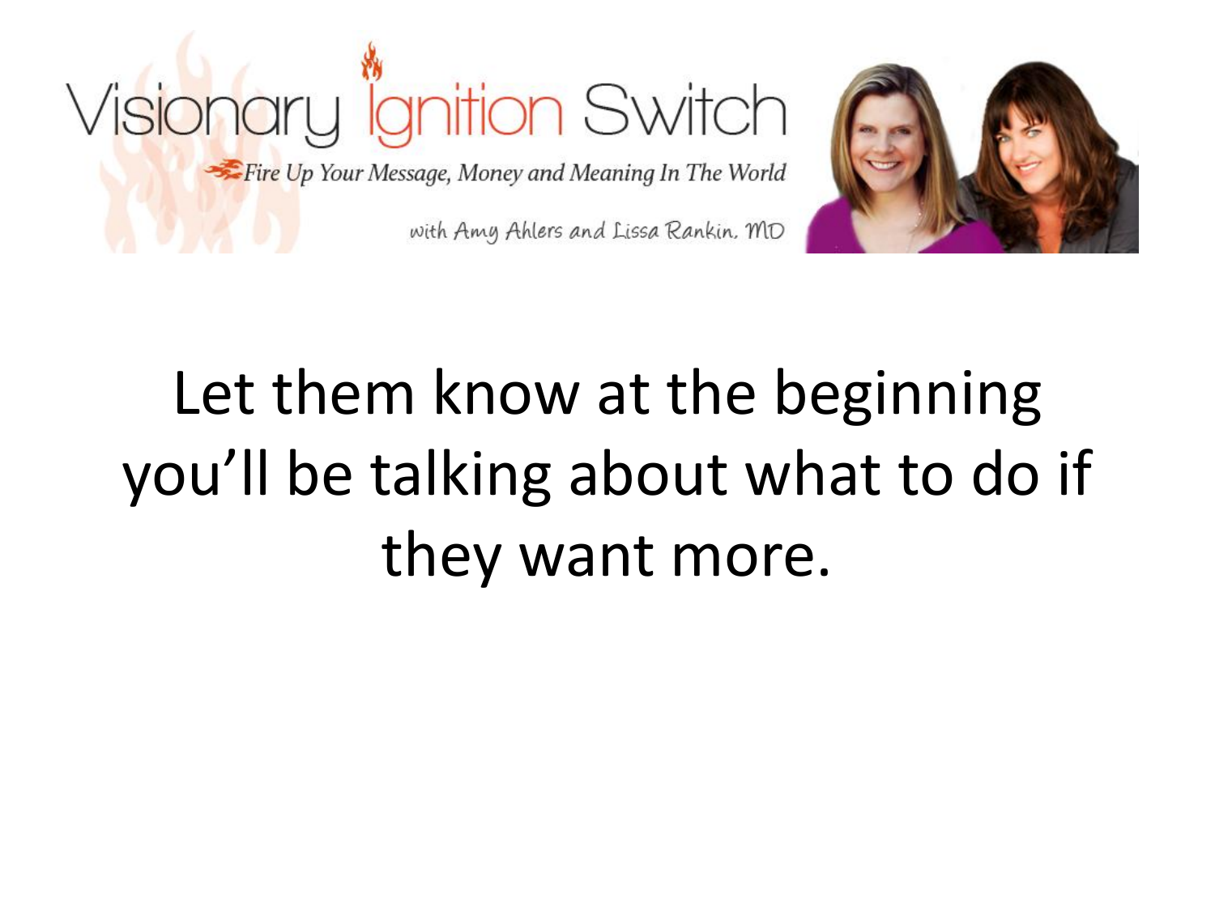Let them know at the beginning you'll be talking about what to do if they want more.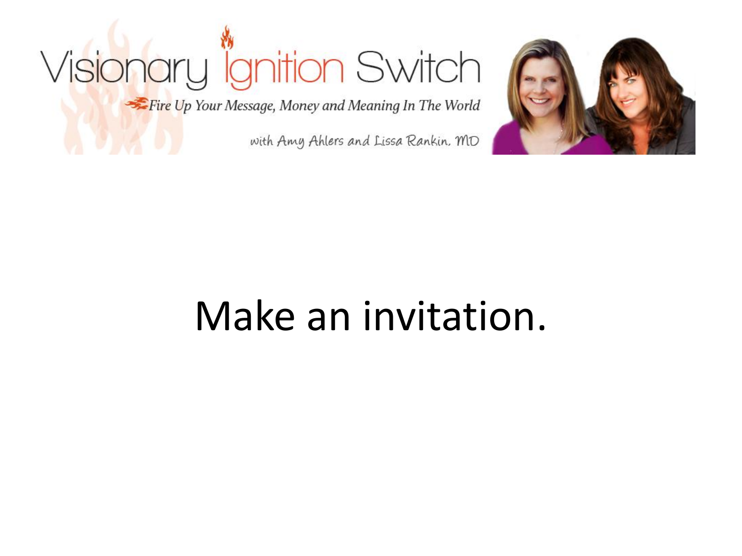Make an invitation.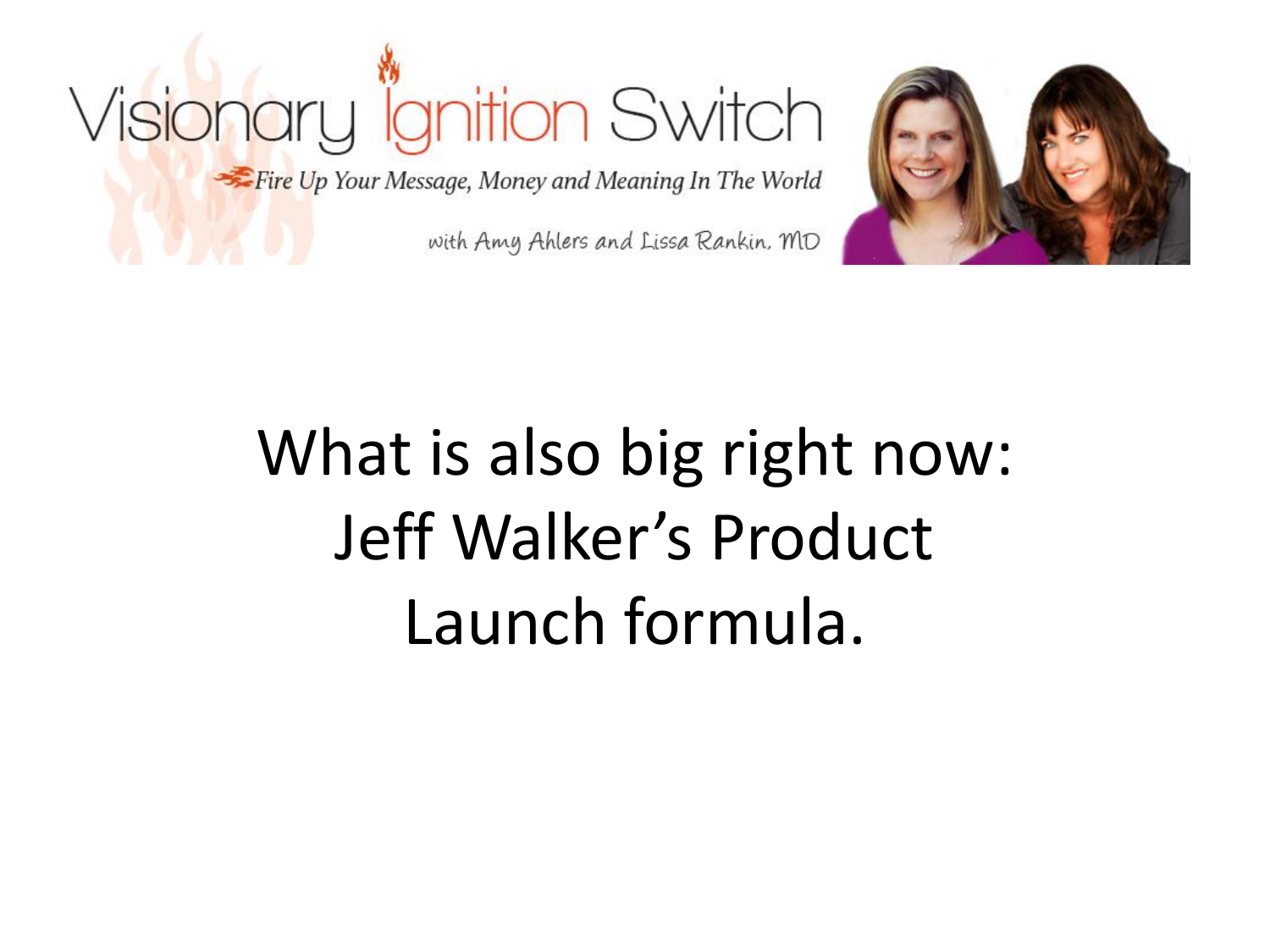What is also big right now: Jeff Walker's Product Launch formula.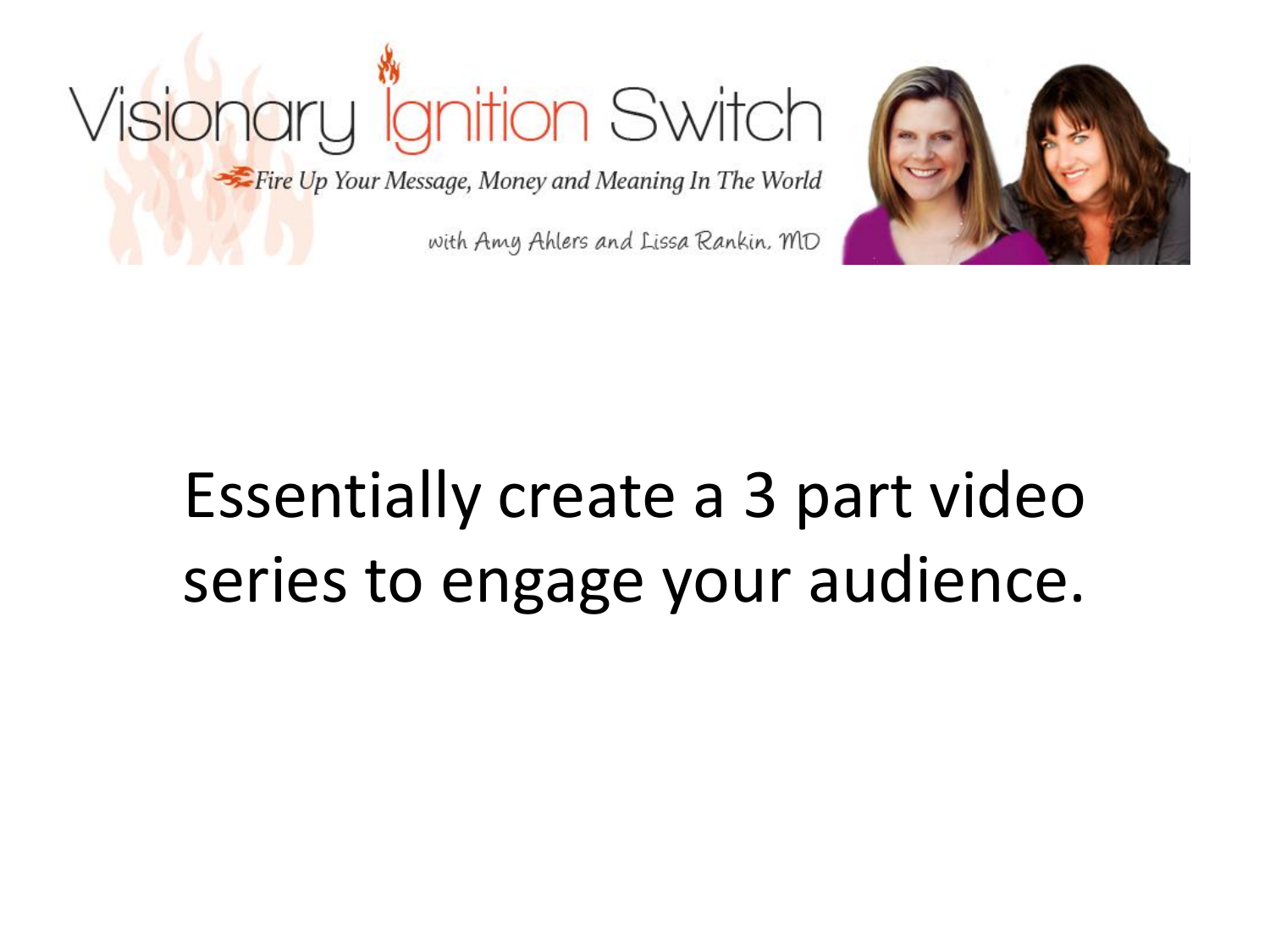Visionary Ignition Switch

*Fire Up Your Message, Money and Meaning In The World*

with Amy Ahlers and Lissa Rankin, MD

Essentially create a 3 part video series to engage your audience.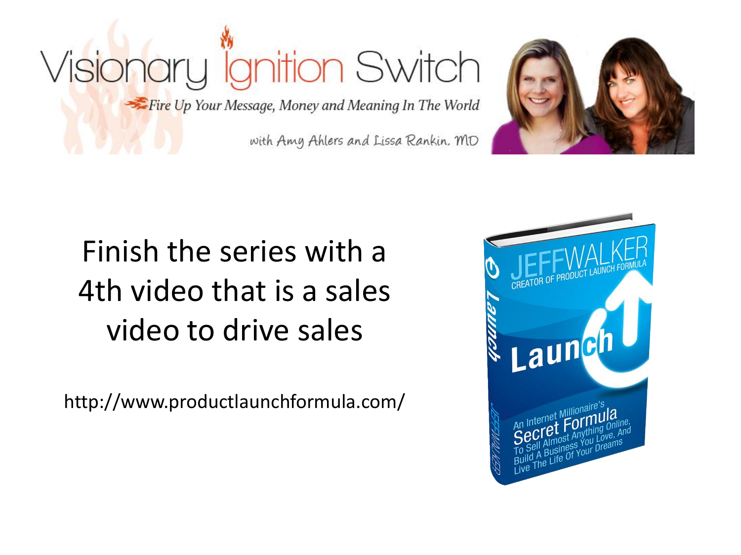Visionary Ignition Switch

*Fire Up Your Message, Money and Meaning In The World*

with Amy Ahlers and Lissa Rankin, MD

Finish the series with a 4th video that is a sales video to drive sales

http://www.productlaunchformula.com/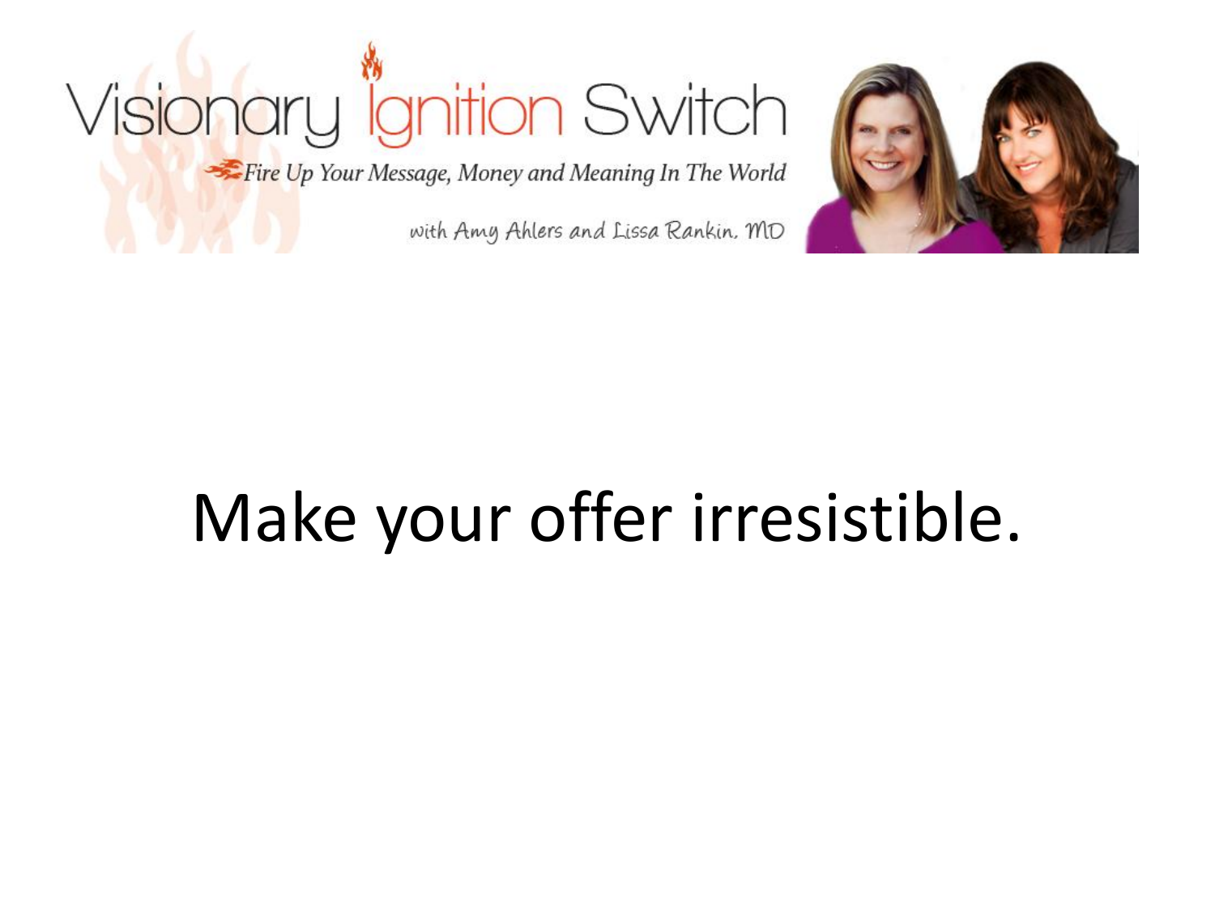Visionary Ignition Switch

*Fire Up Your Message, Money and Meaning In The World*

with Amy Ahlers and Lissa Rankin, MD

# Make your offer irresistible.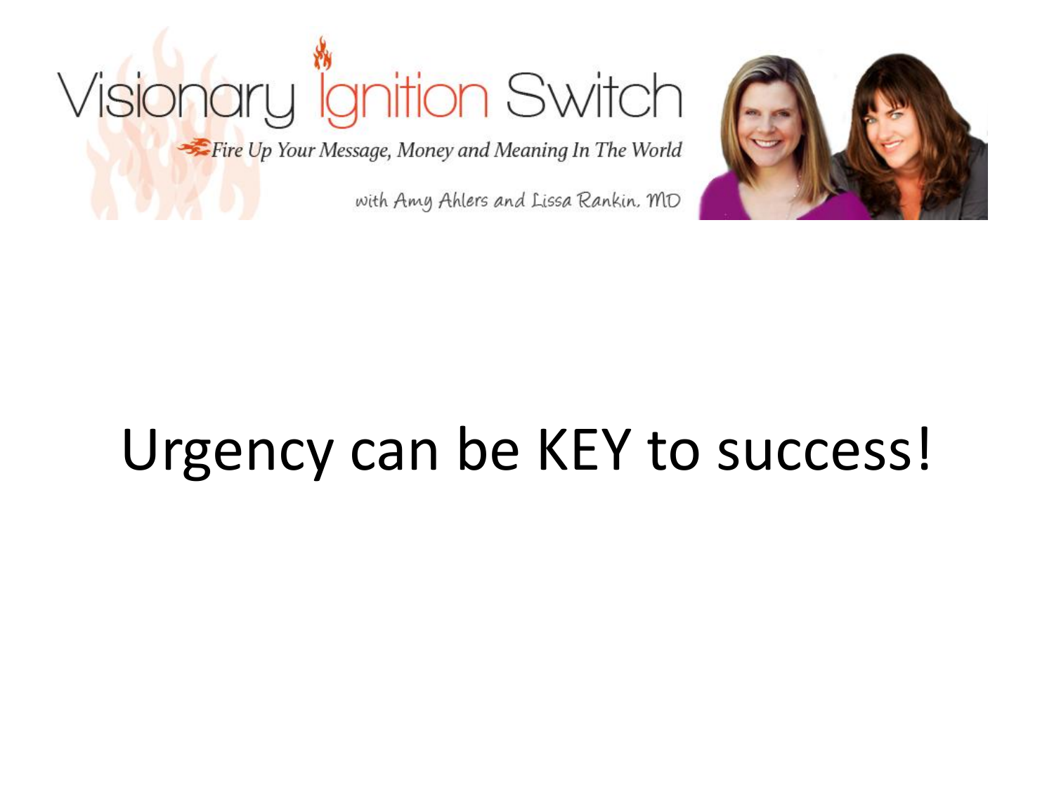Urgency can be KEY to success!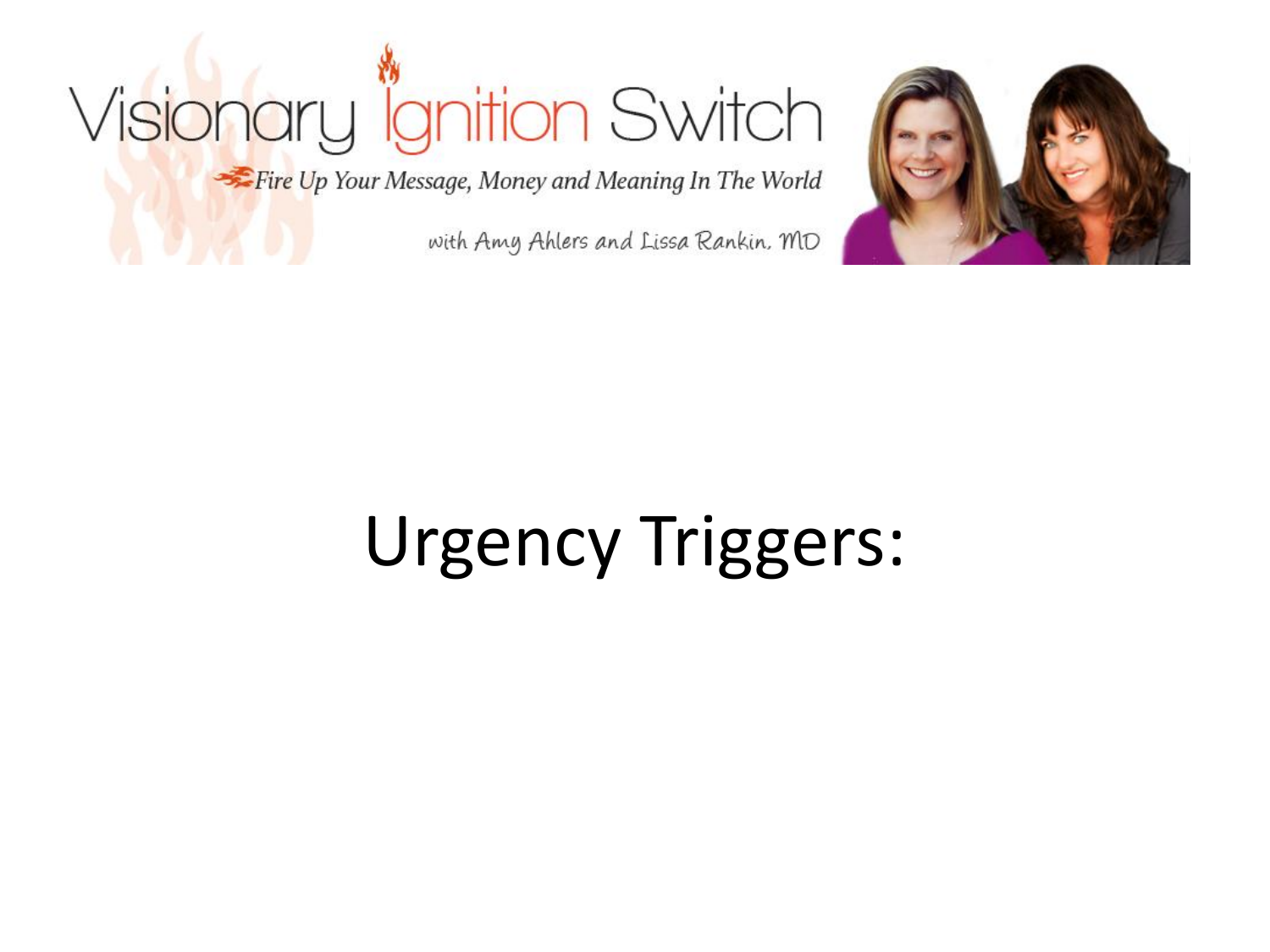# Urgency Triggers: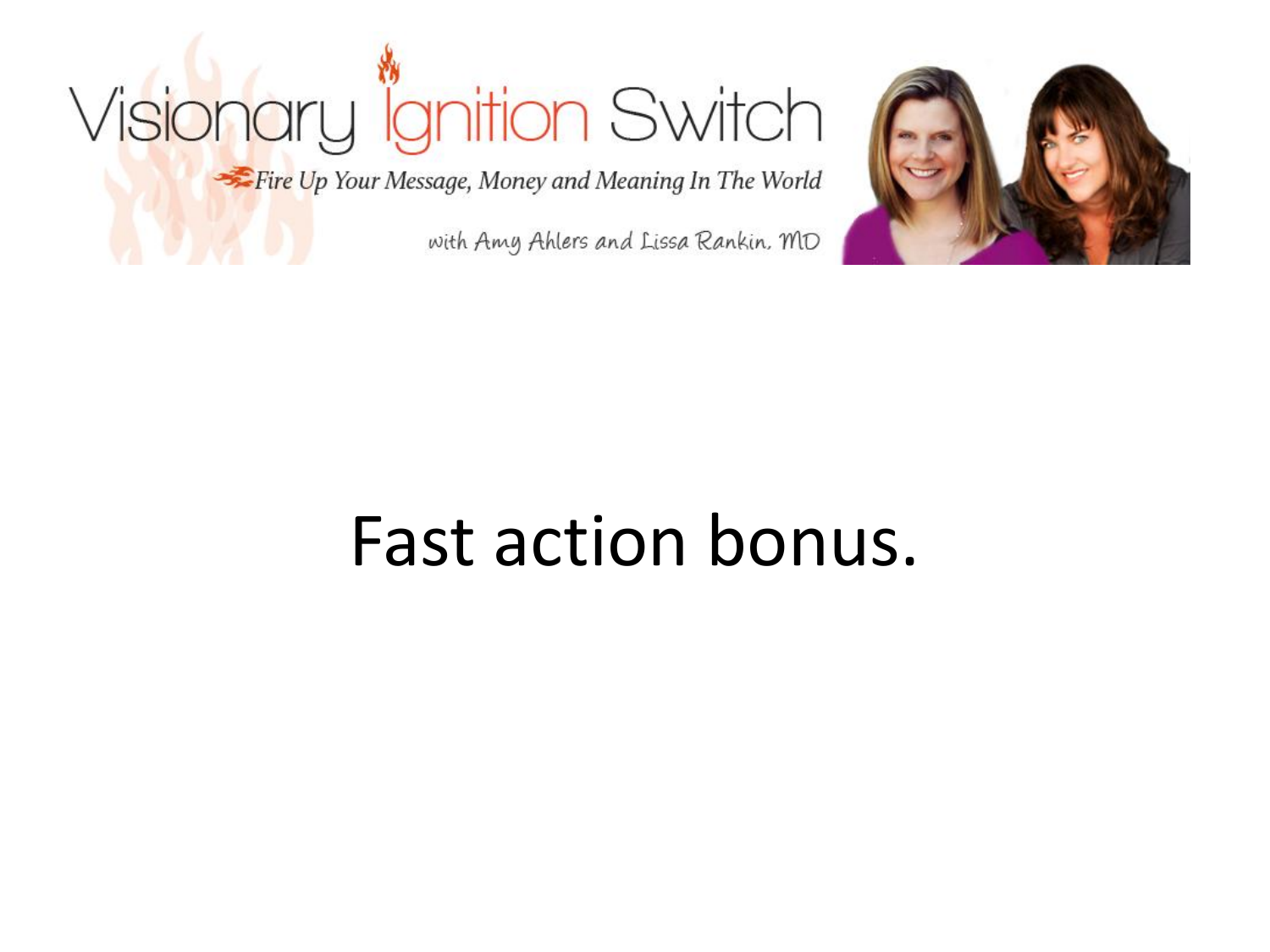Fast action bonus.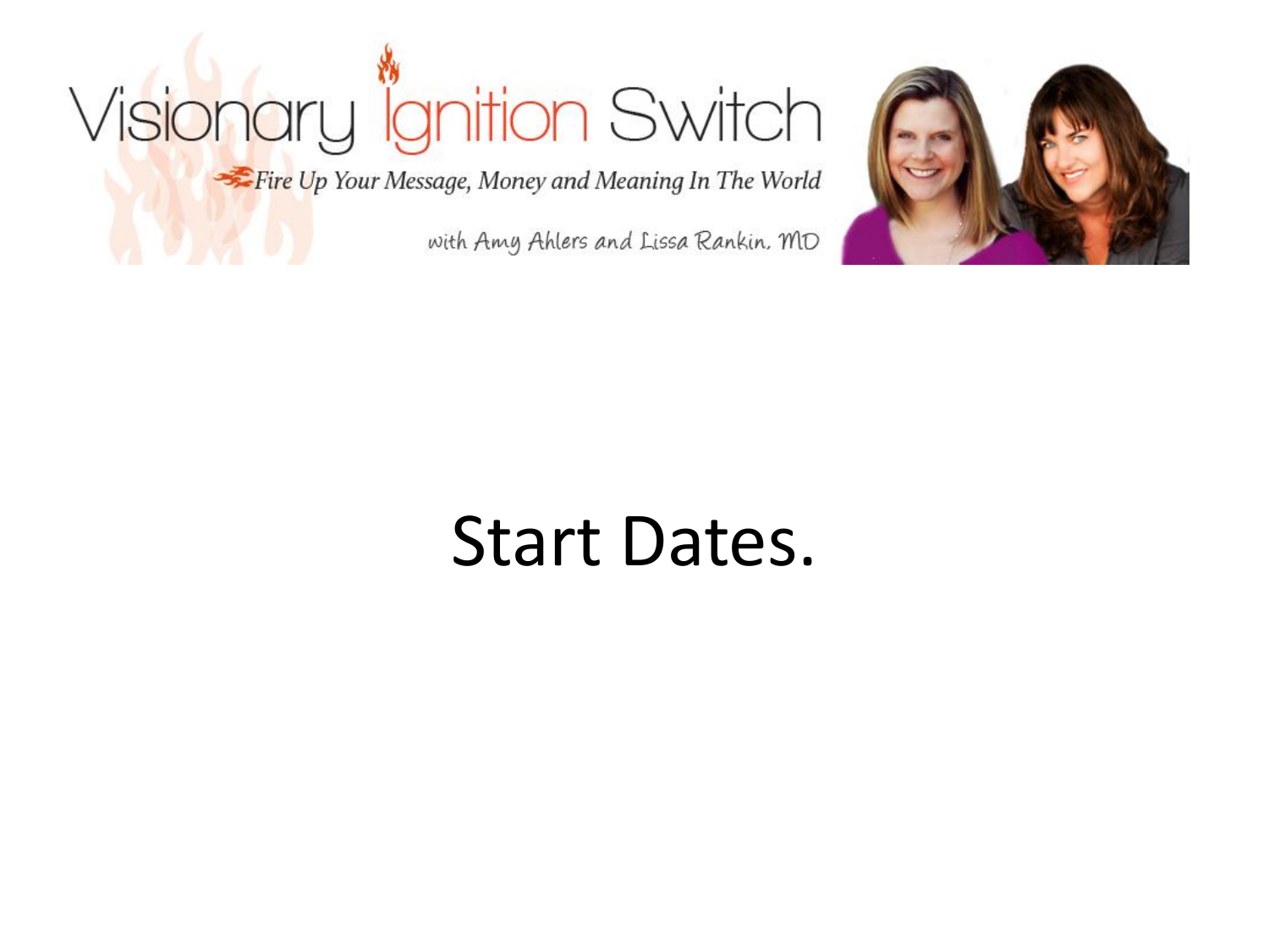# Start Dates.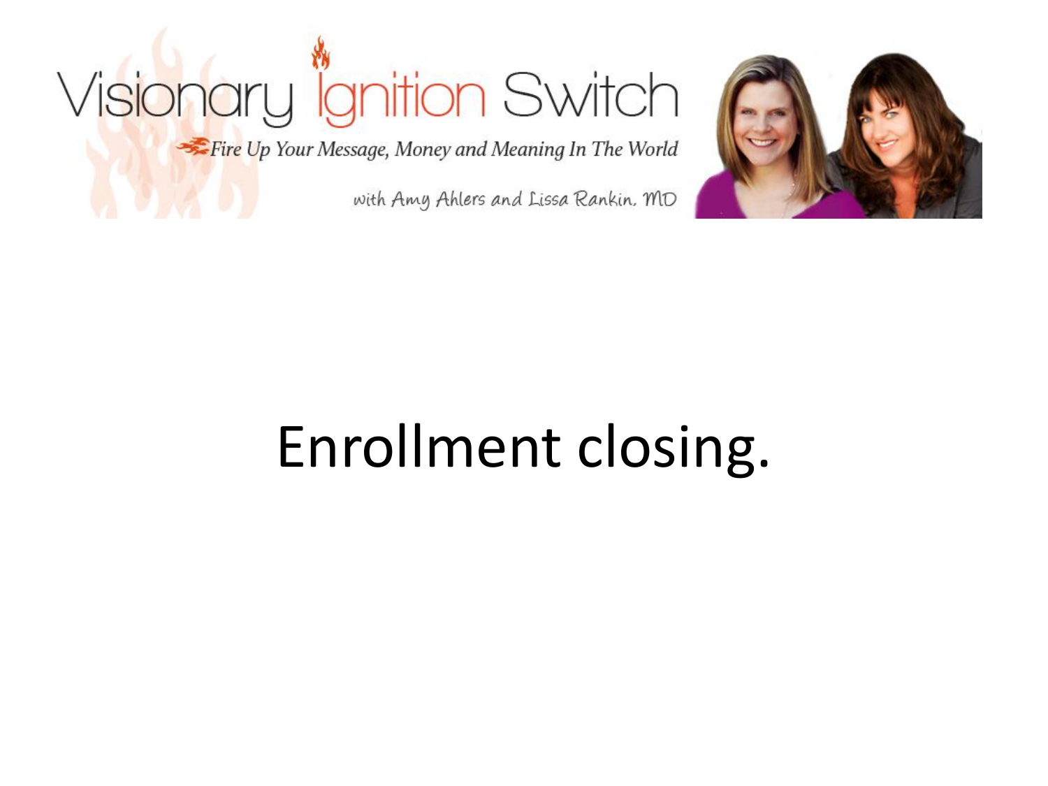Visionary Ignition Switch

*Fire Up Your Message, Money and Meaning In The World*

with Amy Ahlers and Lissa Rankin, MD

# Enrollment closing.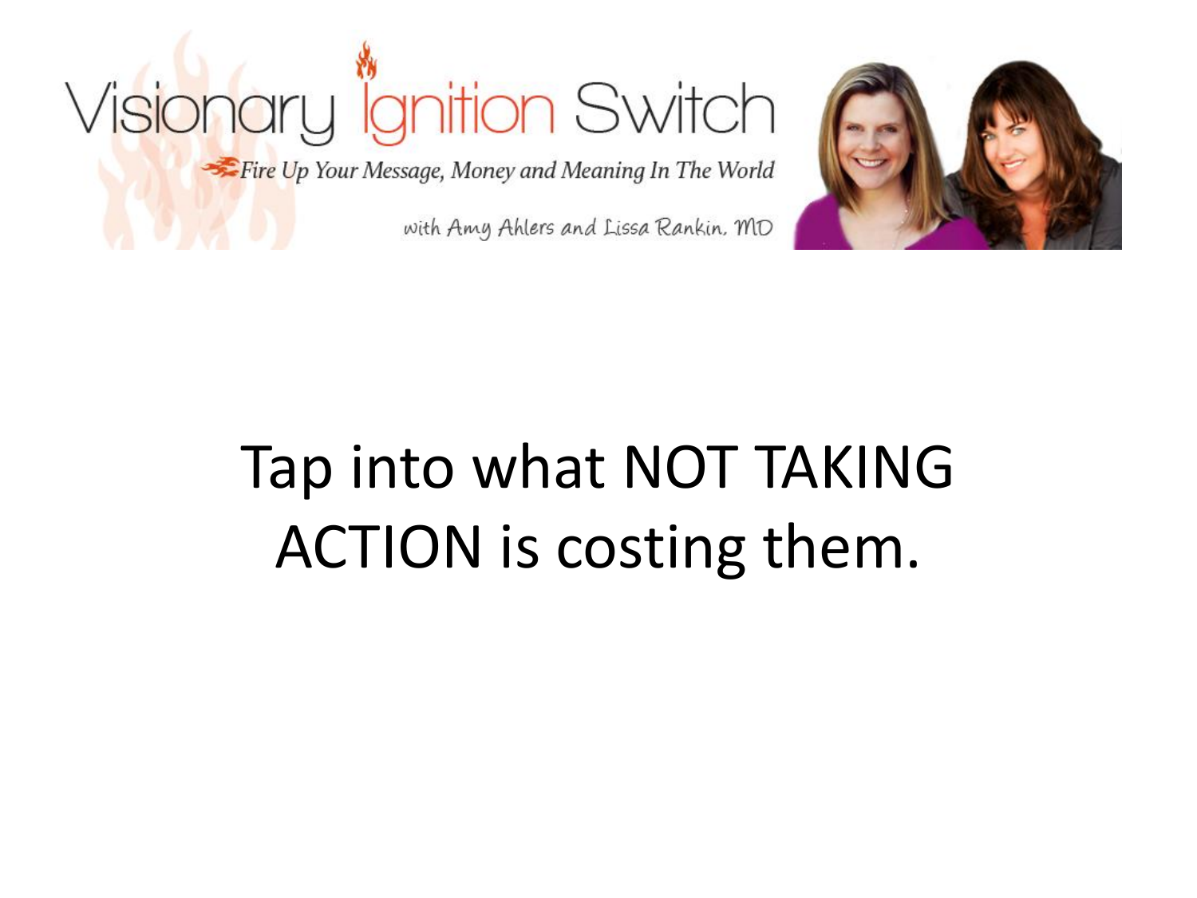Tap into what NOT TAKING ACTION is costing them.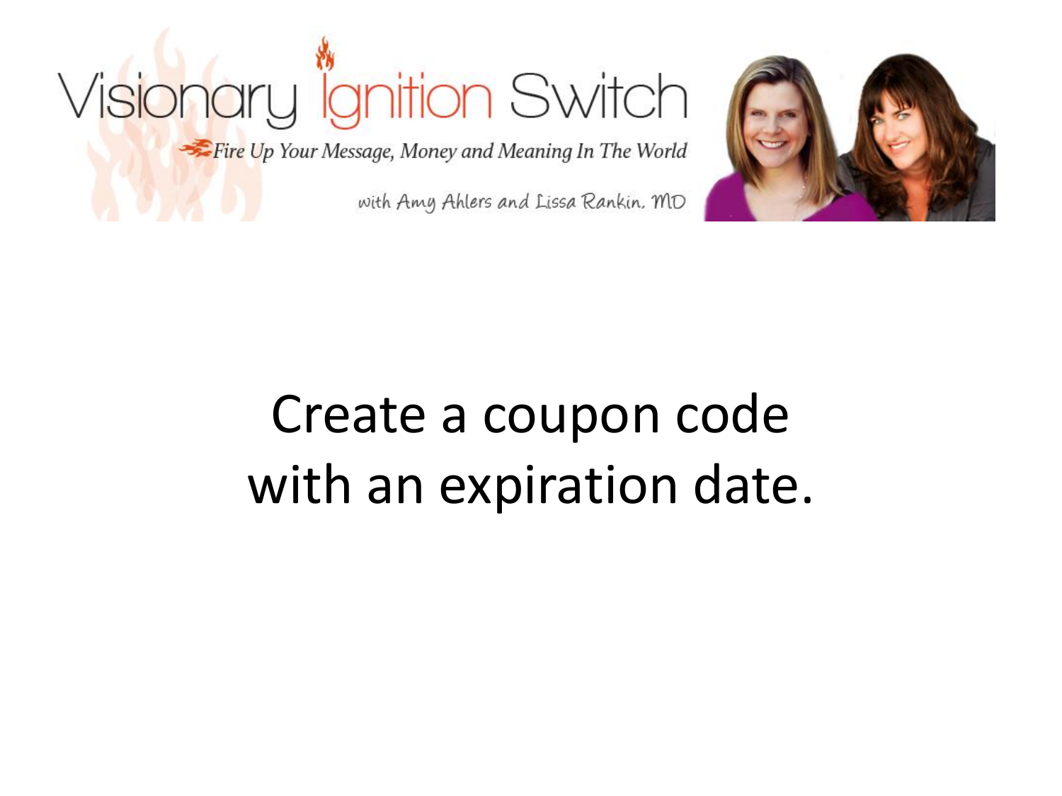Create a coupon code with an expiration date.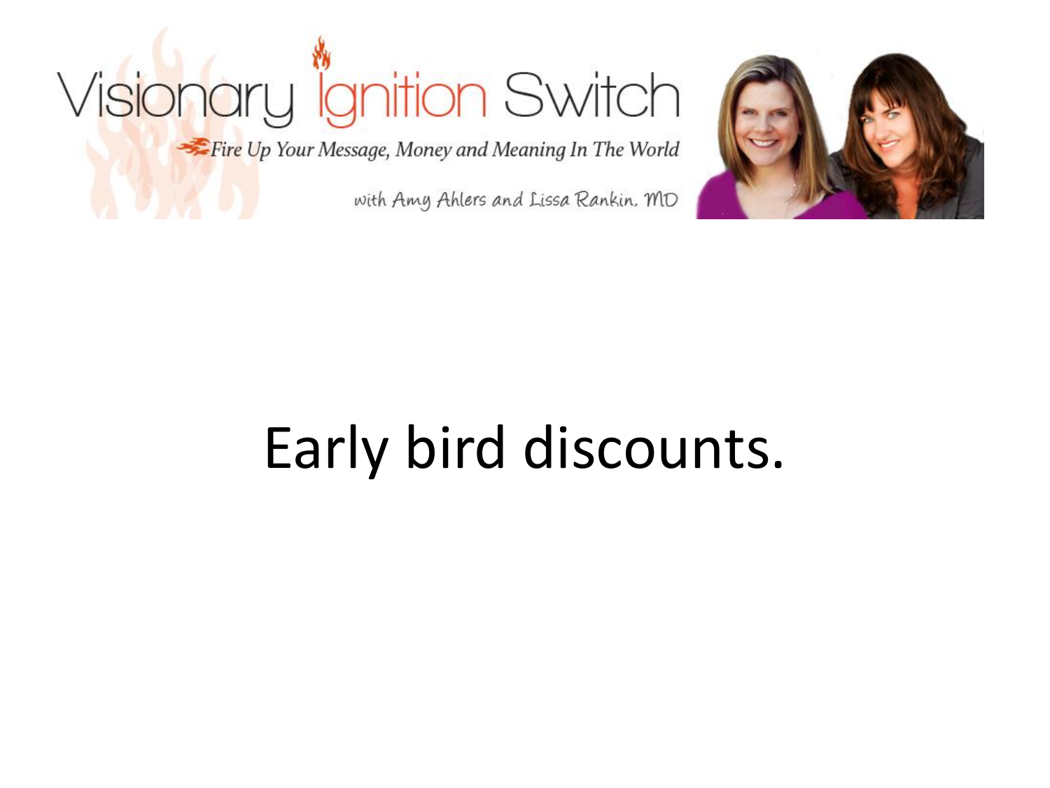Visionary Ignition Switch

Fire Up Your Message, Money and Meaning In The World

with Amy Ahlers and Lissa Rankin, MD

# Early bird discounts.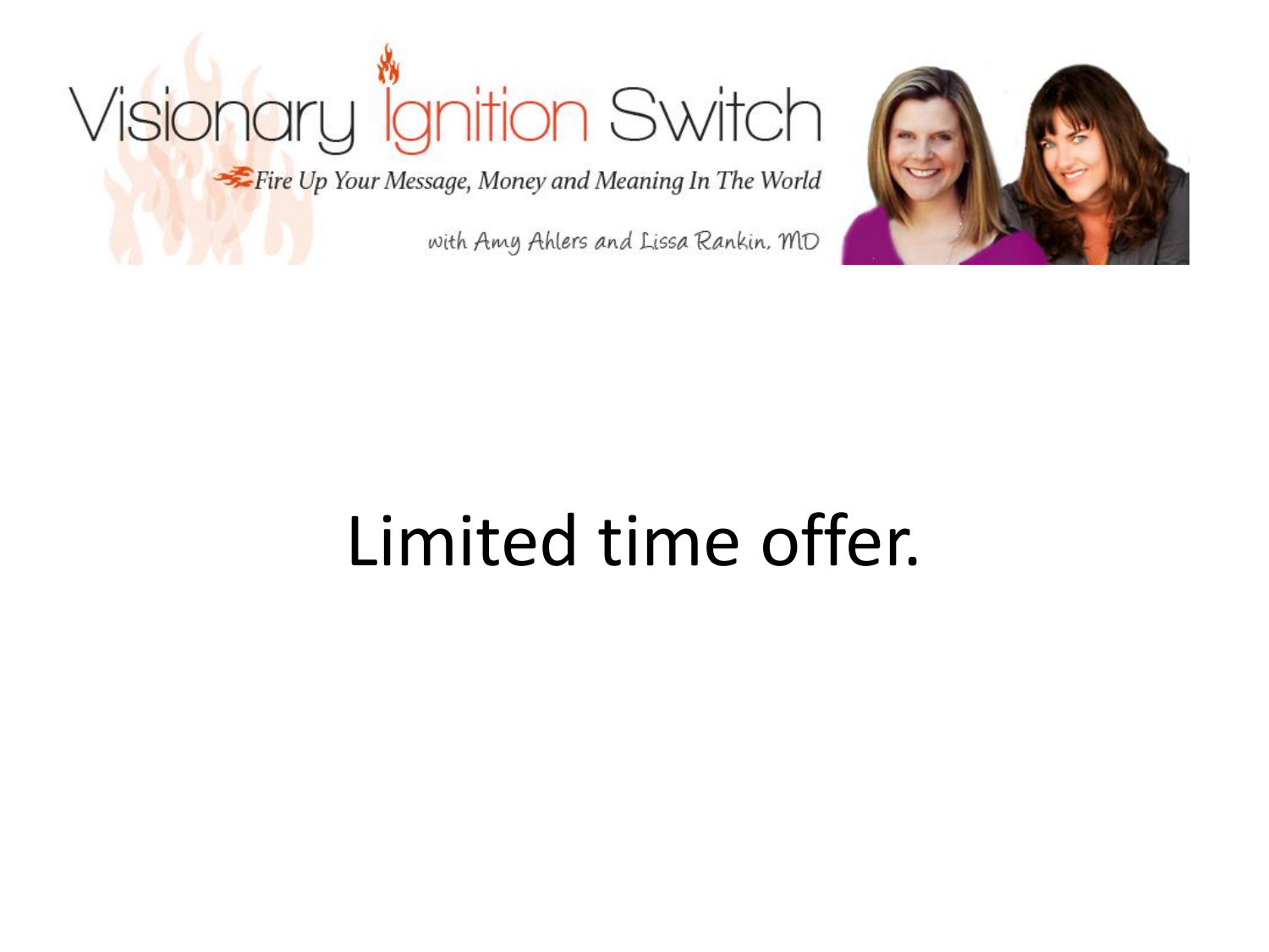Visionary Ignition Switch

*Fire Up Your Message, Money and Meaning In The World*

with Amy Ahlers and Lissa Rankin, MD

# Limited time offer.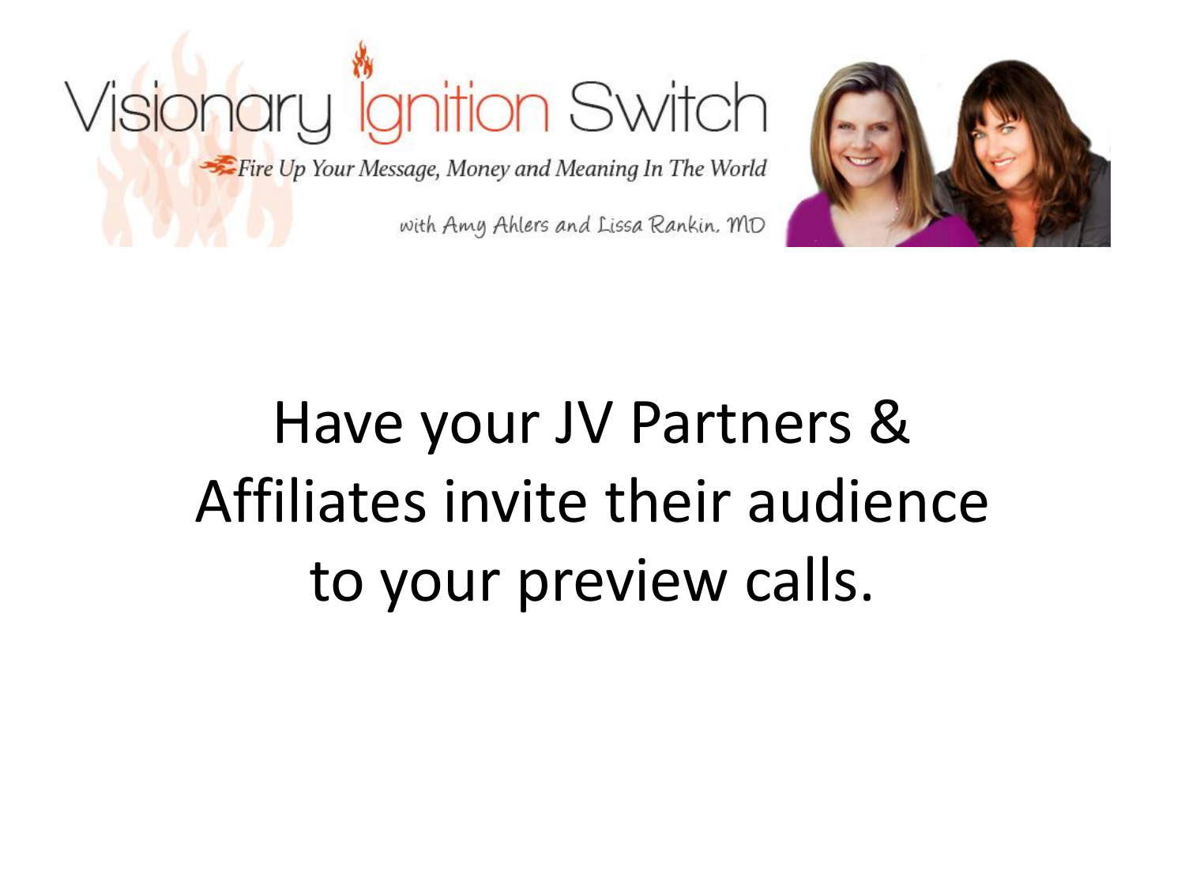Visionary Ignition Switch

Fire Up Your Message, Money and Meaning In The World

with Amy Ahlers and Lissa Rankin, MD

Have your JV Partners & Affiliates invite their audience to your preview calls.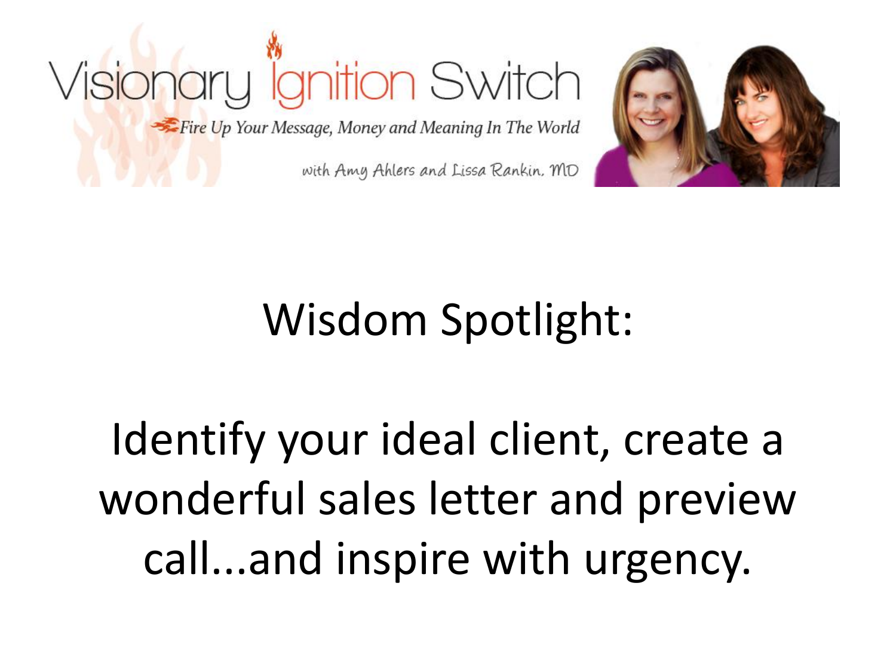Visionary Ignition Switch

*Fire Up Your Message, Money and Meaning In The World*

with Amy Ahlers and Lissa Rankin, MD

# Wisdom Spotlight:

Identify your ideal client, create a wonderful sales letter and preview call...and inspire with urgency.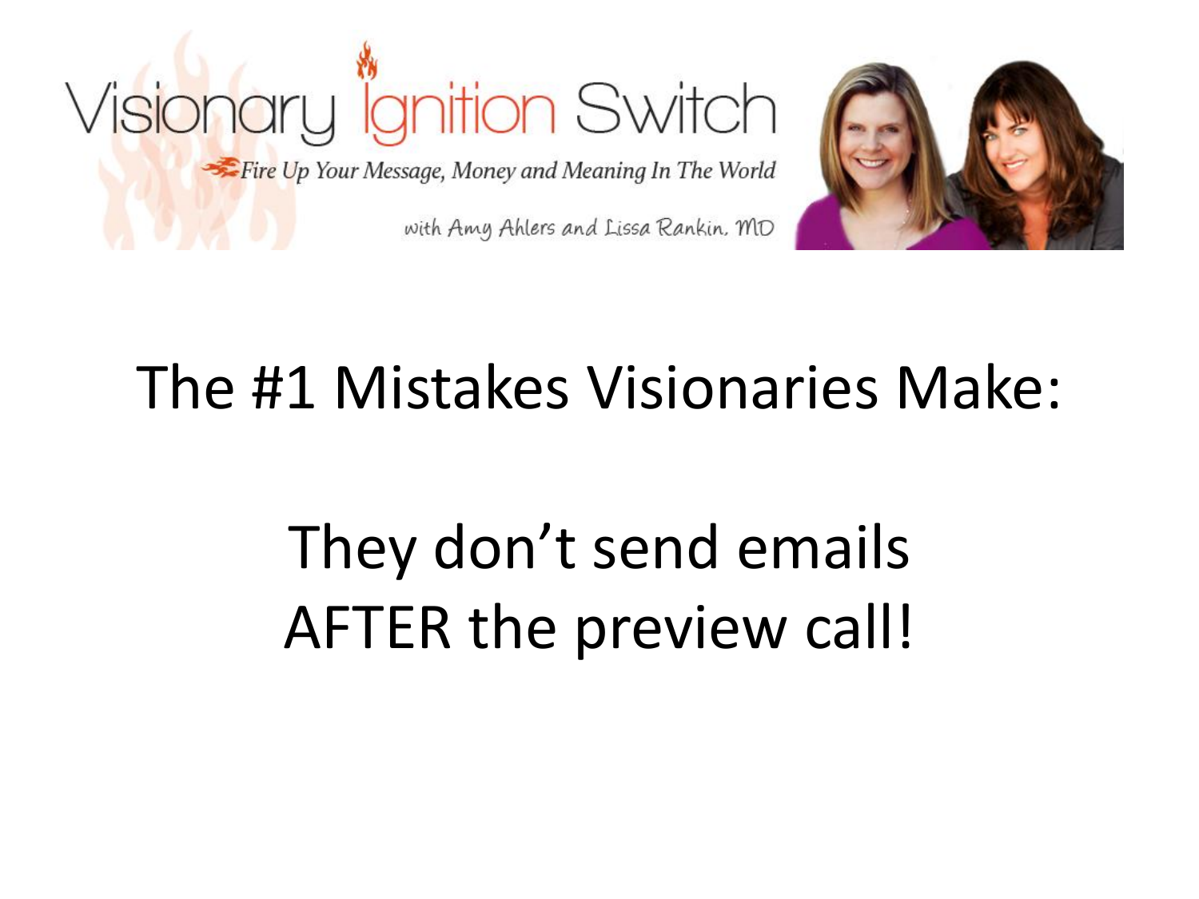Visionary Ignition Switch

*Fire Up Your Message, Money and Meaning In The World*

with Amy Ahlers and Lissa Rankin, MD

# The #1 Mistakes Visionaries Make:

# They don't send emails AFTER the preview call!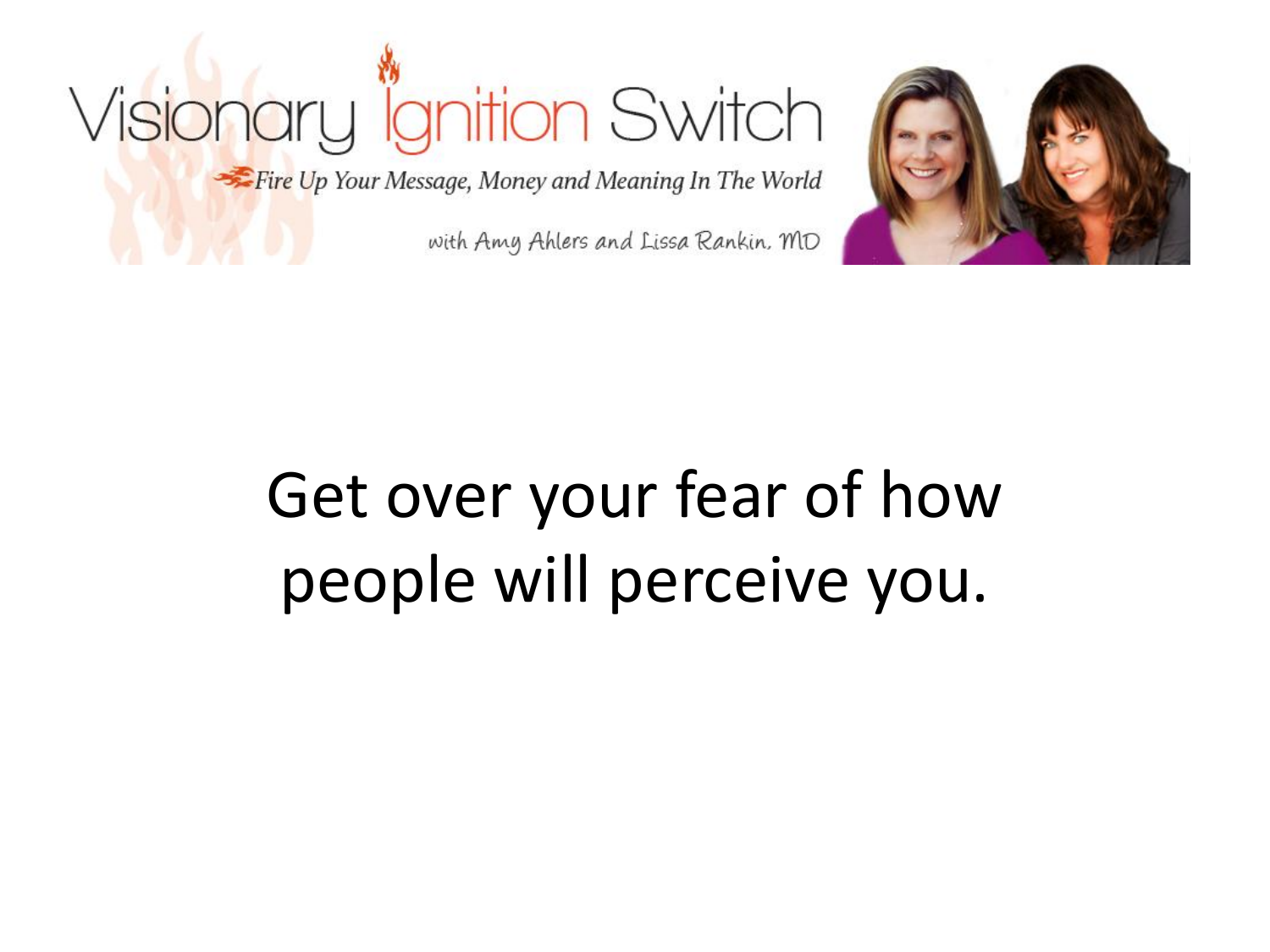Visionary Ignition Switch

Fire Up Your Message, Money and Meaning In The World

with Amy Ahlers and Lissa Rankin, MD

Get over your fear of how people will perceive you.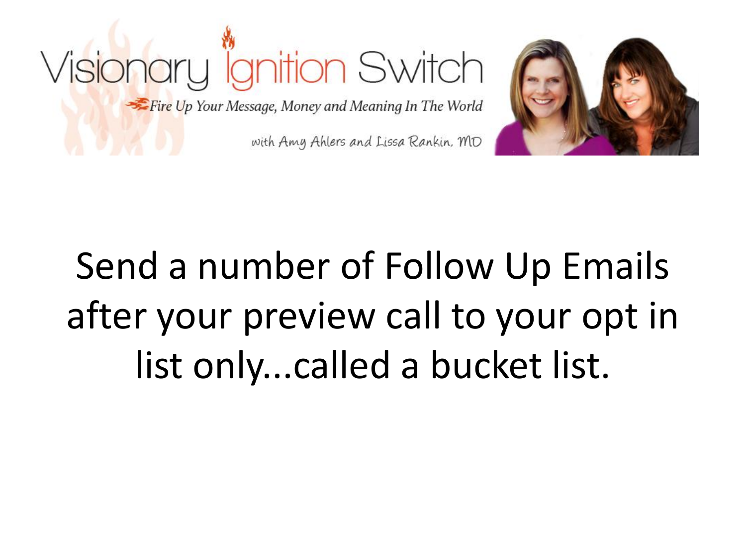Send a number of Follow Up Emails after your preview call to your opt in list only...called a bucket list.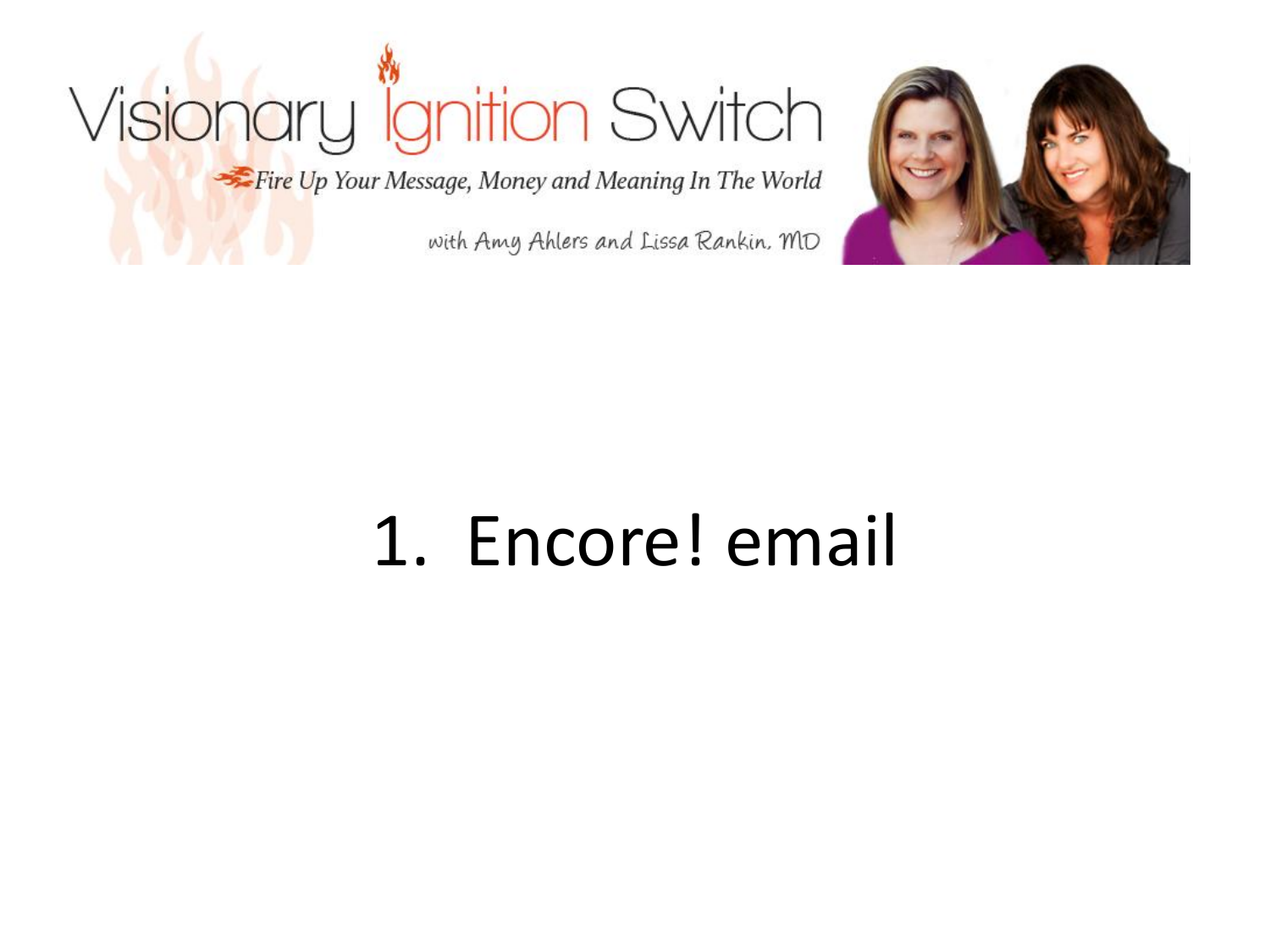Visionary Ignition Switch

*Fire Up Your Message, Money and Meaning In The World*

with Amy Ahlers and Lissa Rankin, MD

1. Encore! email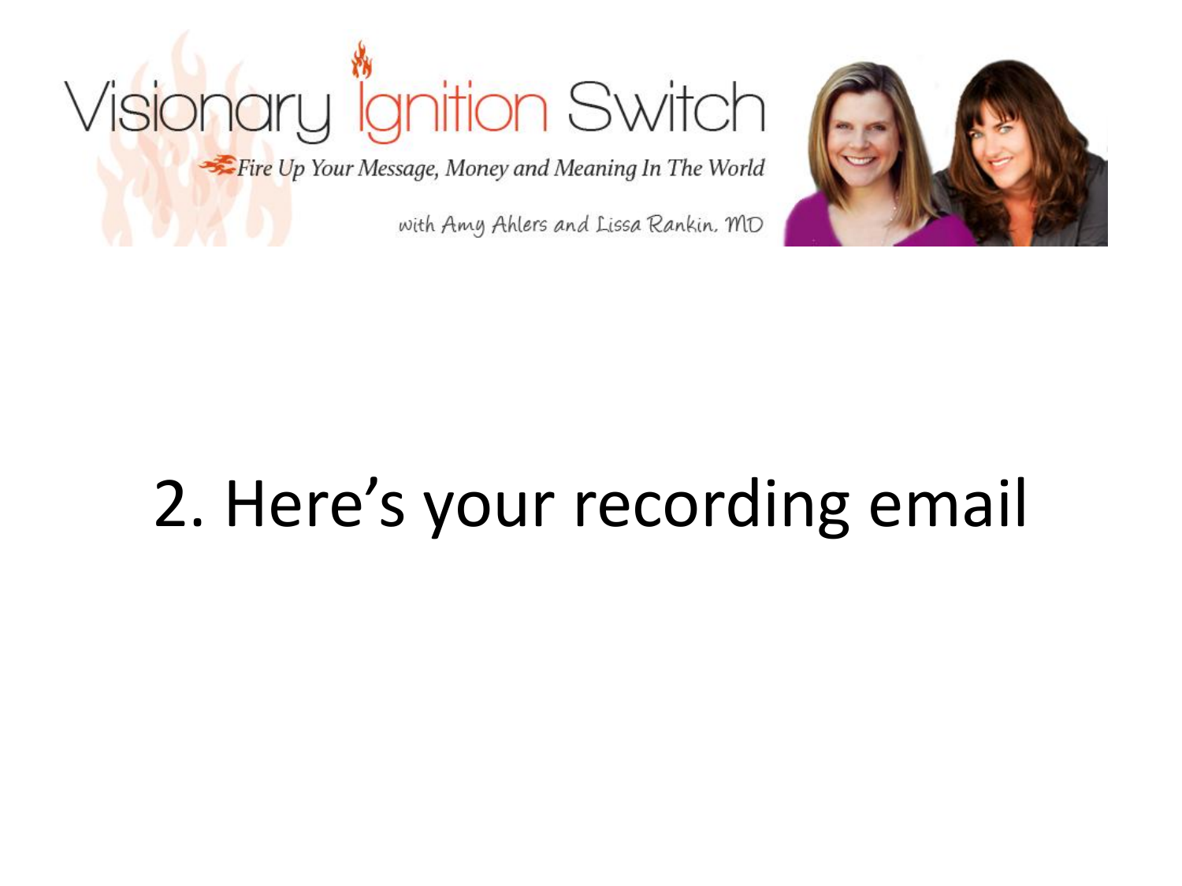# 2. Here's your recording email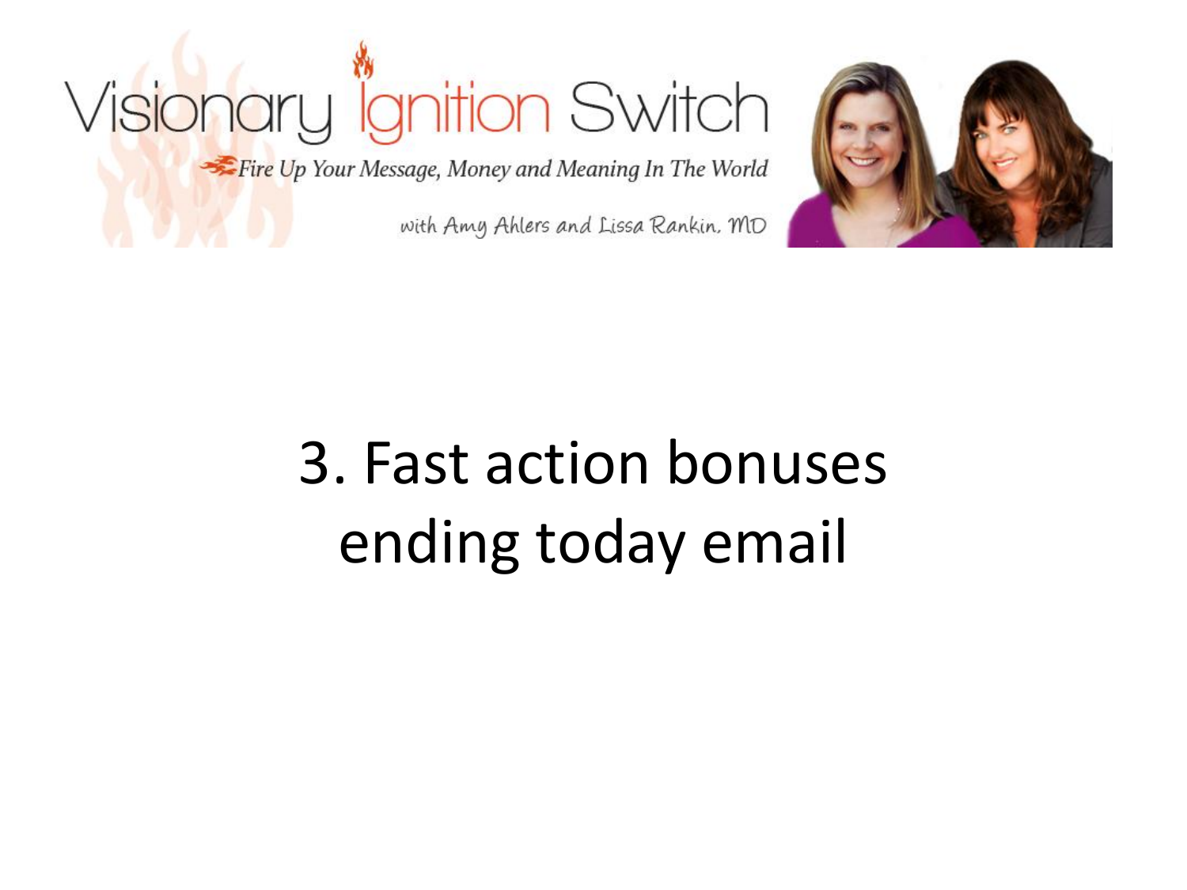Visionary Ignition Switch

Fire Up Your Message, Money and Meaning In The World

with Amy Ahlers and Lissa Rankin, MD

# 3. Fast action bonuses ending today email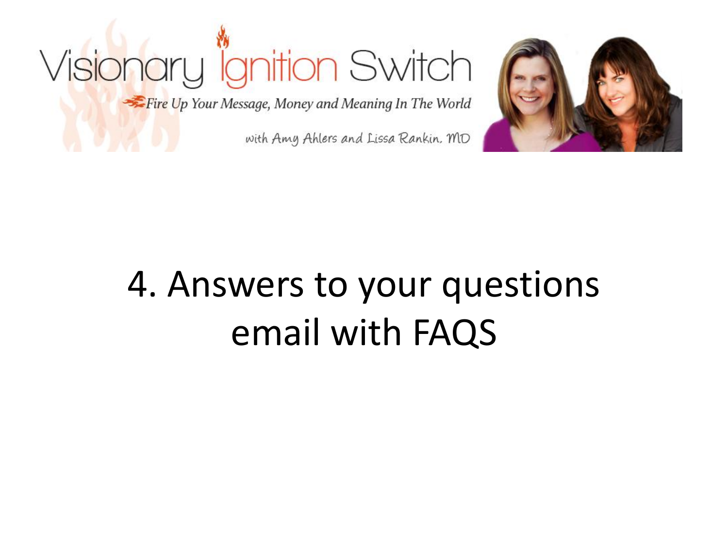Visionary Ignition Switch

Fire Up Your Message, Money and Meaning In The World

with Amy Ahlers and Lissa Rankin, MD

# 4. Answers to your questions email with FAQS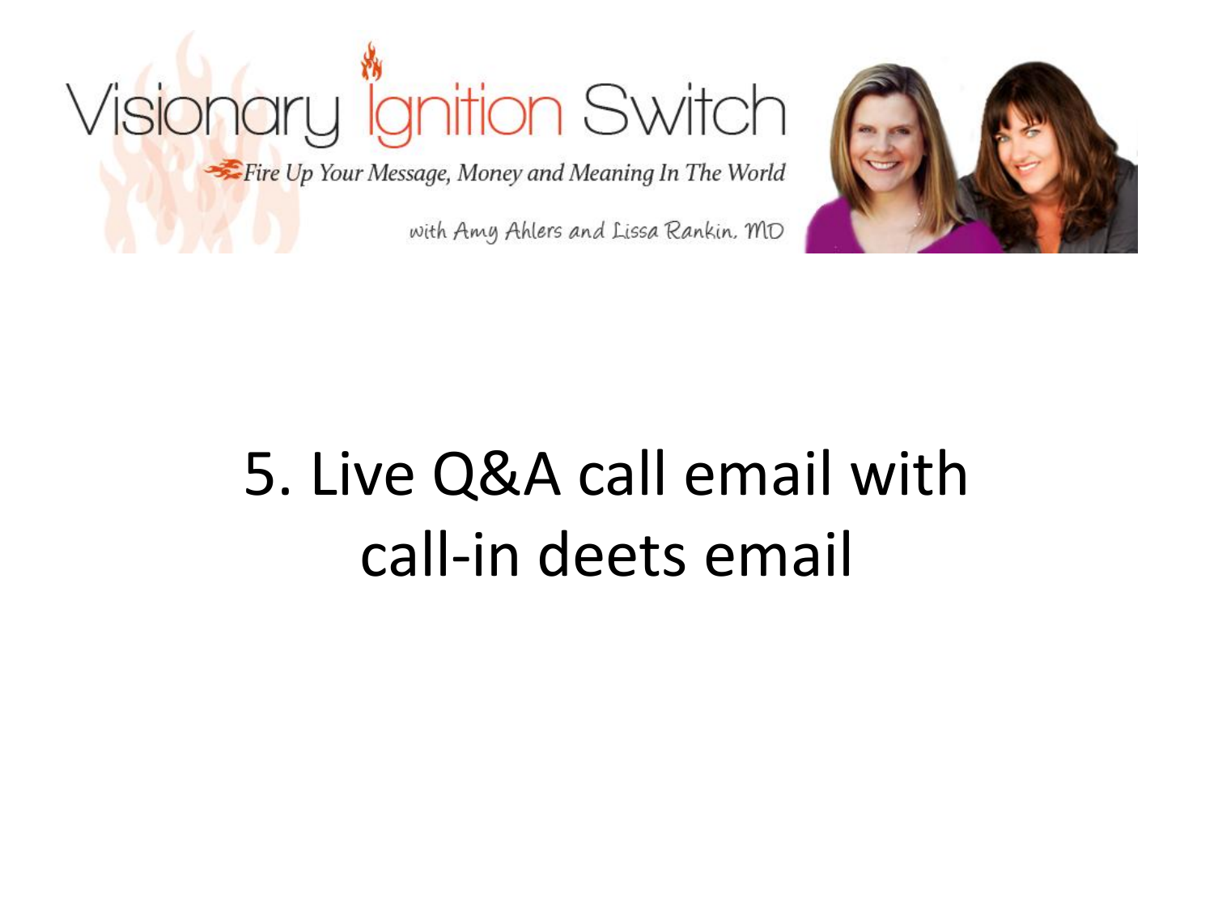Visionary Ignition Switch

Fire Up Your Message, Money and Meaning In The World

with Amy Ahlers and Lissa Rankin, MD

# 5. Live Q&A call email with call-in deets email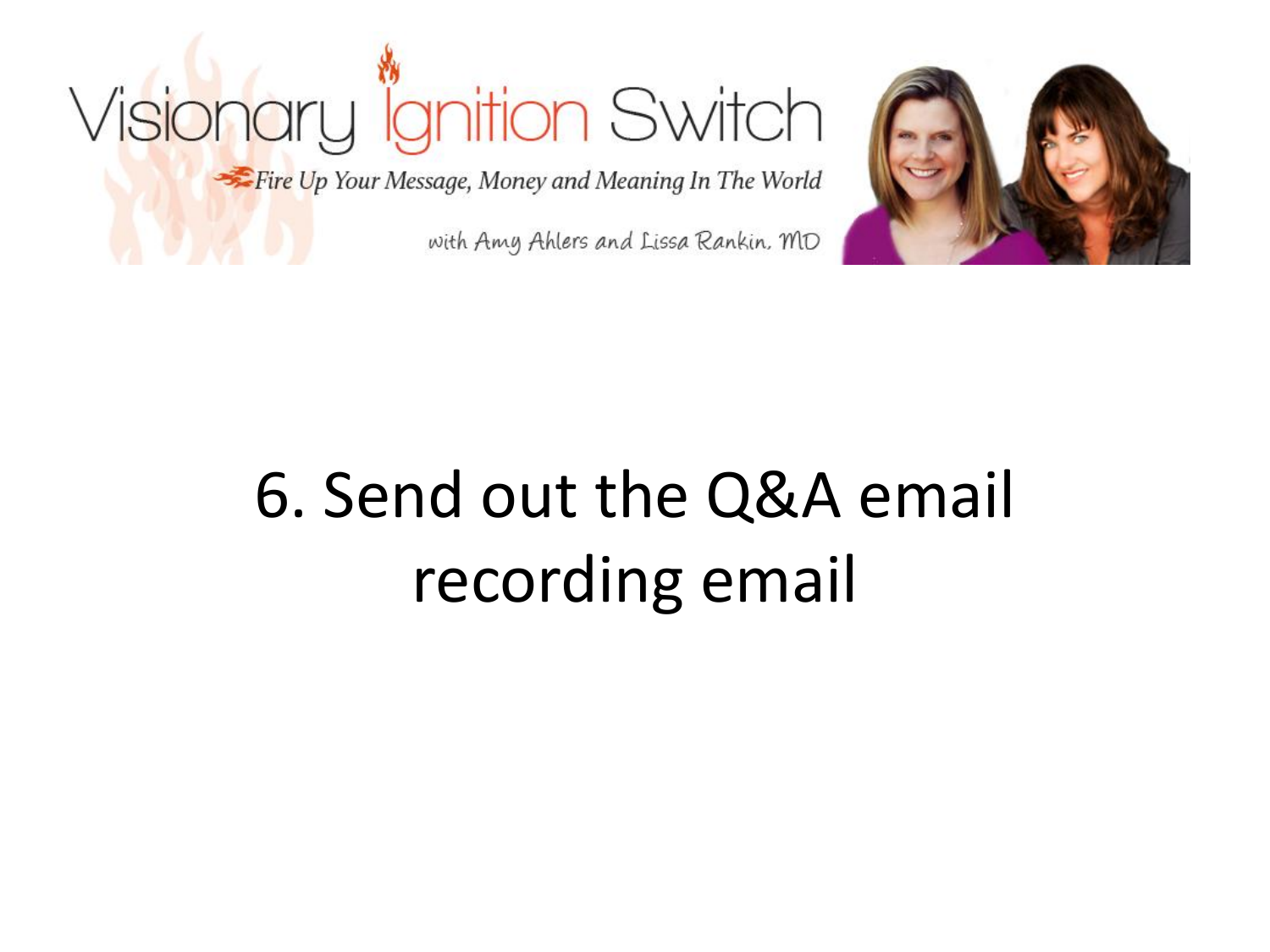6. Send out the Q&A email recording email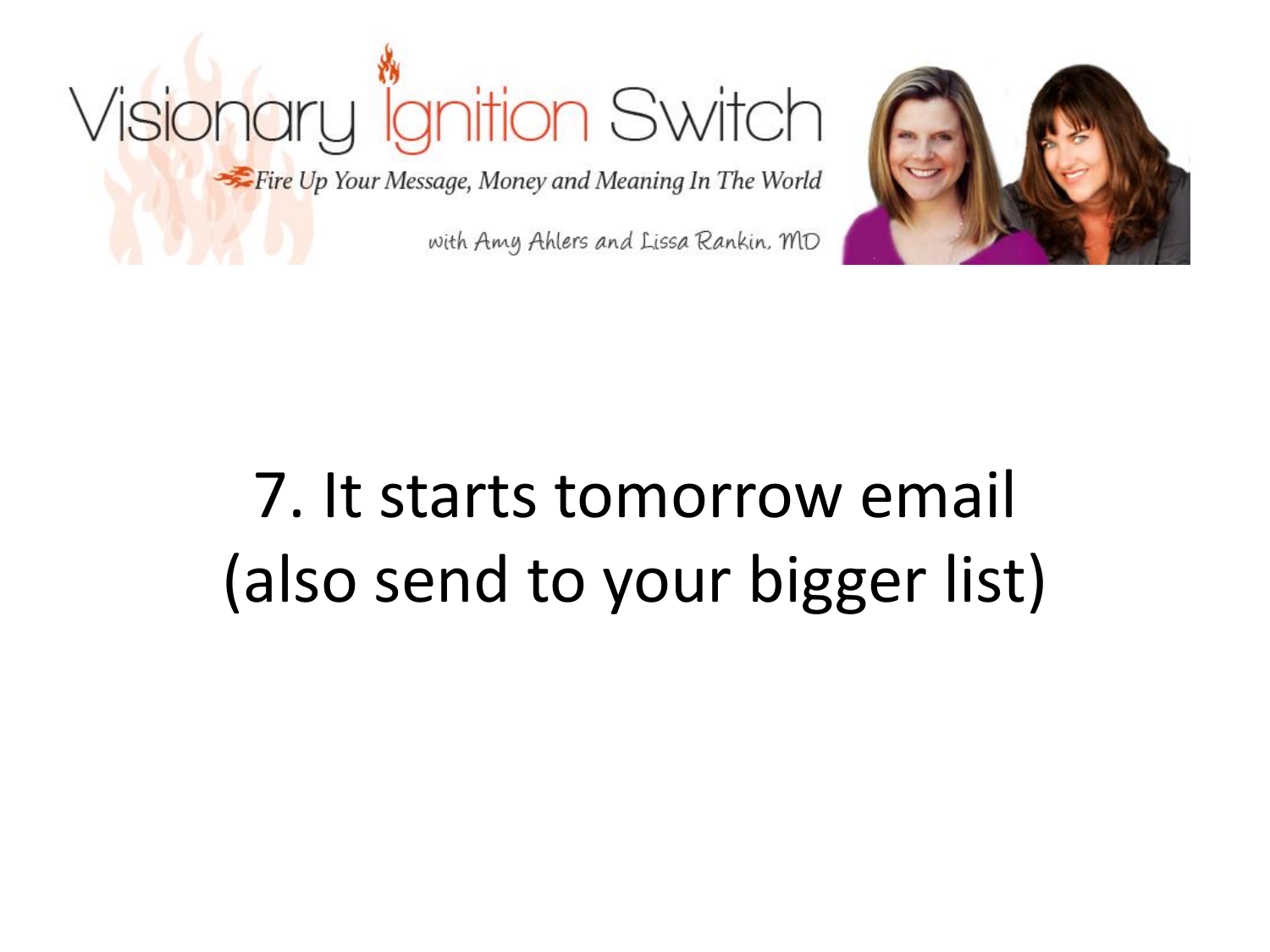7. It starts tomorrow email (also send to your bigger list)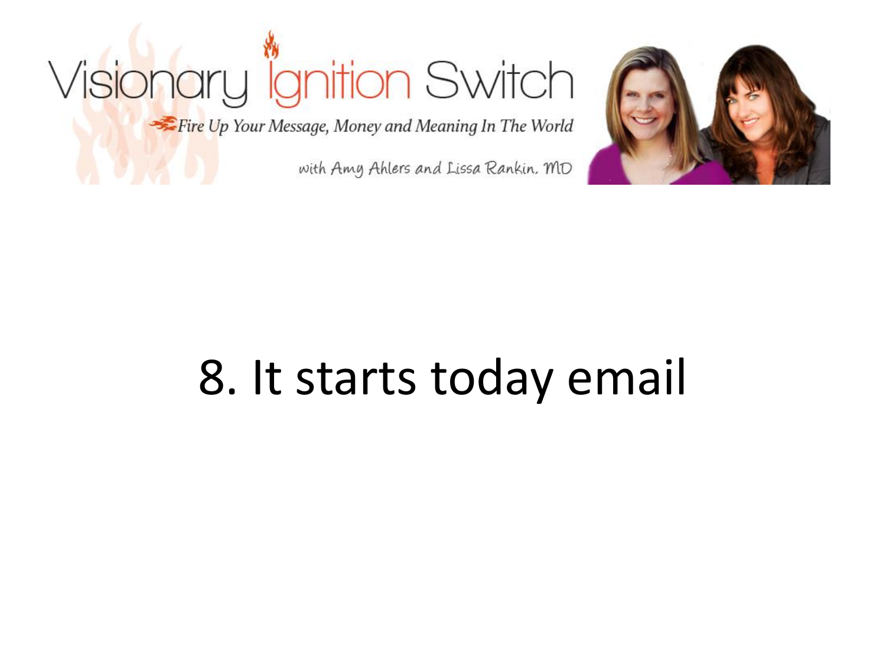# 8. It starts today email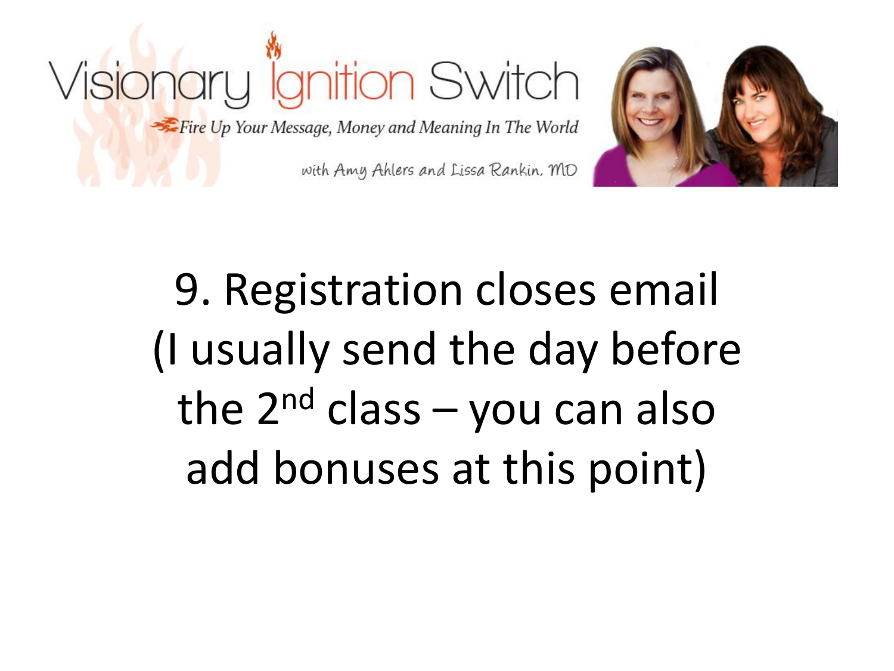9. Registration closes email (I usually send the day before the 2nd class – you can also add bonuses at this point)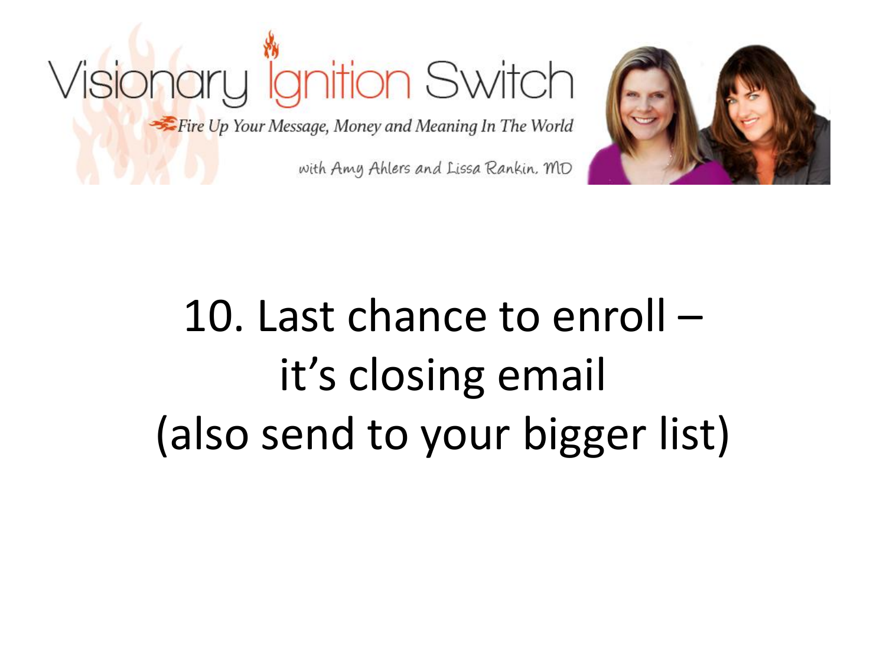10. Last chance to enroll – it's closing email (also send to your bigger list)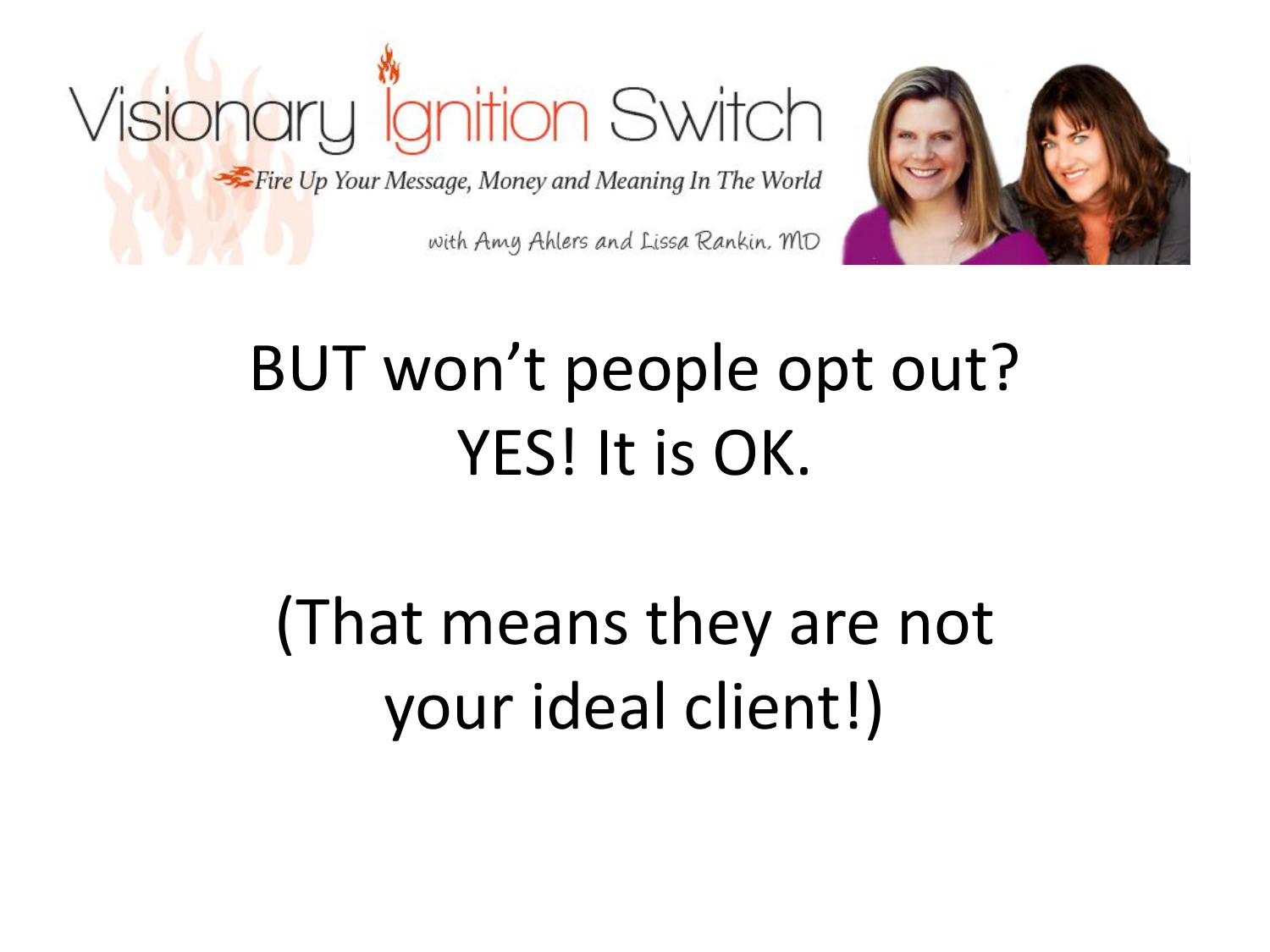BUT won't people opt out?
YES! It is OK.

(That means they are not your ideal client!)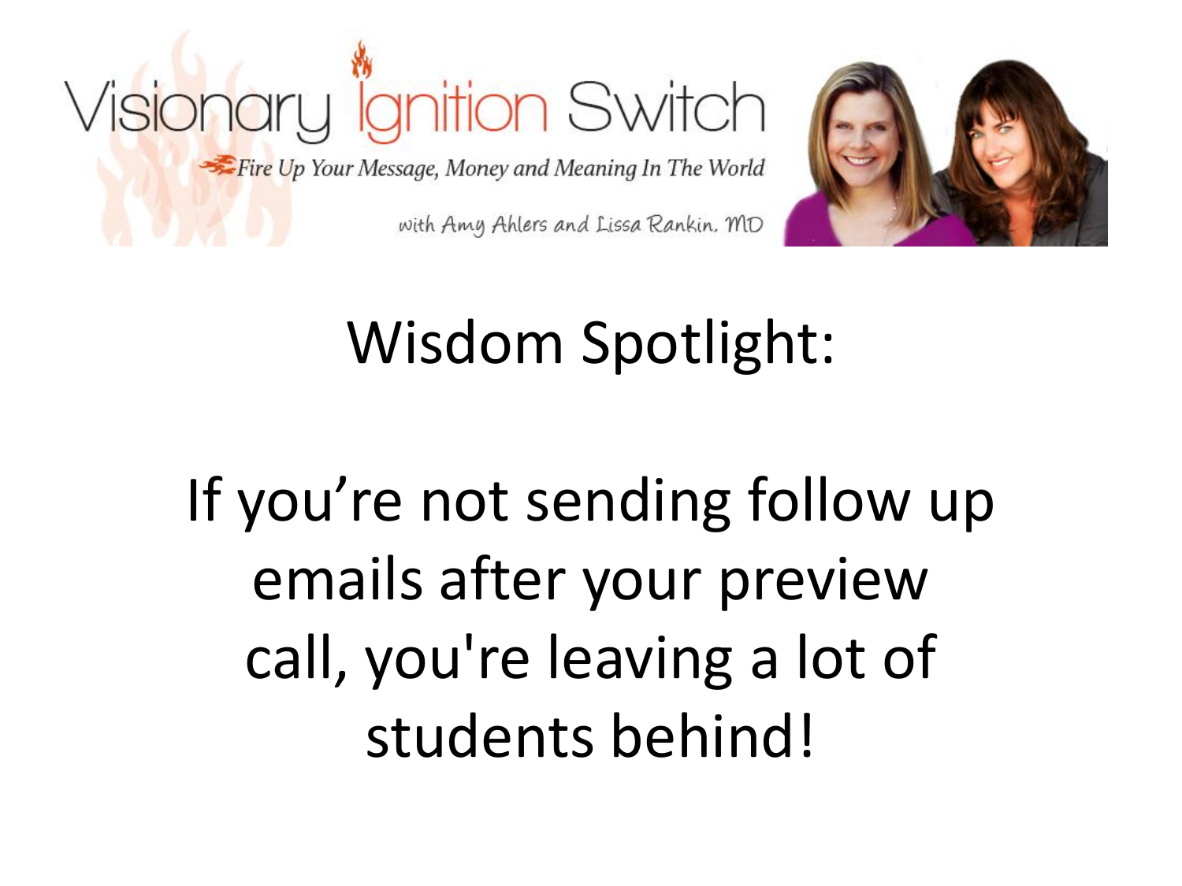Visionary Ignition Switch

*Fire Up Your Message, Money and Meaning In The World*

*with Amy Ahlers and Lissa Rankin, MD*

# Wisdom Spotlight:

If you're not sending follow up emails after your preview call, you're leaving a lot of students behind!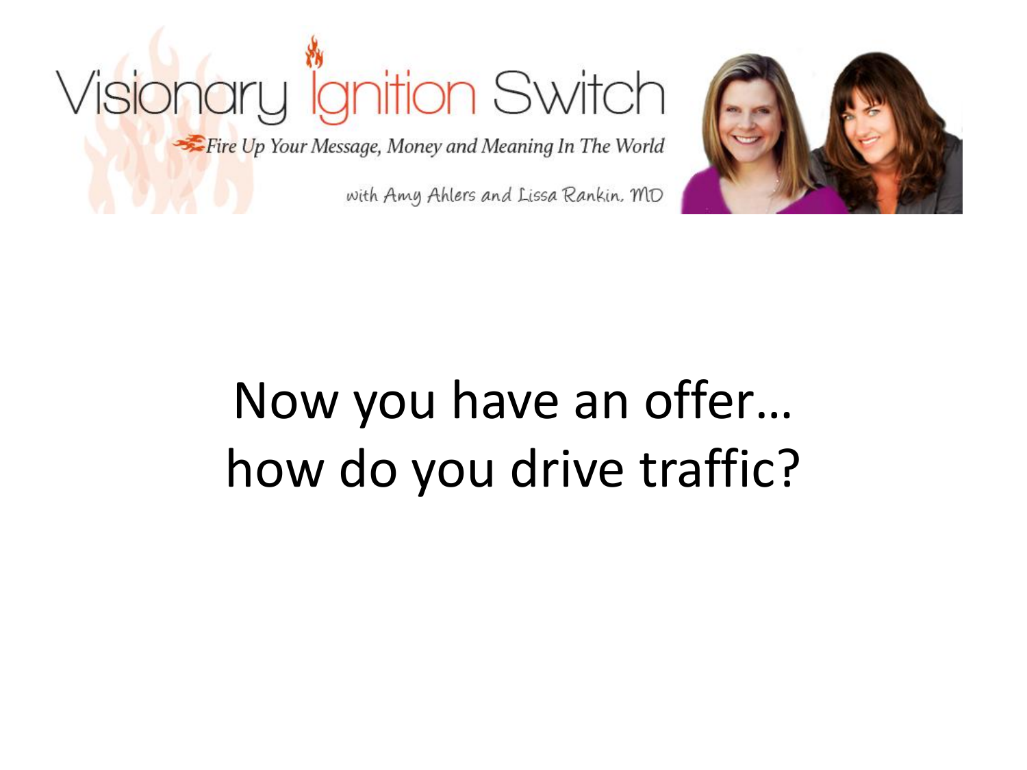Visionary Ignition Switch

*Fire Up Your Message, Money and Meaning In The World*

with Amy Ahlers and Lissa Rankin, MD

# Now you have an offer… how do you drive traffic?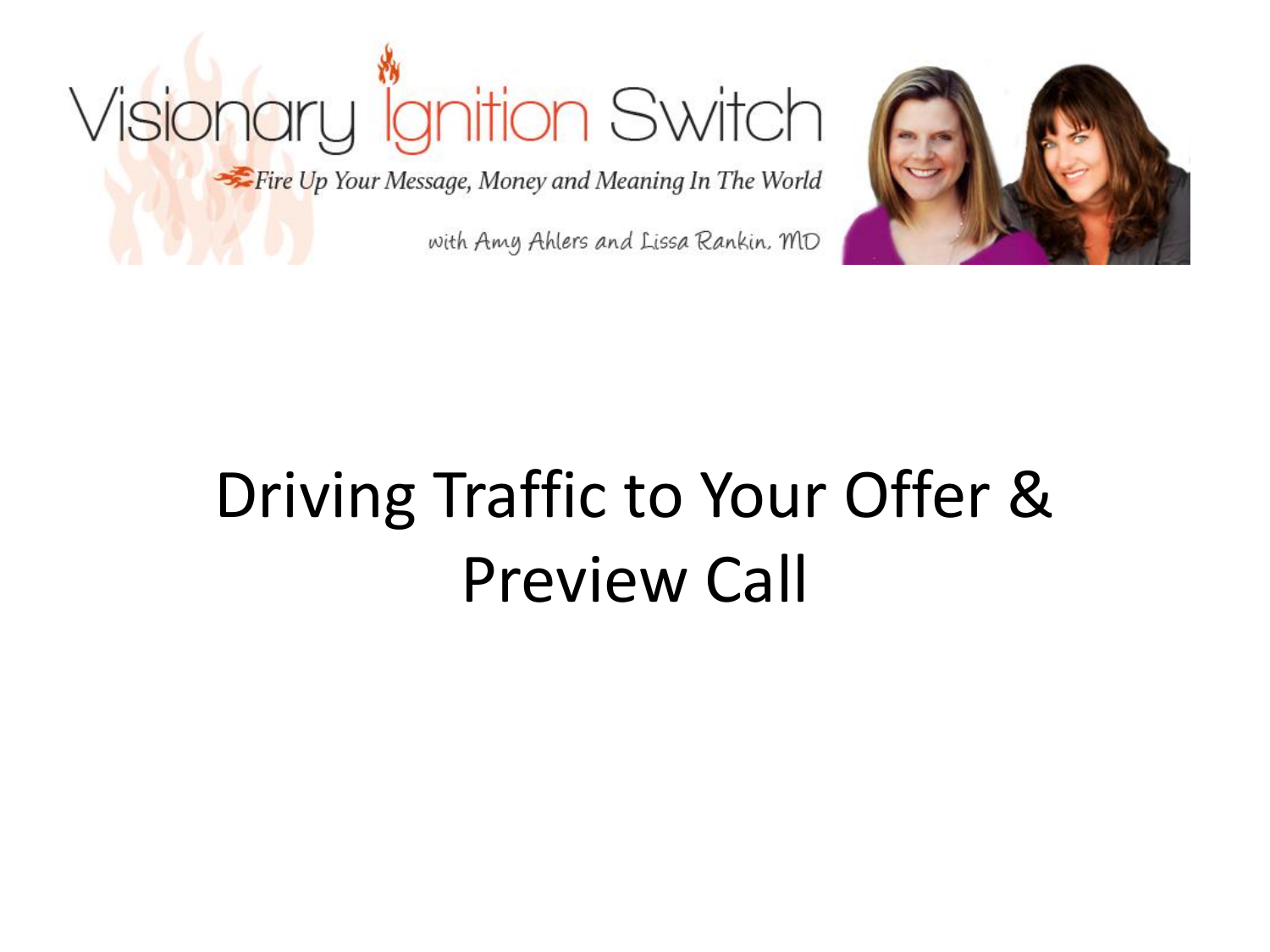Visionary Ignition Switch

*Fire Up Your Message, Money and Meaning In The World*

with Amy Ahlers and Lissa Rankin, MD

# Driving Traffic to Your Offer & Preview Call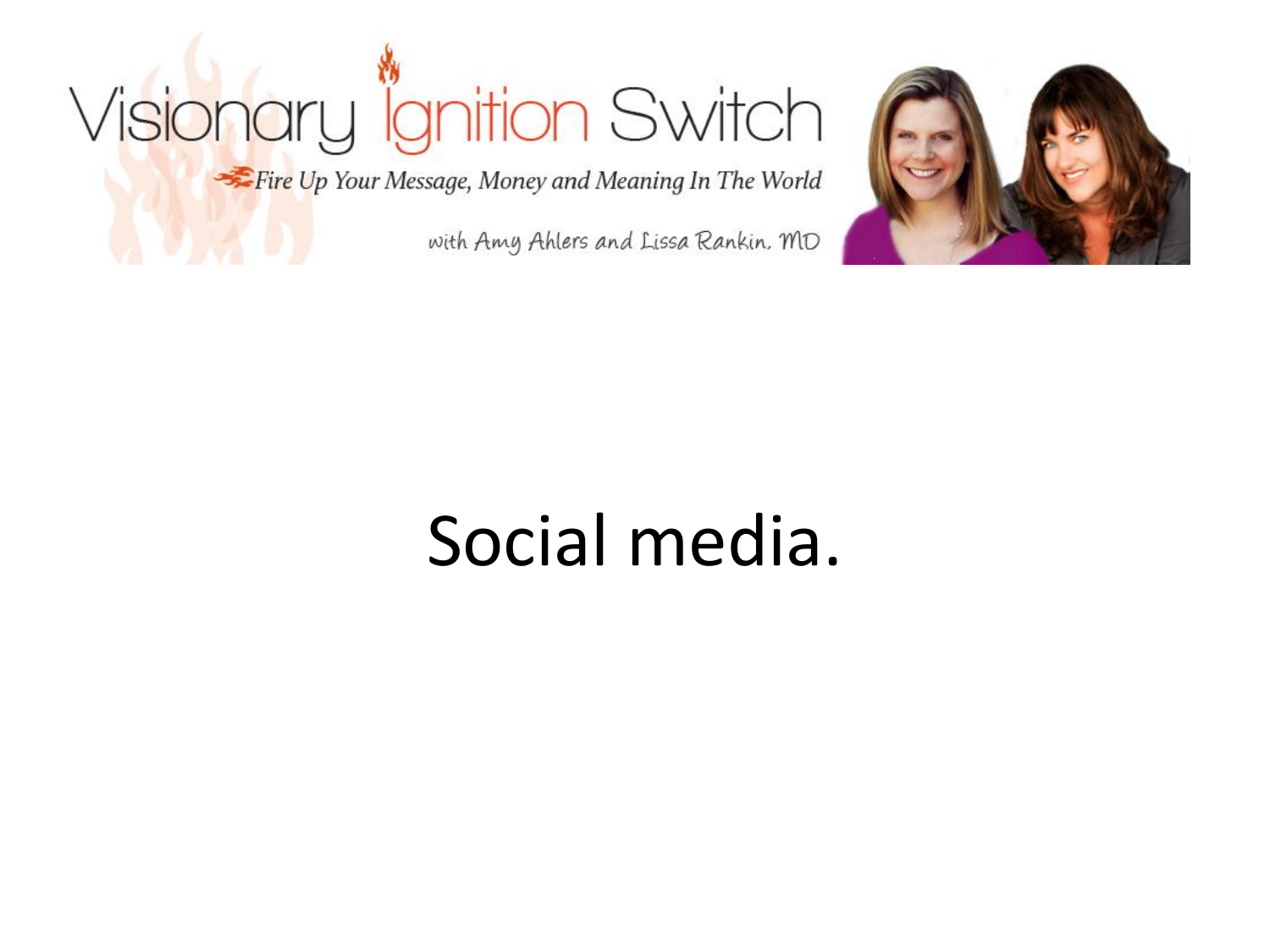Social media.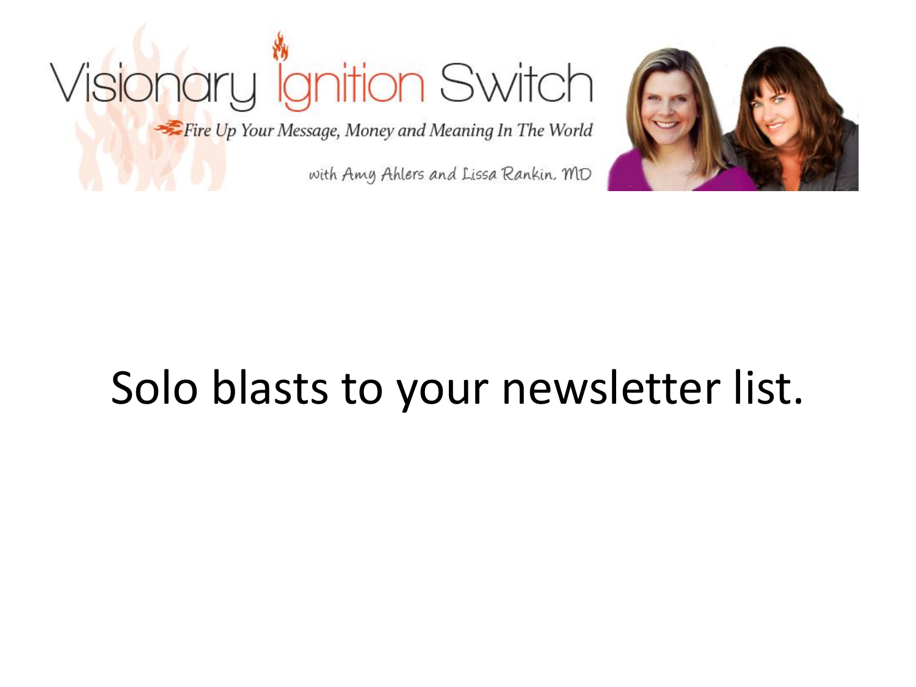Visionary Ignition Switch

*Fire Up Your Message, Money and Meaning In The World*

with Amy Ahlers and Lissa Rankin, MD

# Solo blasts to your newsletter list.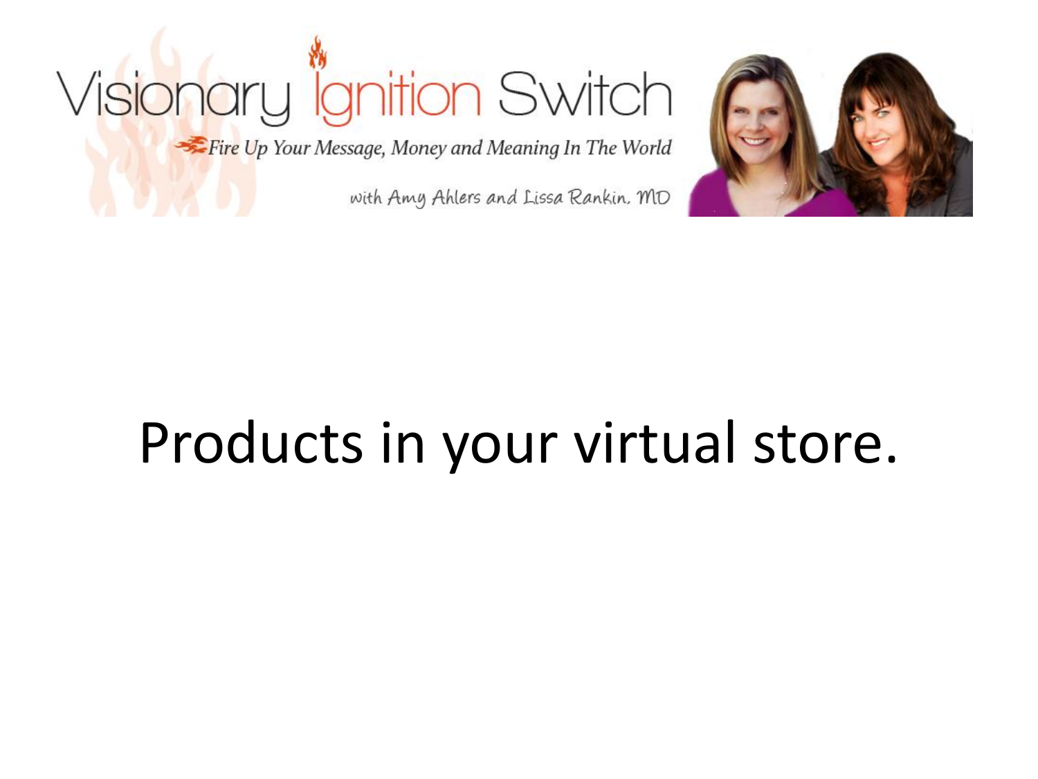# Products in your virtual store.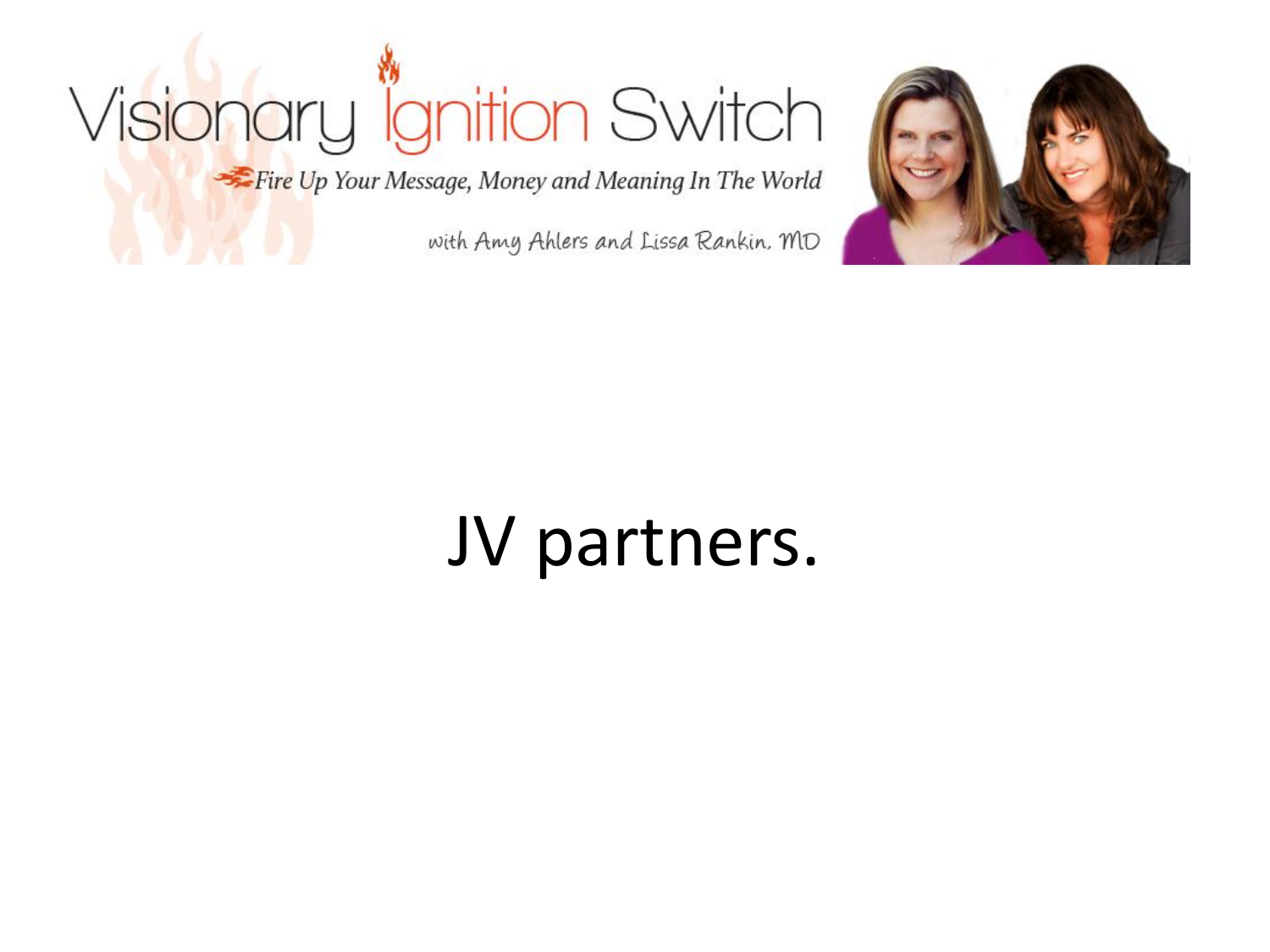# JV partners.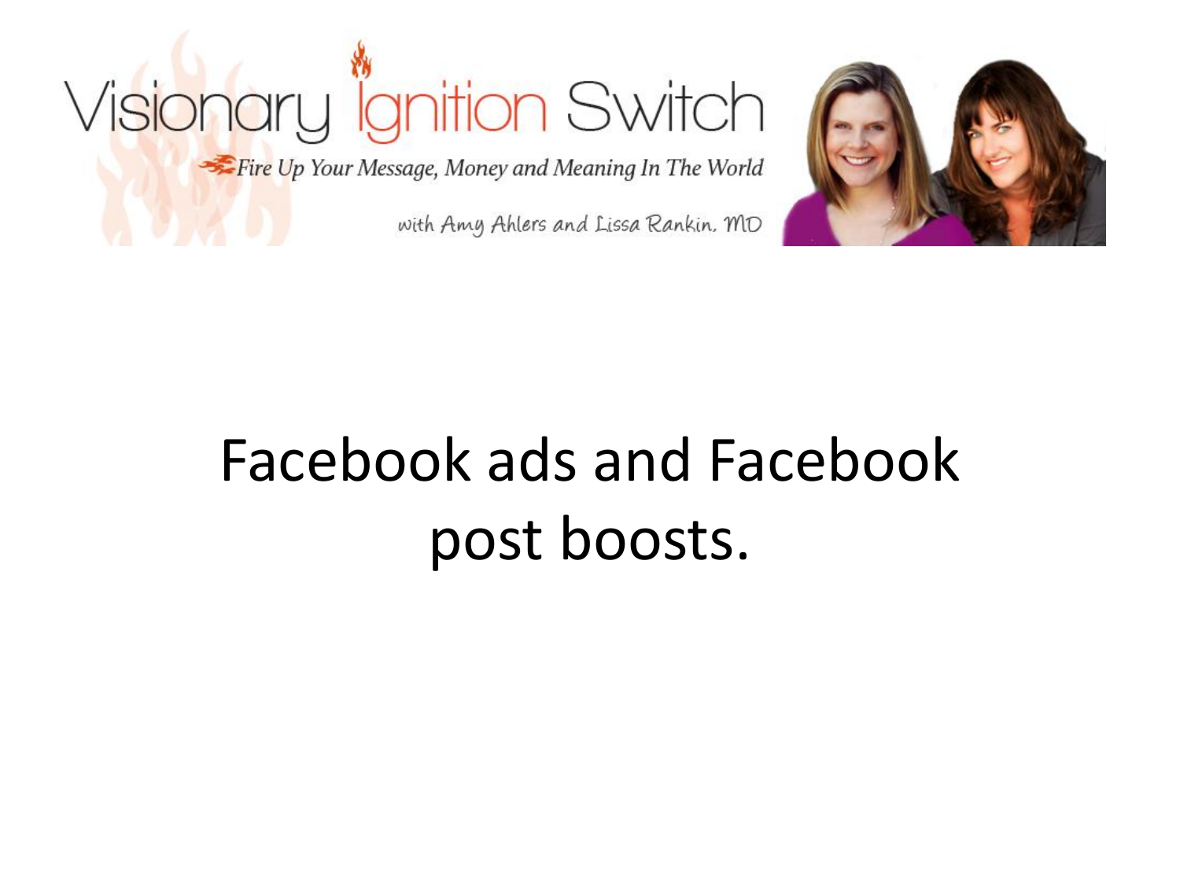Visionary Ignition Switch

Fire Up Your Message, Money and Meaning In The World

with Amy Ahlers and Lissa Rankin, MD

# Facebook ads and Facebook post boosts.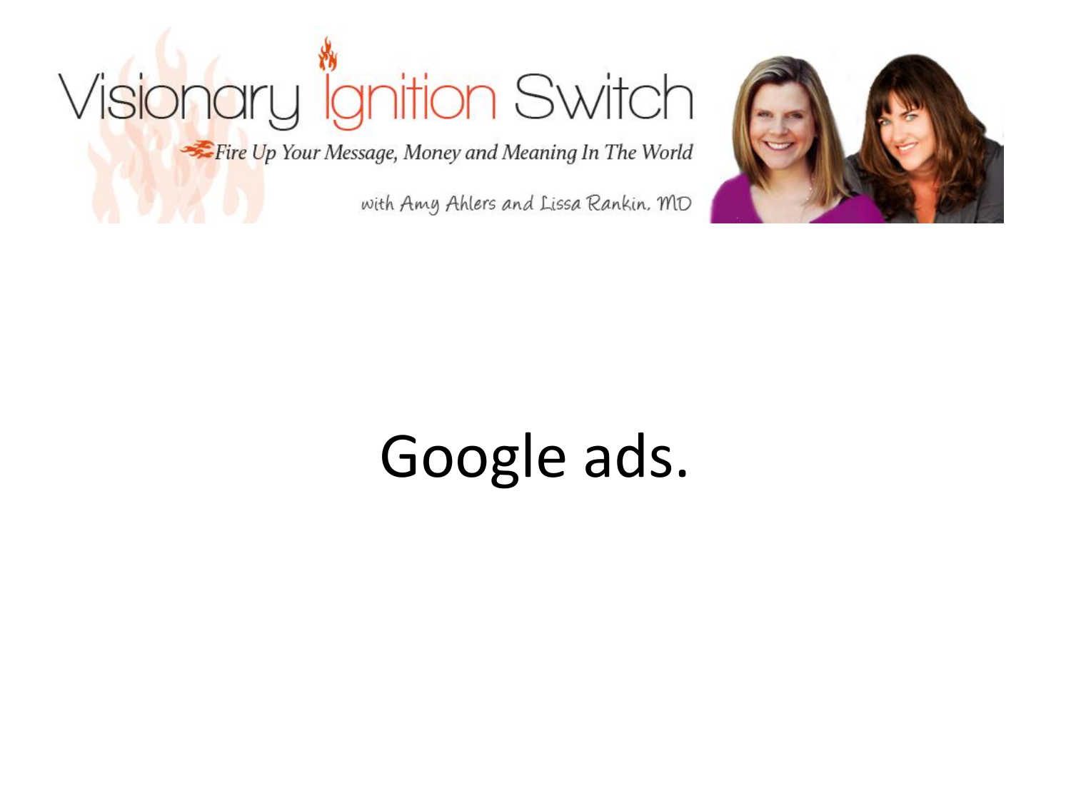# Google ads.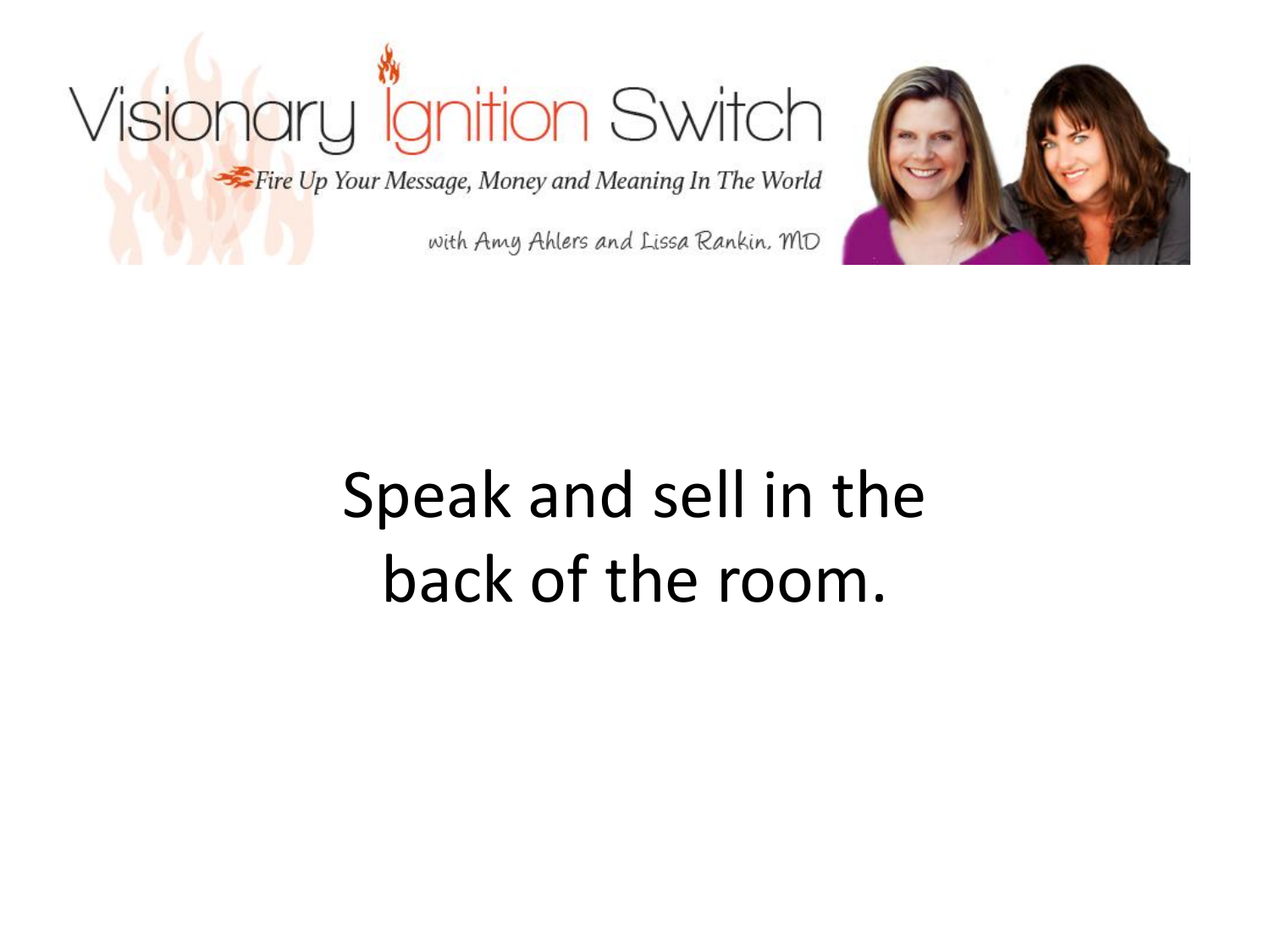Visionary Ignition Switch

*Fire Up Your Message, Money and Meaning In The World*

with Amy Ahlers and Lissa Rankin, MD

Speak and sell in the back of the room.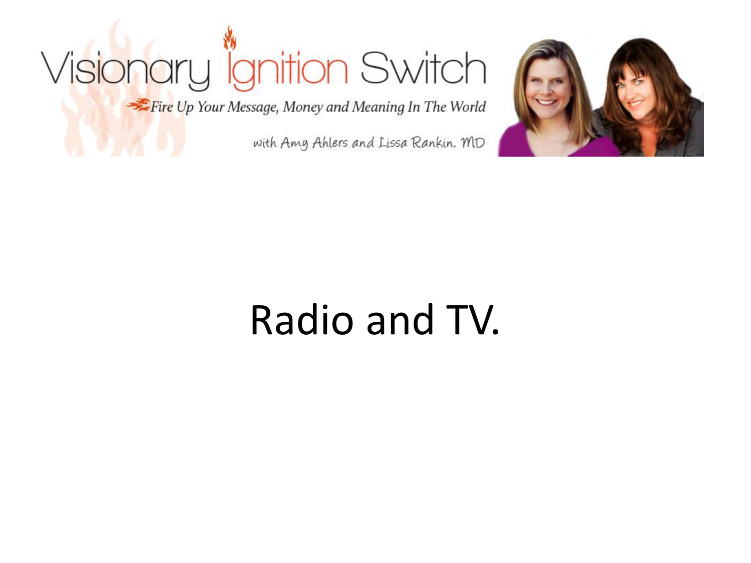Visionary Ignition Switch

*Fire Up Your Message, Money and Meaning In The World*

with Amy Ahlers and Lissa Rankin, MD

# Radio and TV.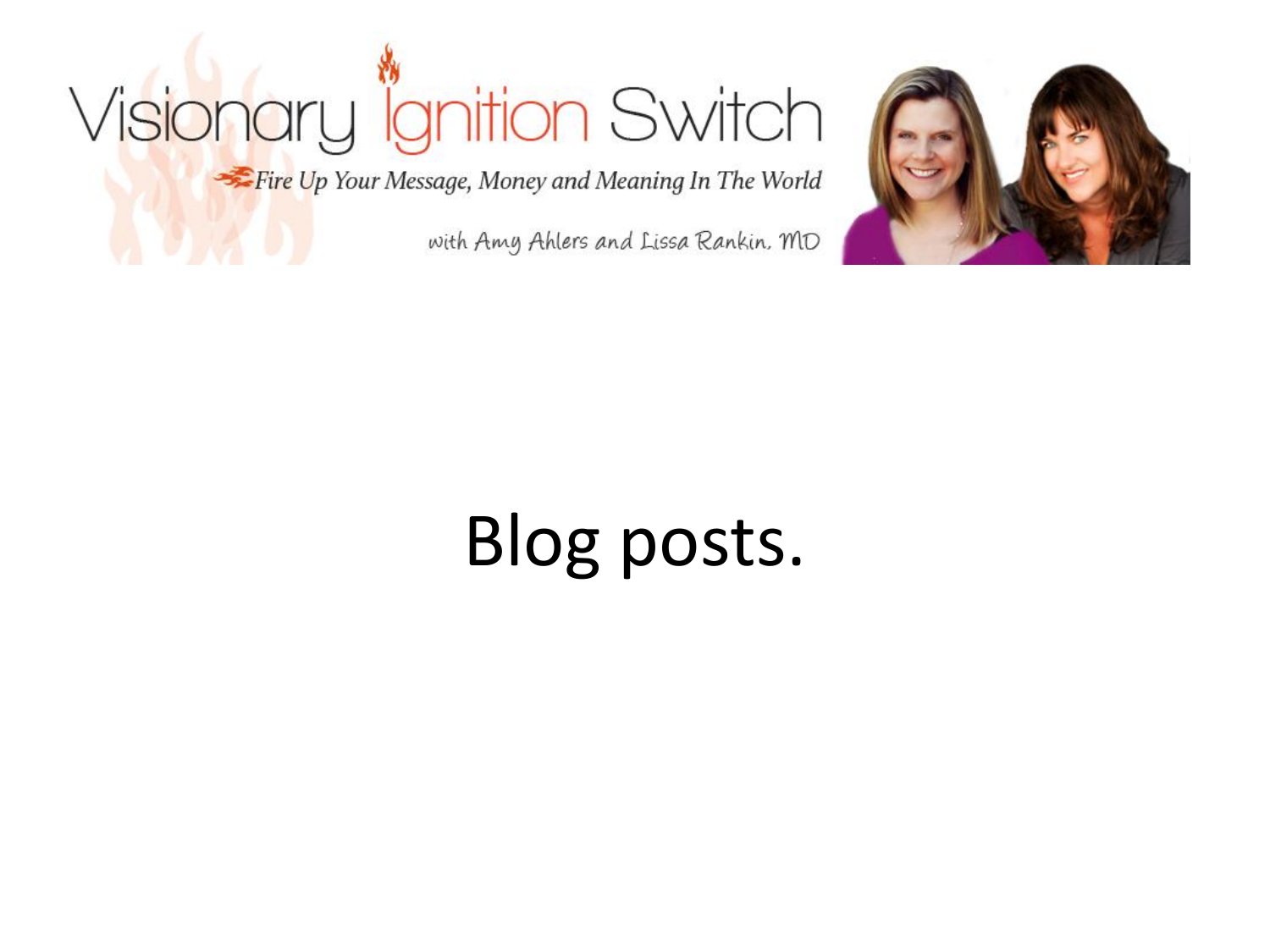Visionary Ignition Switch

*Fire Up Your Message, Money and Meaning In The World*

with Amy Ahlers and Lissa Rankin, MD

# Blog posts.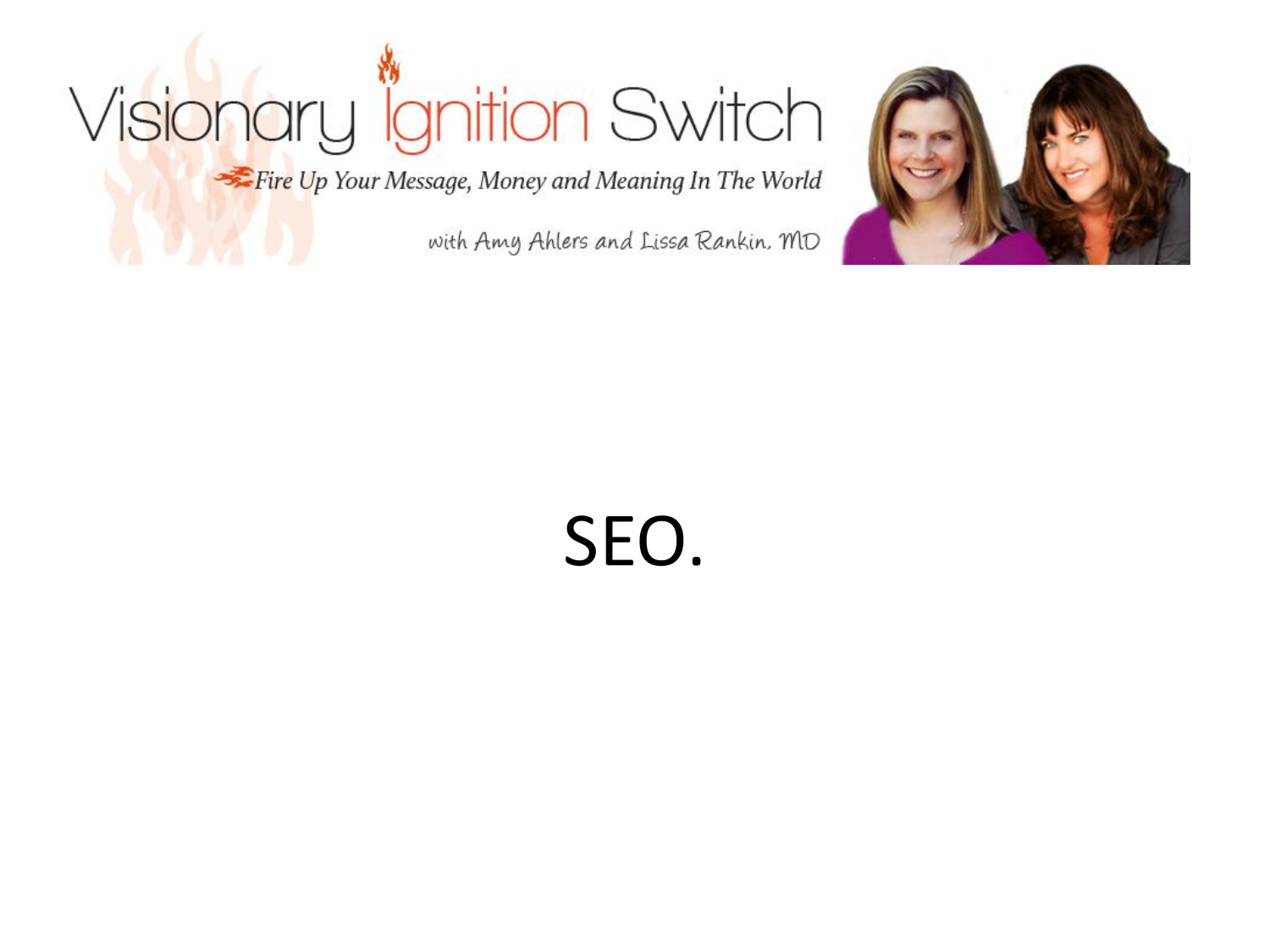# SEO.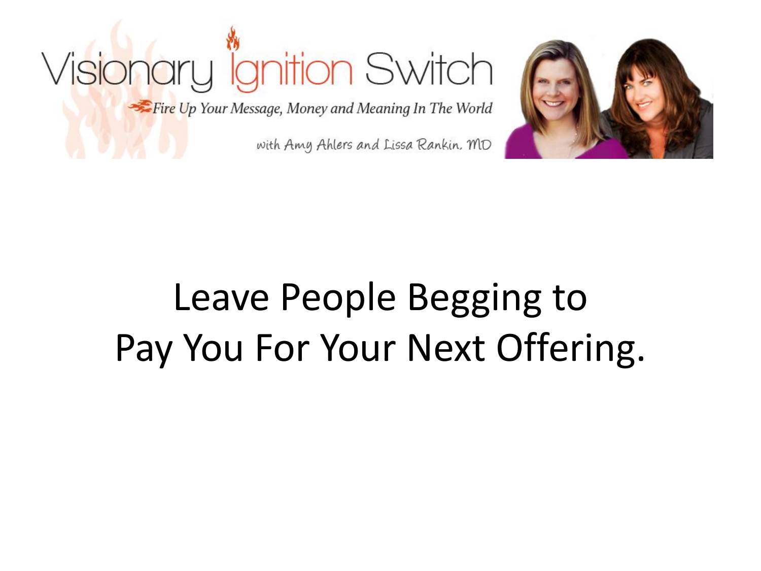# Leave People Begging to Pay You For Your Next Offering.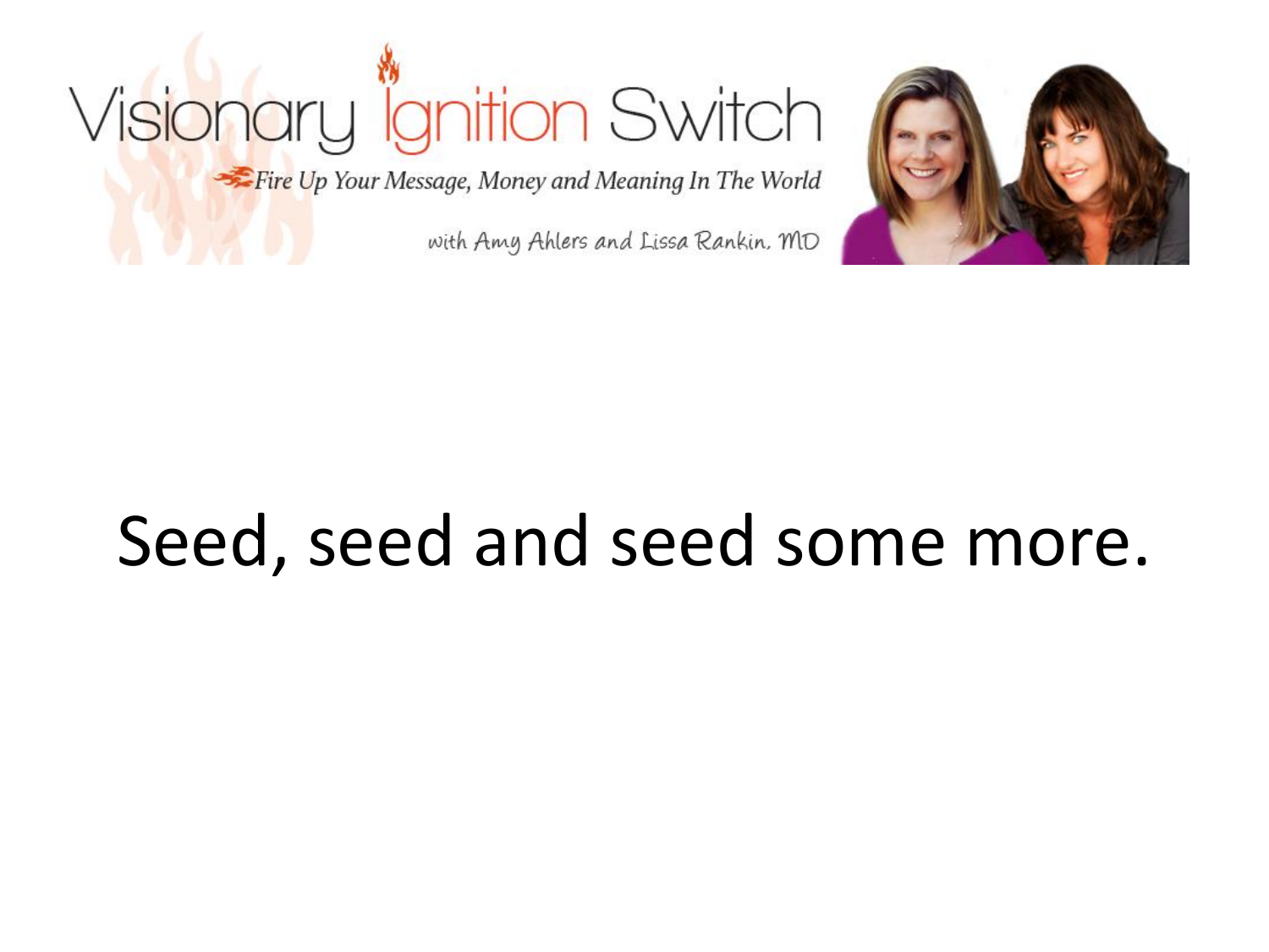Visionary Ignition Switch

*Fire Up Your Message, Money and Meaning In The World*

with Amy Ahlers and Lissa Rankin, MD

# Seed, seed and seed some more.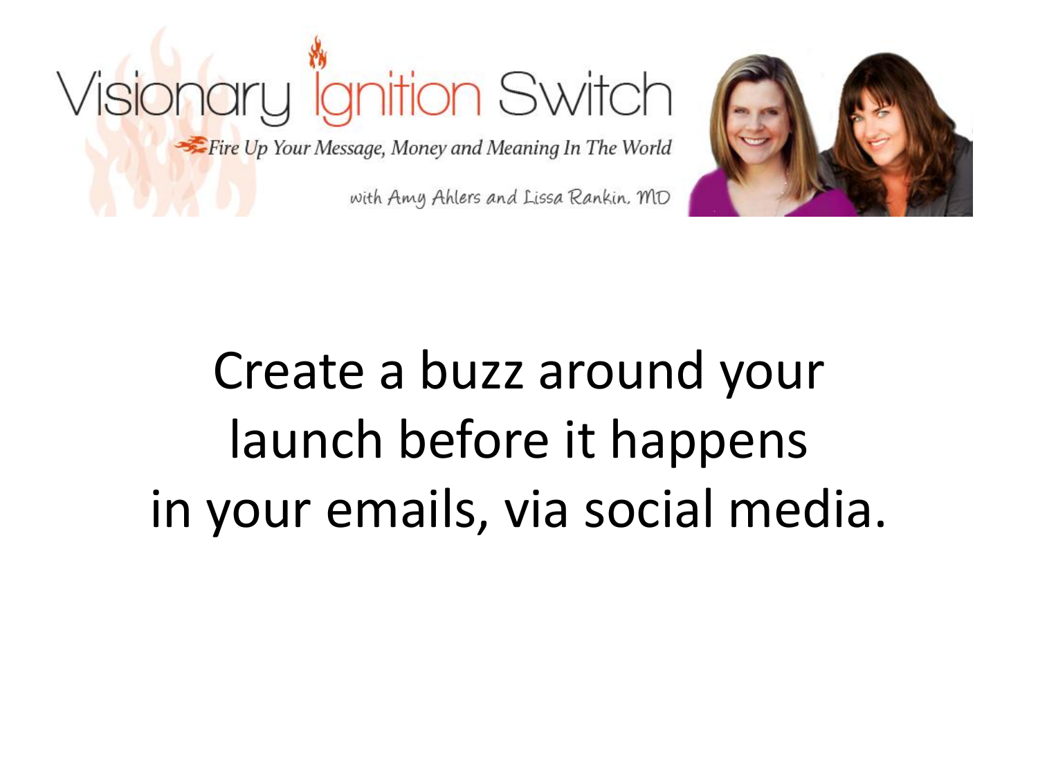Visionary Ignition Switch

*Fire Up Your Message, Money and Meaning In The World*

with Amy Ahlers and Lissa Rankin, MD

Create a buzz around your launch before it happens in your emails, via social media.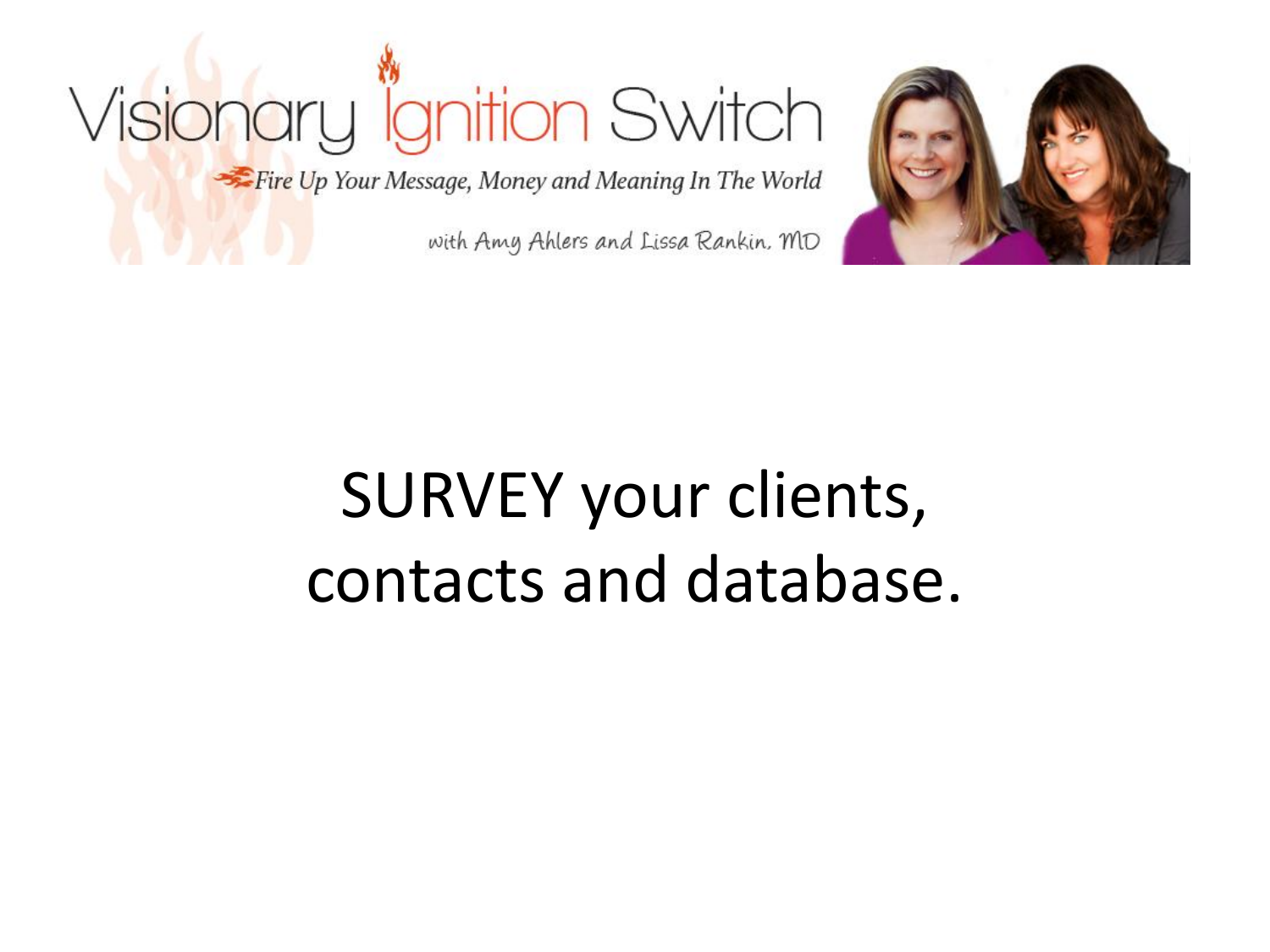Visionary Ignition Switch

*Fire Up Your Message, Money and Meaning In The World*

with Amy Ahlers and Lissa Rankin, MD

# SURVEY your clients, contacts and database.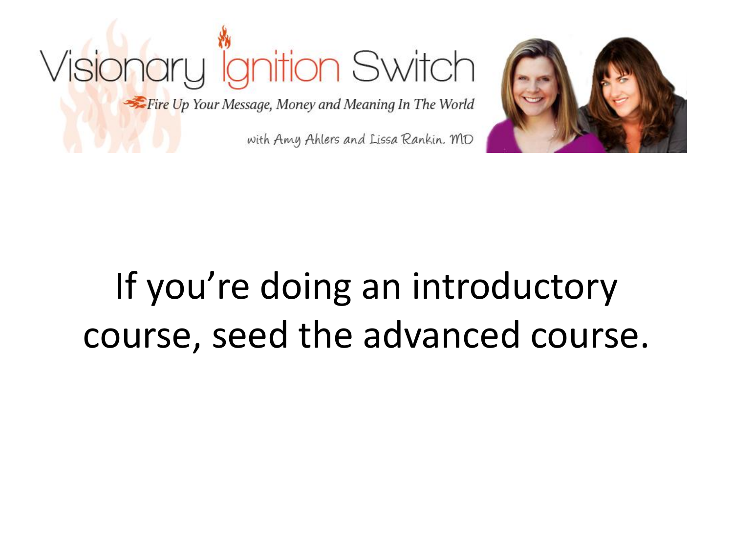If you're doing an introductory course, seed the advanced course.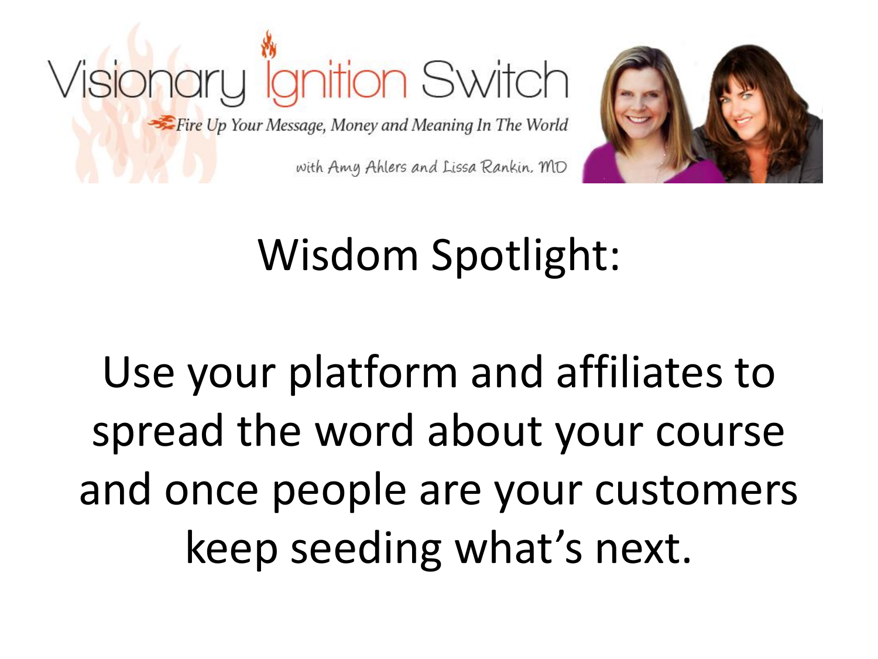Visionary Ignition Switch

Fire Up Your Message, Money and Meaning In The World

with Amy Ahlers and Lissa Rankin, MD

# Wisdom Spotlight:

Use your platform and affiliates to spread the word about your course and once people are your customers keep seeding what's next.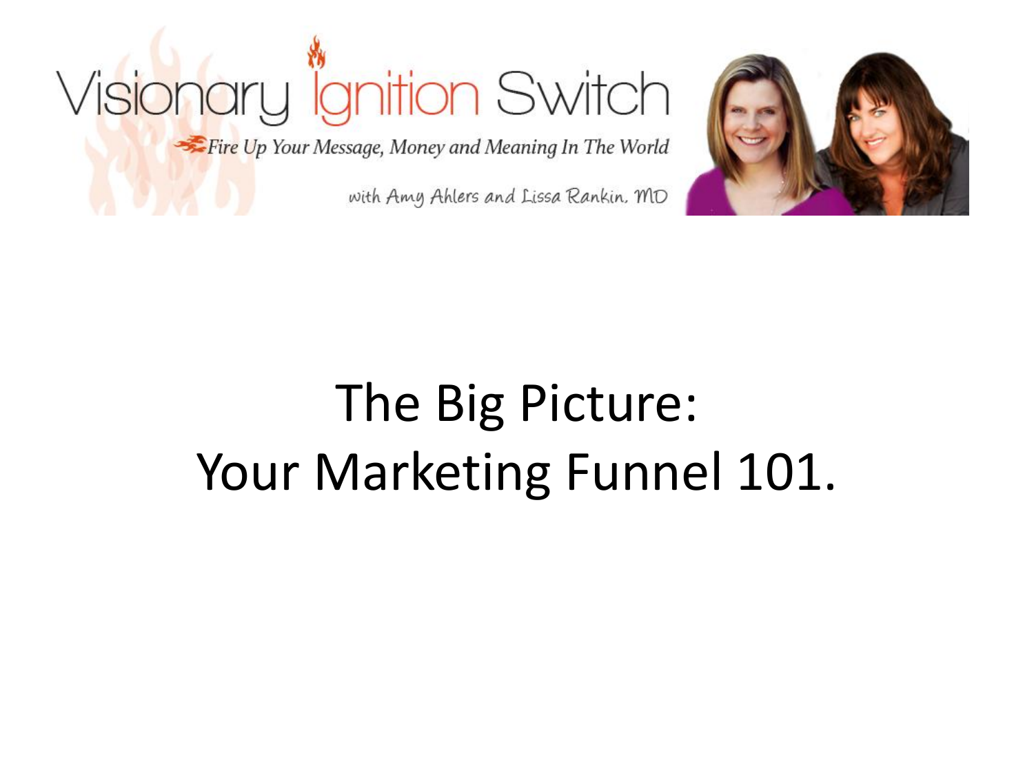Visionary Ignition Switch

*Fire Up Your Message, Money and Meaning In The World*

with Amy Ahlers and Lissa Rankin, MD

# The Big Picture: Your Marketing Funnel 101.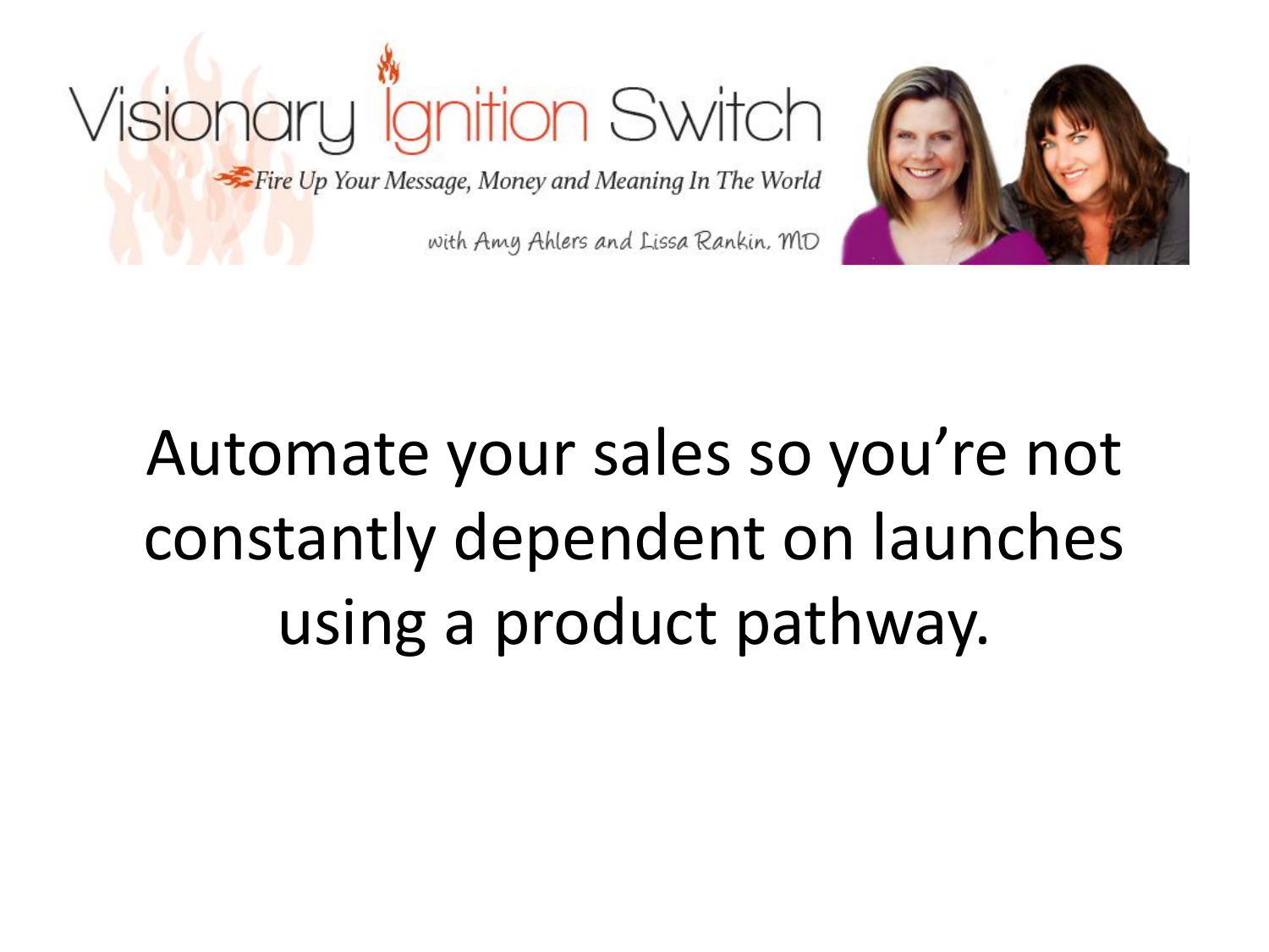Visionary Ignition Switch

*Fire Up Your Message, Money and Meaning In The World*

with Amy Ahlers and Lissa Rankin, MD

Automate your sales so you're not constantly dependent on launches using a product pathway.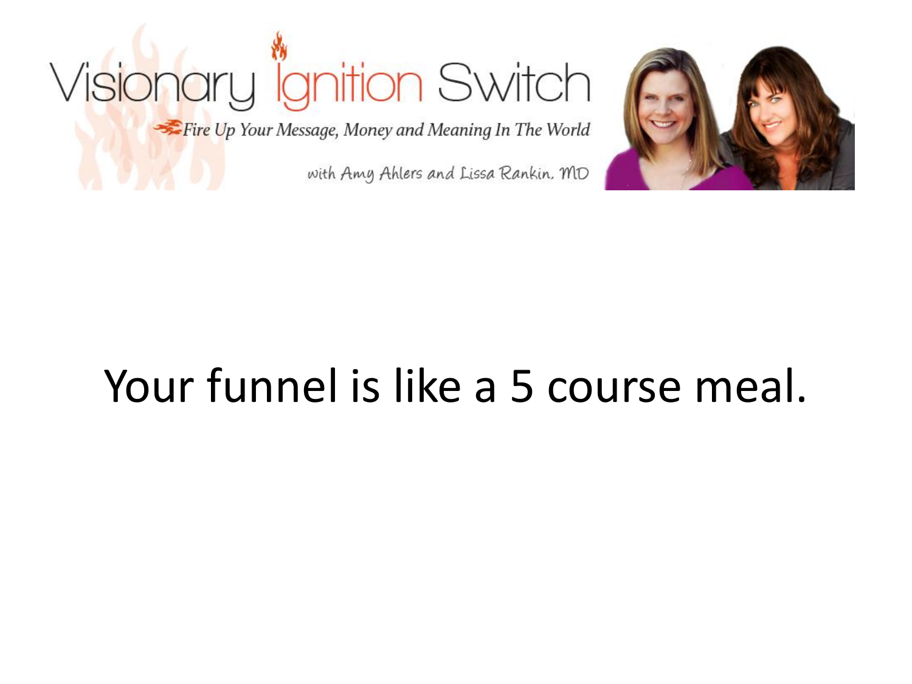Your funnel is like a 5 course meal.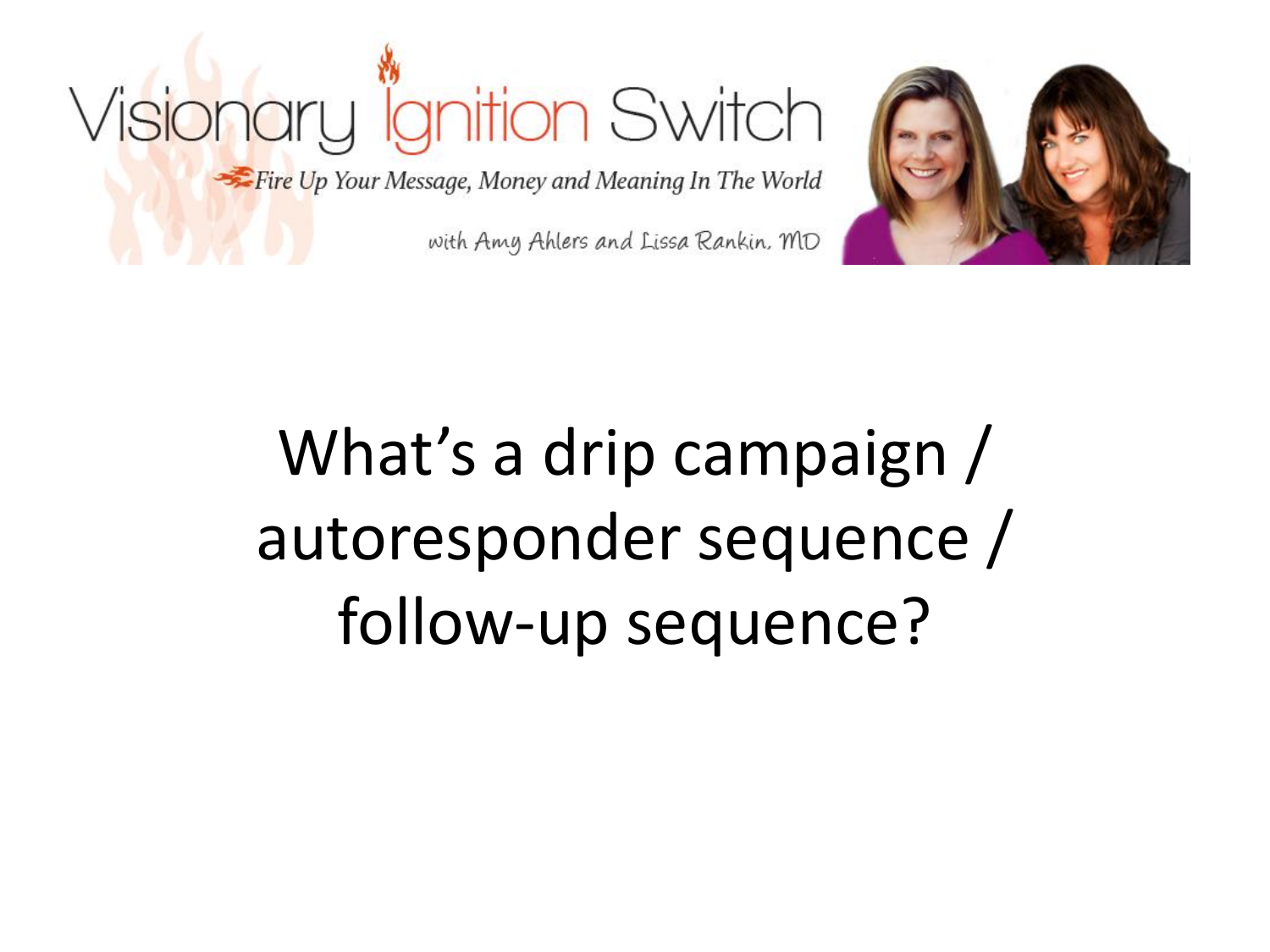# Visionary Ignition Switch

*Fire Up Your Message, Money and Meaning In The World*

with Amy Ahlers and Lissa Rankin, MD

## What's a drip campaign / autoresponder sequence / follow-up sequence?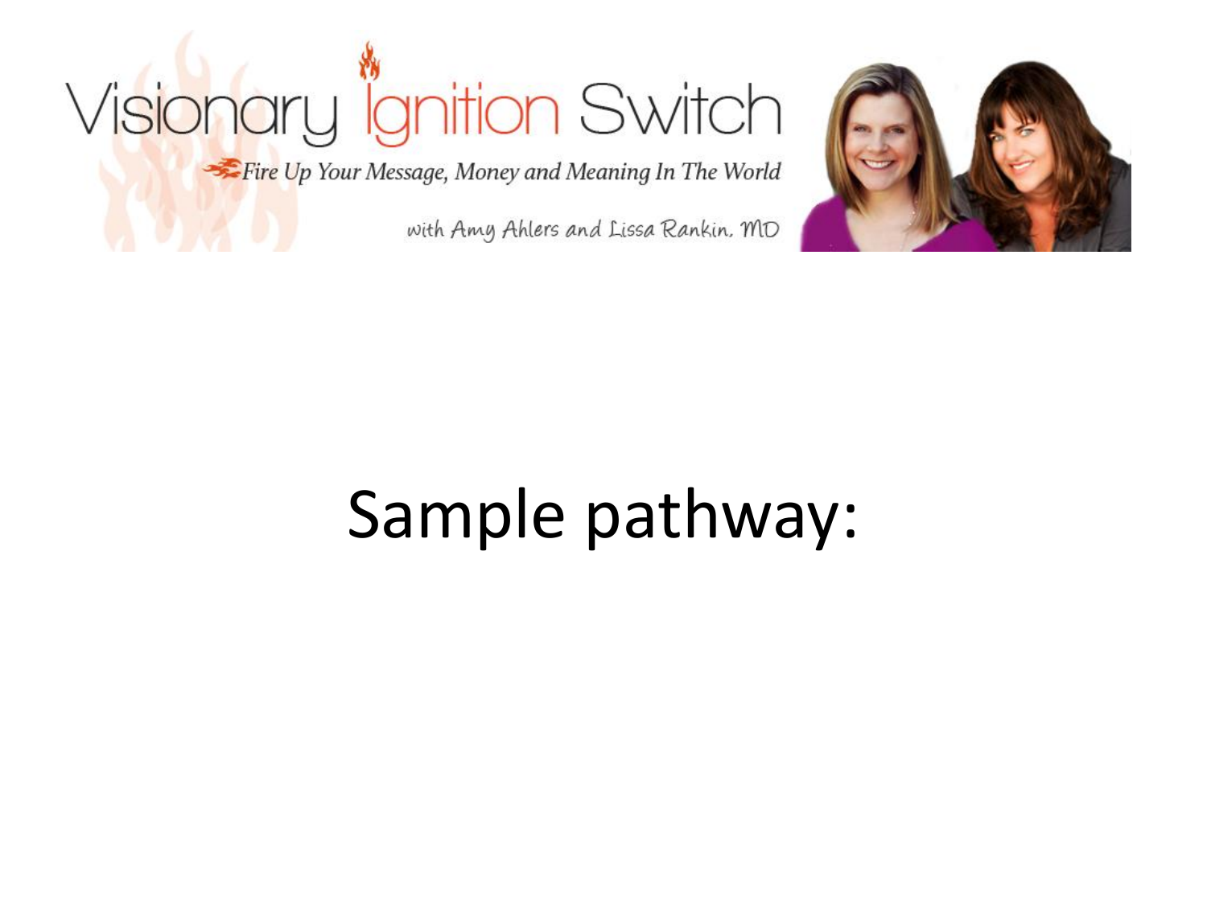# Sample pathway: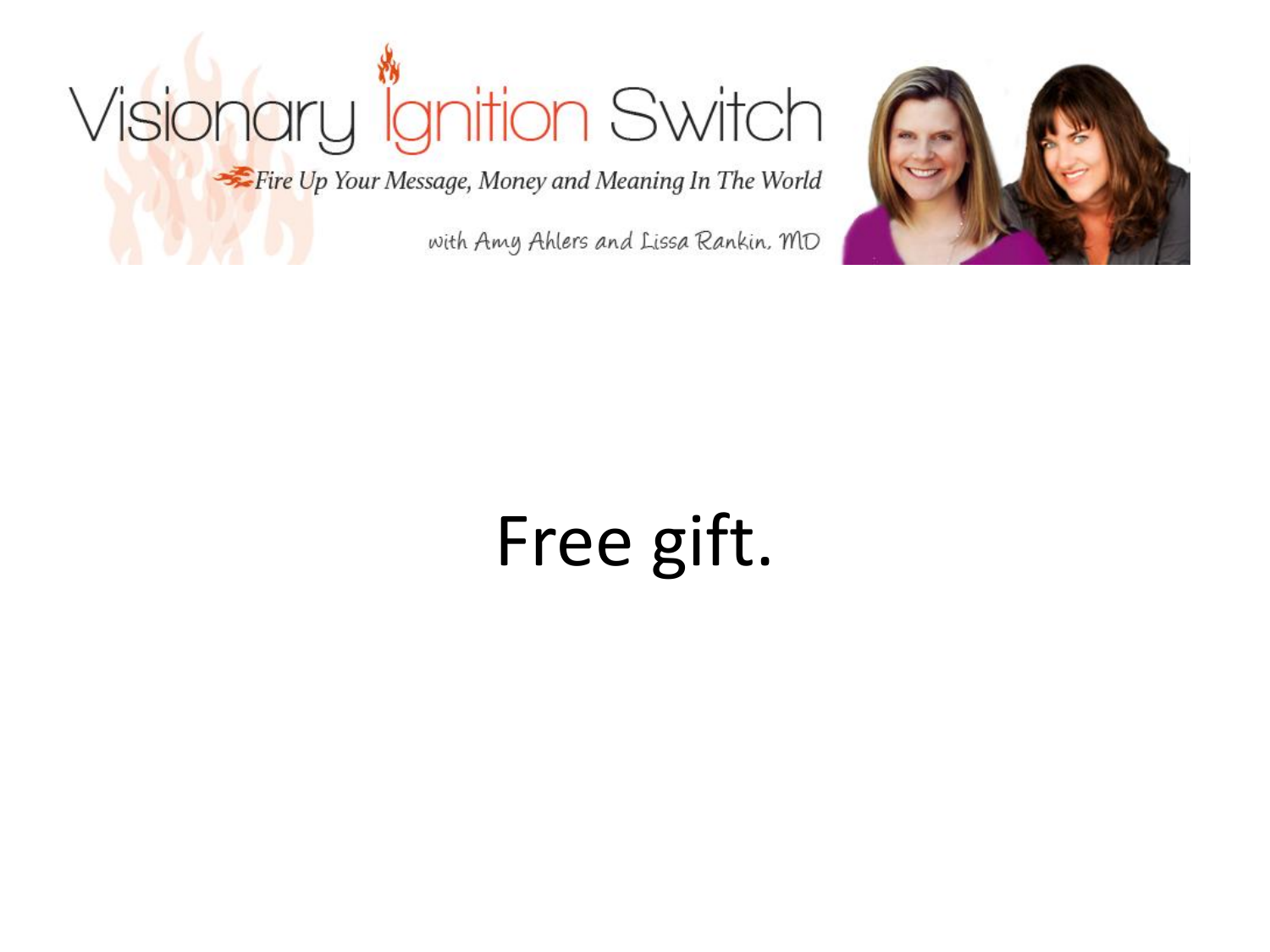Visionary Ignition Switch

*Fire Up Your Message, Money and Meaning In The World*

with Amy Ahlers and Lissa Rankin, MD

# Free gift.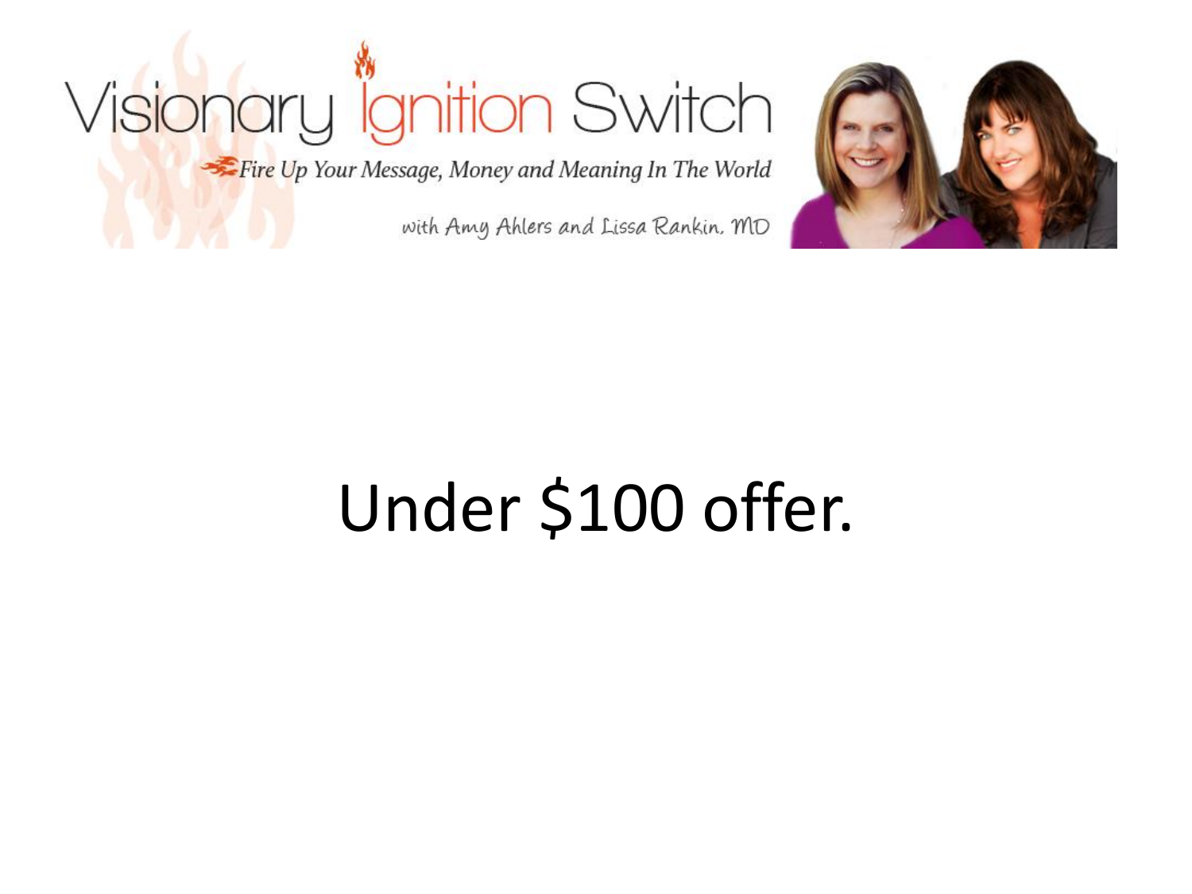Visionary Ignition Switch

*Fire Up Your Message, Money and Meaning In The World*

with Amy Ahlers and Lissa Rankin, MD

# Under $100 offer.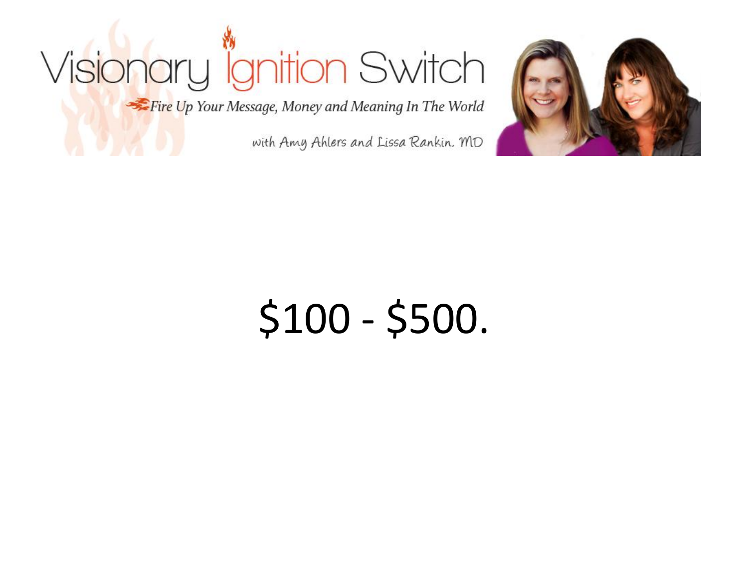$100 - $500.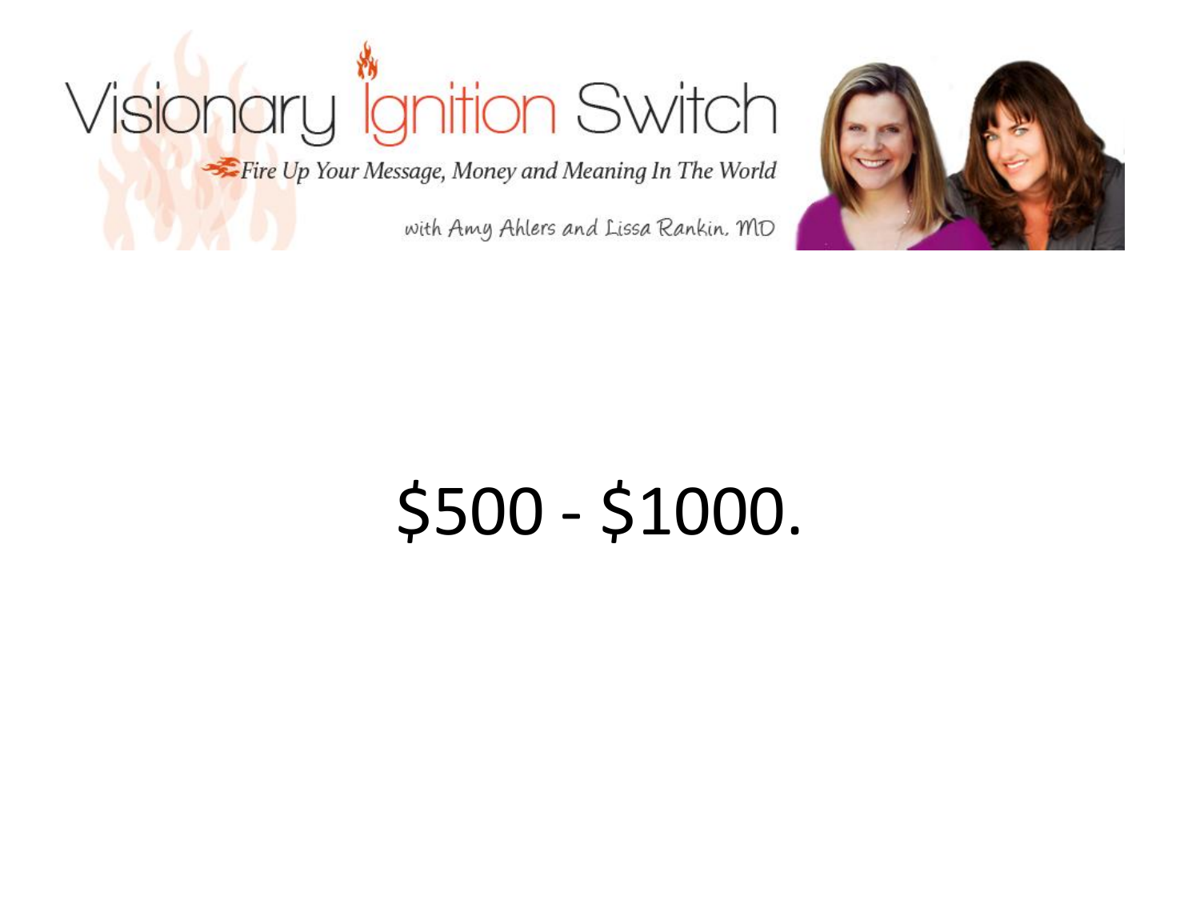$500 - $1000.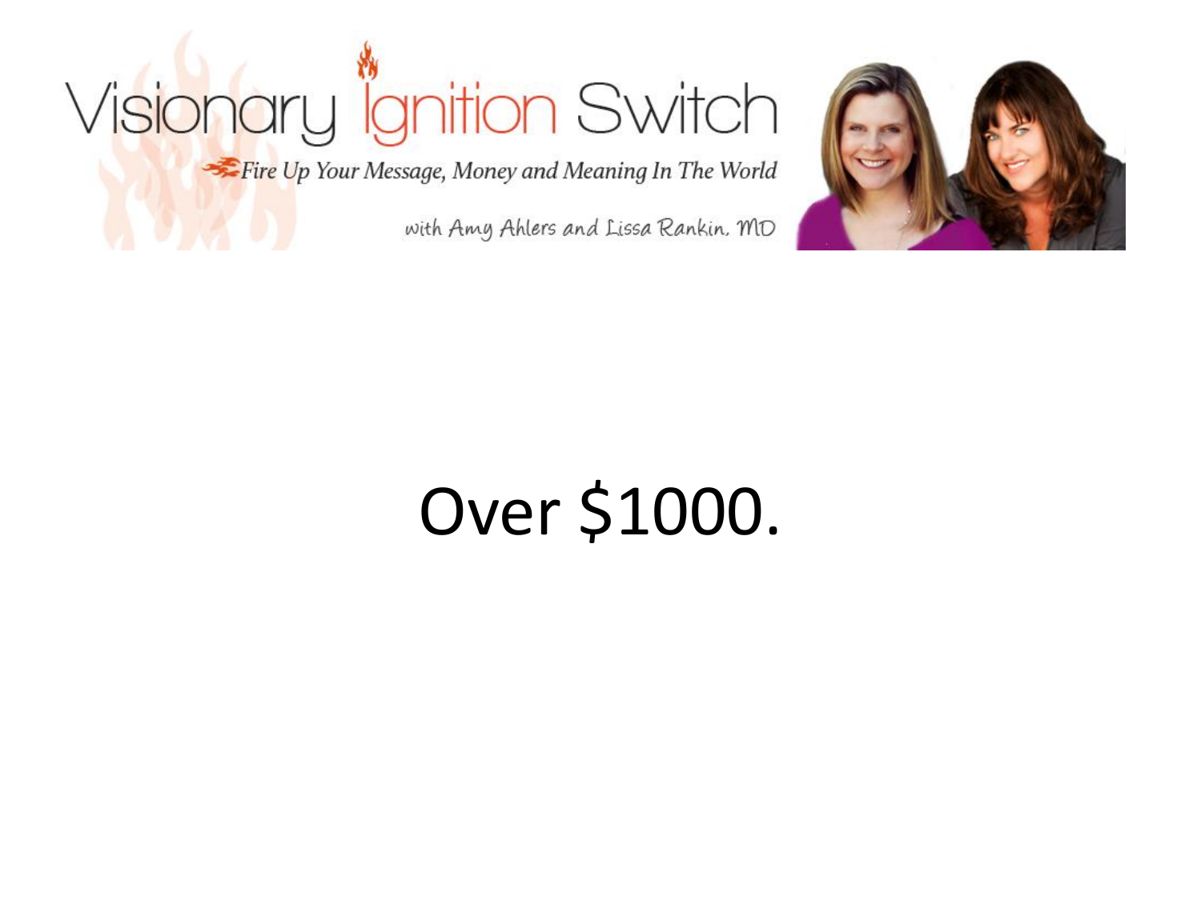Visionary Ignition Switch

*Fire Up Your Message, Money and Meaning In The World*

with Amy Ahlers and Lissa Rankin, MD

# Over $1000.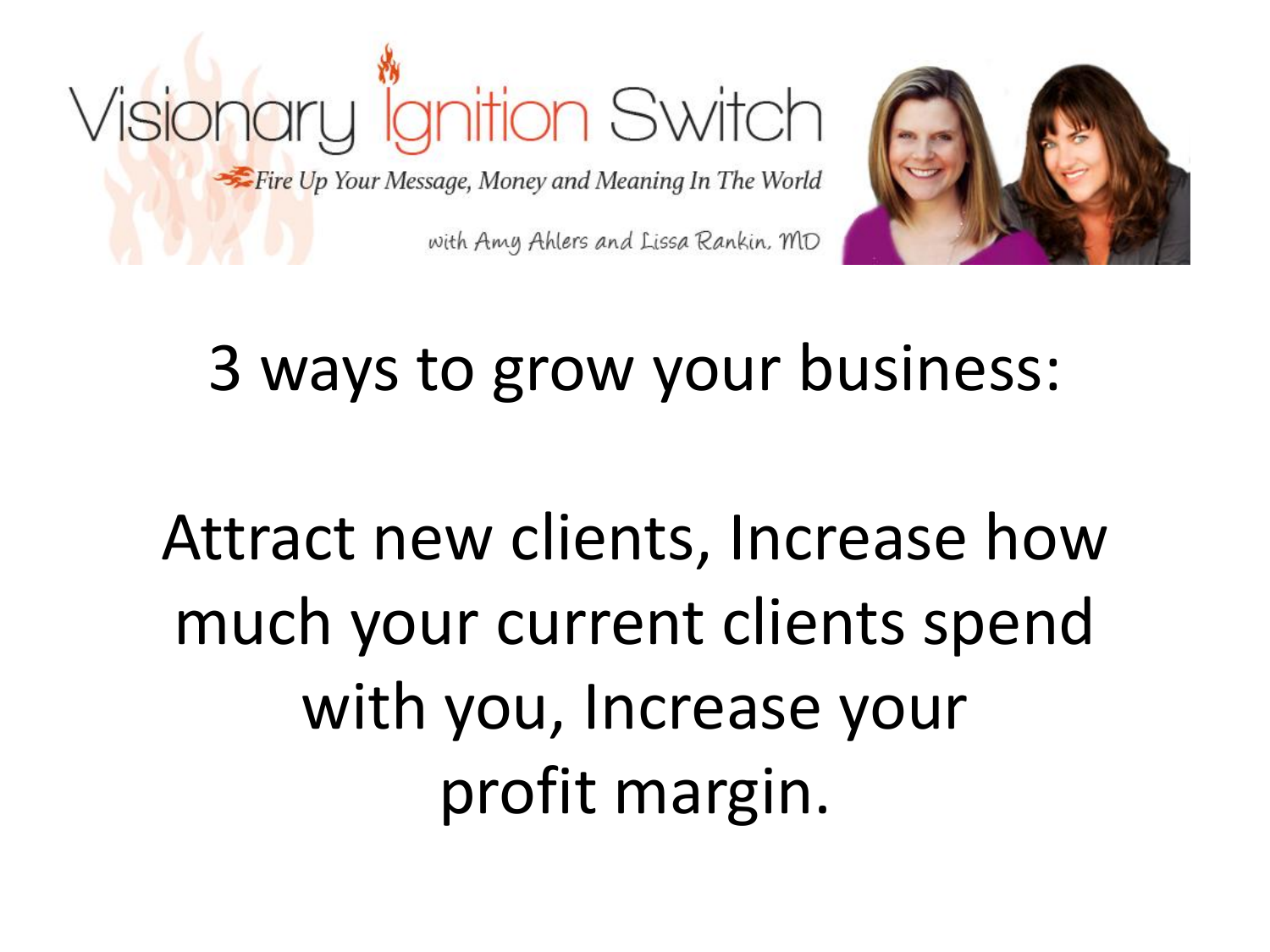Visionary Ignition Switch

Fire Up Your Message, Money and Meaning In The World

with Amy Ahlers and Lissa Rankin, MD

# 3 ways to grow your business:

Attract new clients, Increase how much your current clients spend with you, Increase your profit margin.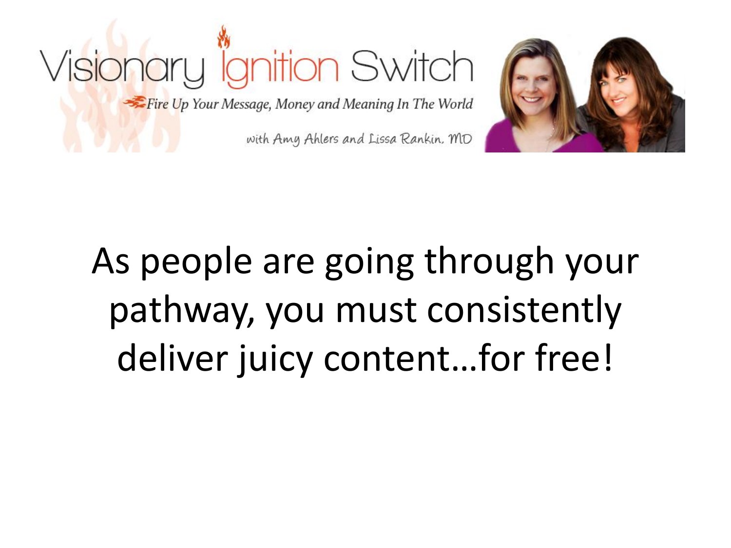Visionary Ignition Switch

*Fire Up Your Message, Money and Meaning In The World*

with Amy Ahlers and Lissa Rankin, MD

As people are going through your pathway, you must consistently deliver juicy content…for free!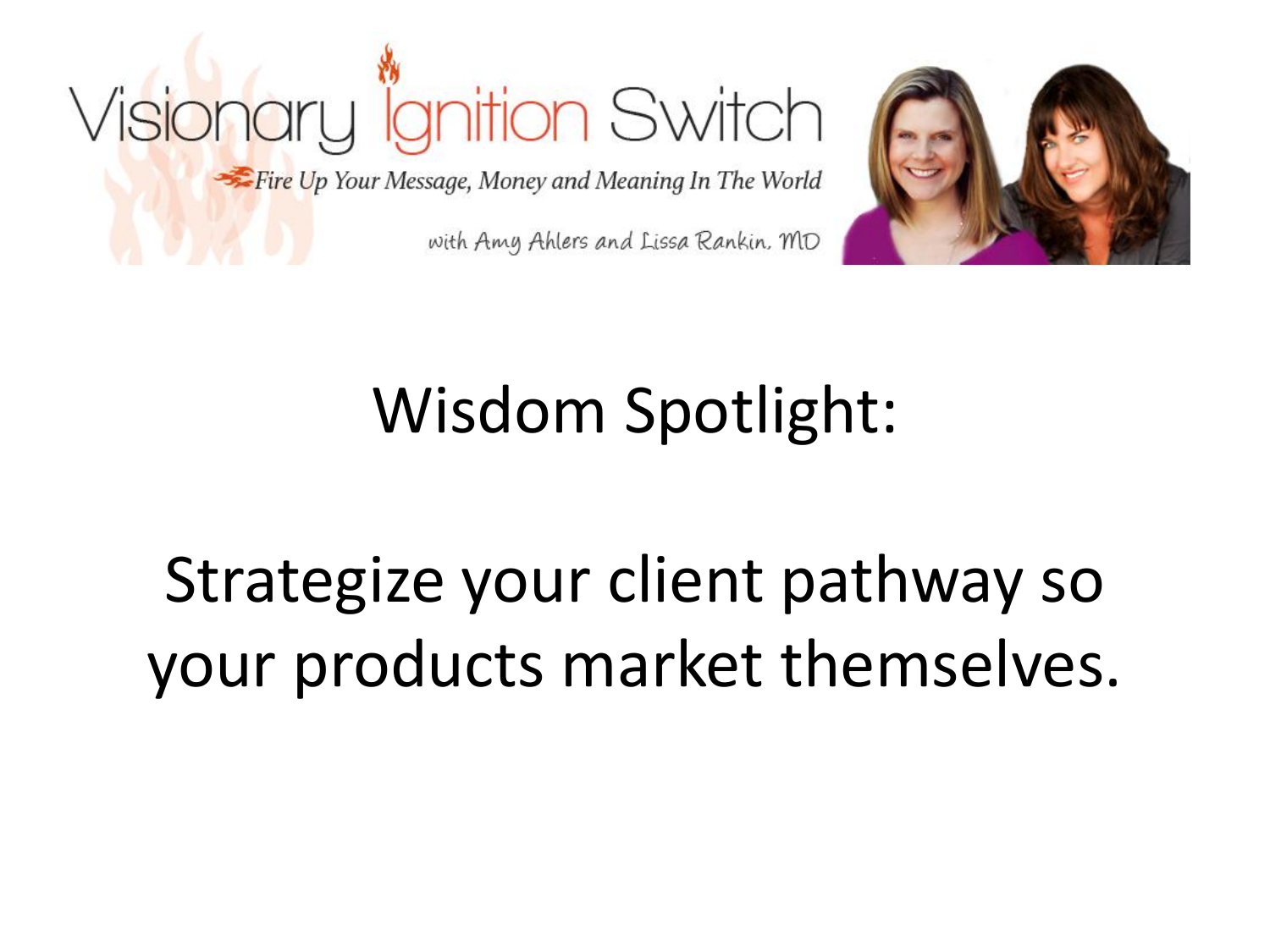Visionary Ignition Switch

*Fire Up Your Message, Money and Meaning In The World*

with Amy Ahlers and Lissa Rankin, MD

# Wisdom Spotlight:

## Strategize your client pathway so your products market themselves.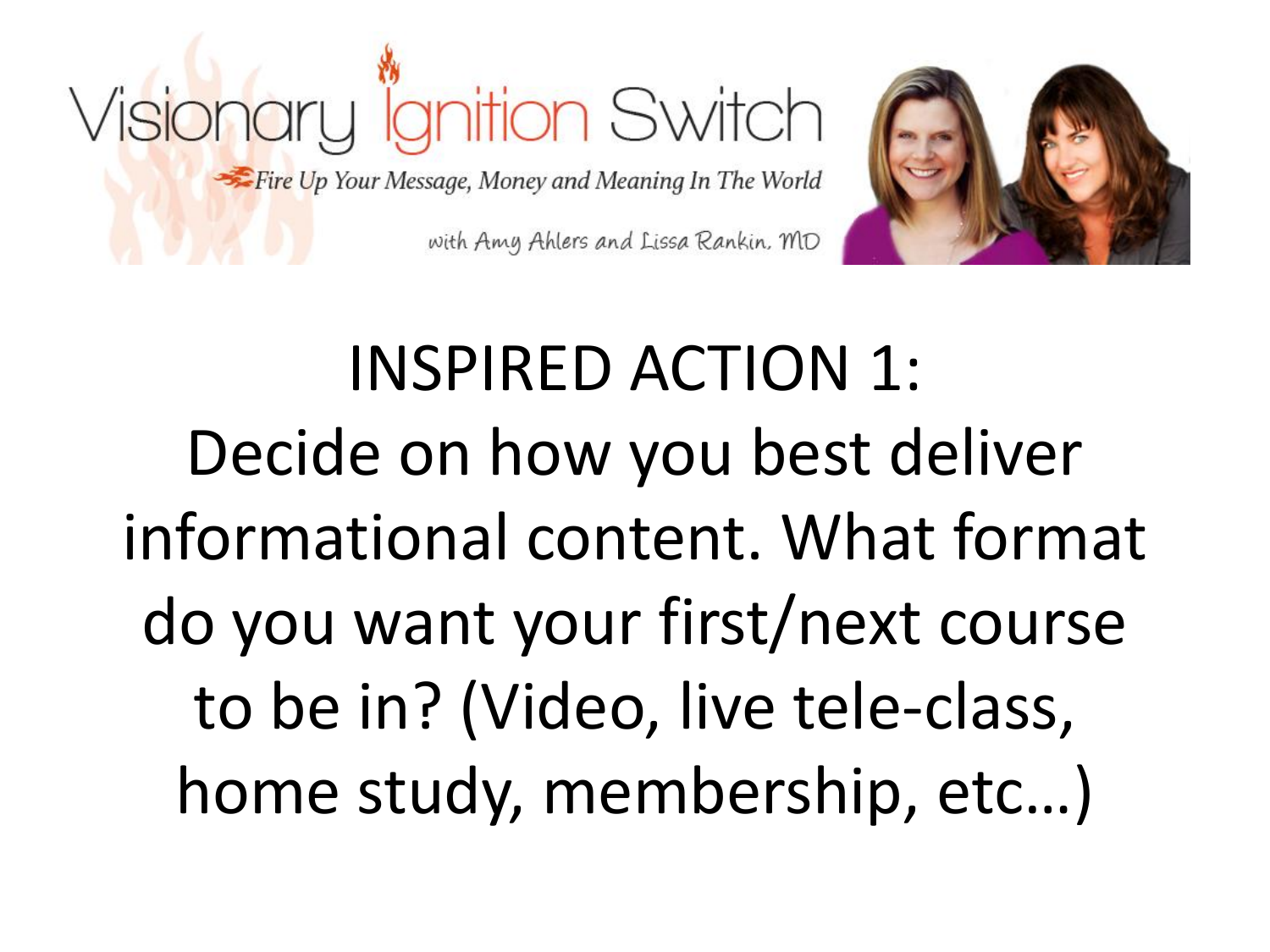Visionary Ignition Switch

*Fire Up Your Message, Money and Meaning In The World*

with Amy Ahlers and Lissa Rankin, MD

# INSPIRED ACTION 1:

Decide on how you best deliver informational content. What format do you want your first/next course to be in? (Video, live tele-class, home study, membership, etc…)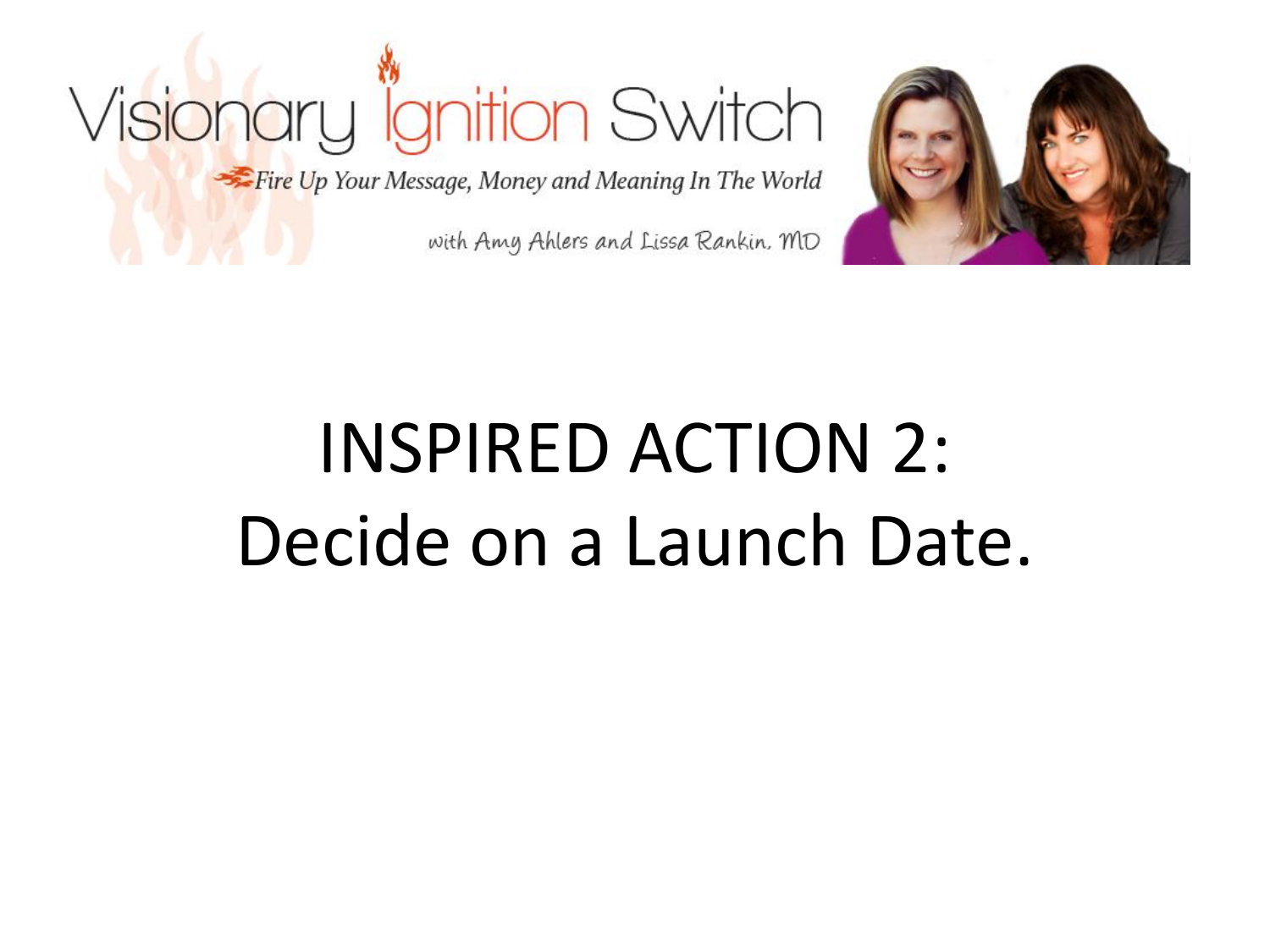# INSPIRED ACTION 2:
# Decide on a Launch Date.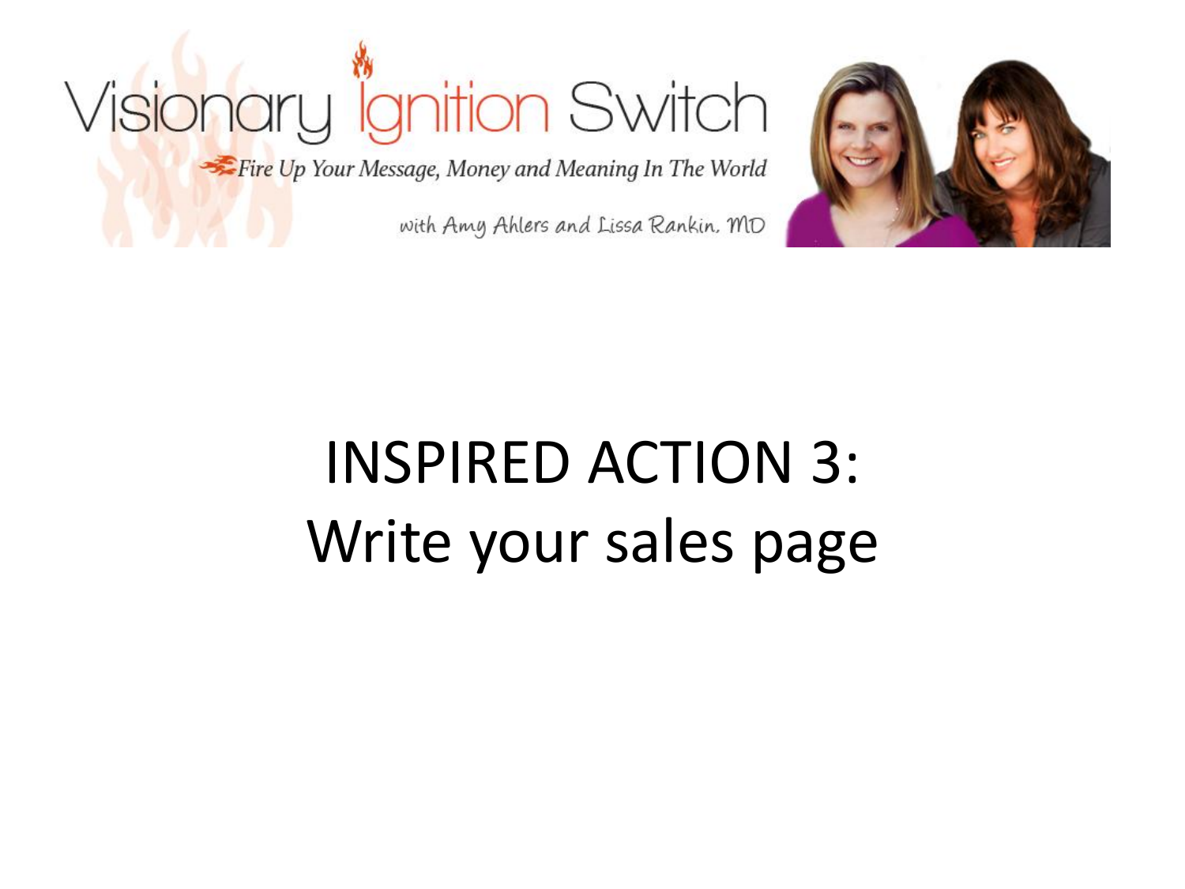Visionary Ignition Switch

*Fire Up Your Message, Money and Meaning In The World*

with Amy Ahlers and Lissa Rankin, MD

# INSPIRED ACTION 3: Write your sales page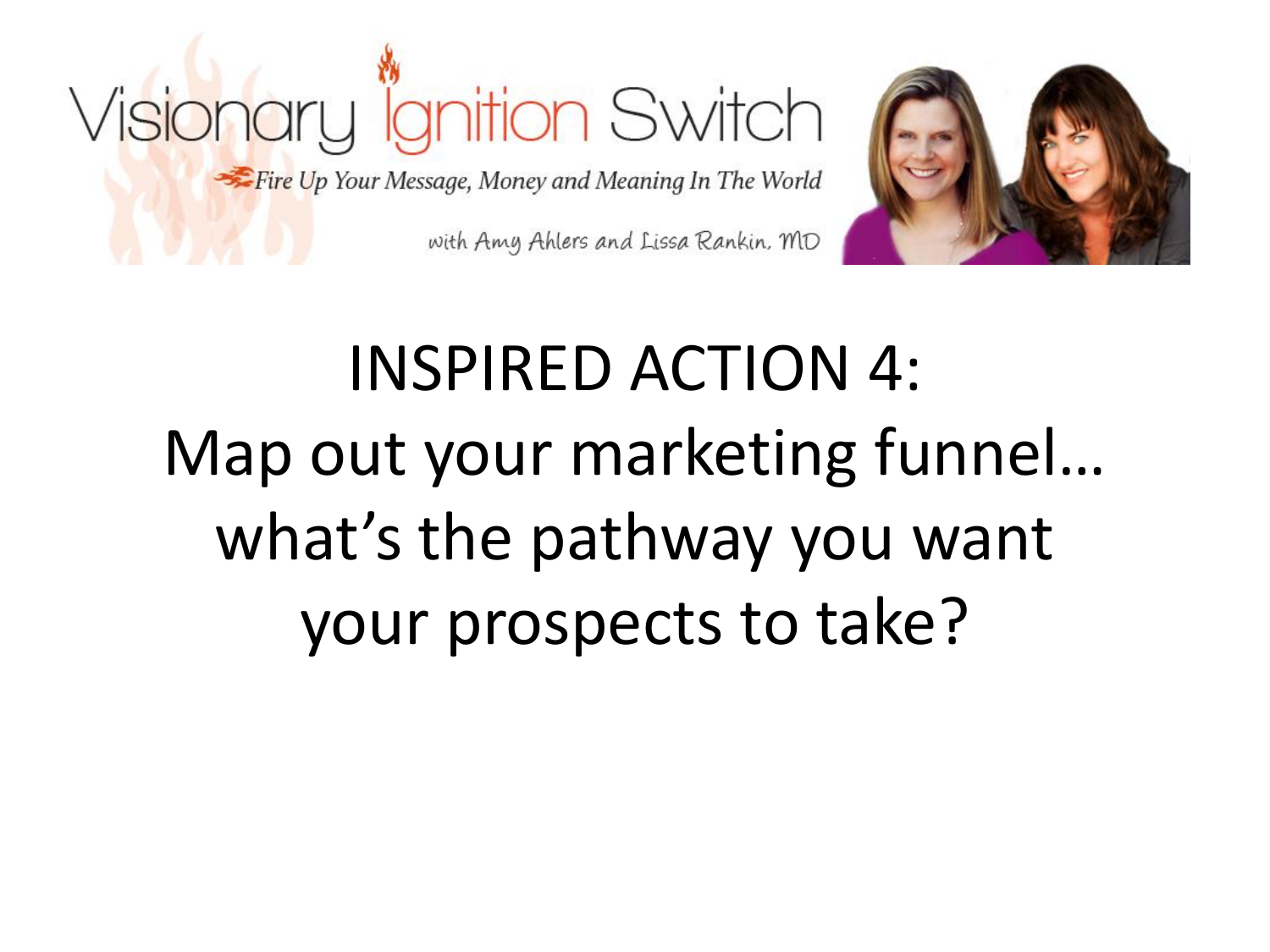Visionary Ignition Switch

*Fire Up Your Message, Money and Meaning In The World*

with Amy Ahlers and Lissa Rankin, MD

# INSPIRED ACTION 4: Map out your marketing funnel… what's the pathway you want your prospects to take?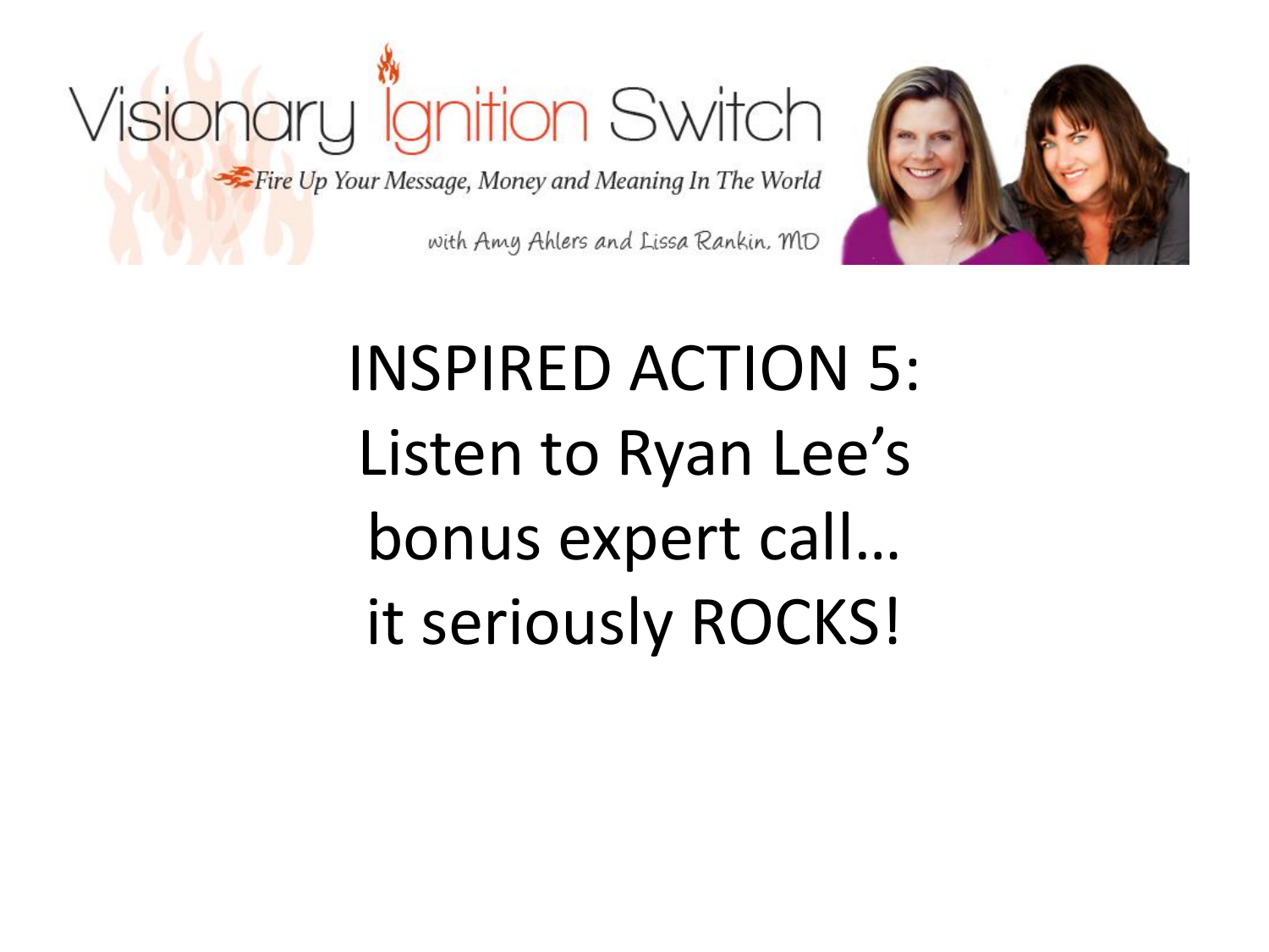Visionary Ignition Switch

*Fire Up Your Message, Money and Meaning In The World*

with Amy Ahlers and Lissa Rankin, MD

# INSPIRED ACTION 5: Listen to Ryan Lee's bonus expert call… it seriously ROCKS!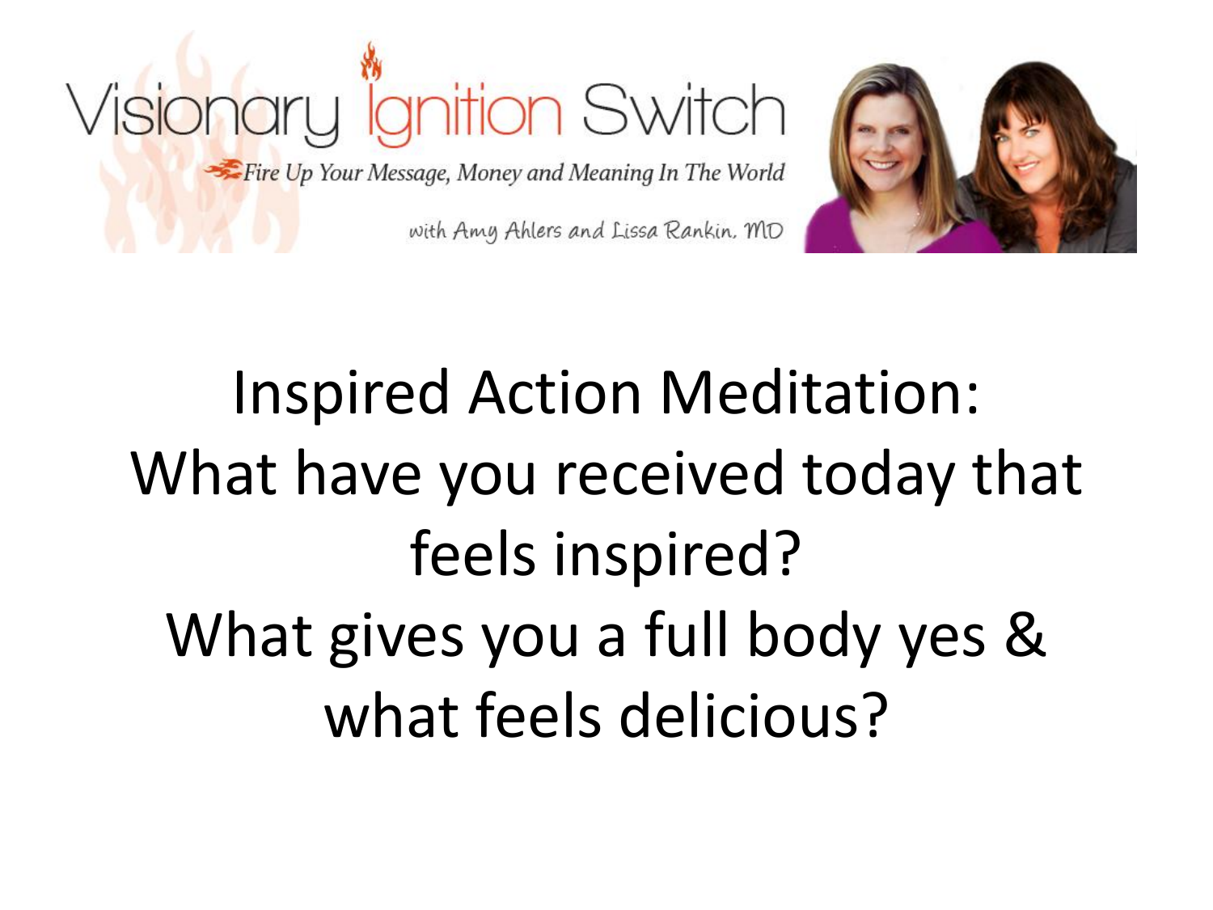Visionary Ignition Switch

Fire Up Your Message, Money and Meaning In The World

with Amy Ahlers and Lissa Rankin, MD

# Inspired Action Meditation:

What have you received today that feels inspired?

What gives you a full body yes & what feels delicious?